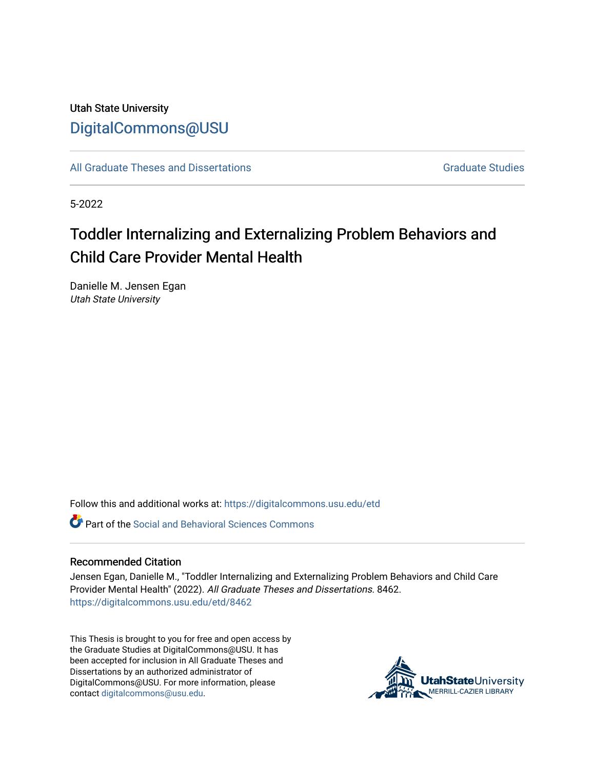Utah State University

DigitalCommons@USU

All Graduate Theses and Dissertations

Graduate Studies

5-2022

# Toddler Internalizing and Externalizing Problem Behaviors and Child Care Provider Mental Health

Danielle M. Jensen Egan
*Utah State University*

Follow this and additional works at: https://digitalcommons.usu.edu/etd

Part of the Social and Behavioral Sciences Commons

## Recommended Citation

Jensen Egan, Danielle M., "Toddler Internalizing and Externalizing Problem Behaviors and Child Care Provider Mental Health" (2022). *All Graduate Theses and Dissertations.* 8462.
https://digitalcommons.usu.edu/etd/8462

This Thesis is brought to you for free and open access by the Graduate Studies at DigitalCommons@USU. It has been accepted for inclusion in All Graduate Theses and Dissertations by an authorized administrator of DigitalCommons@USU. For more information, please contact digitalcommons@usu.edu.

UtahStateUniversity
MERRILL-CAZIER LIBRARY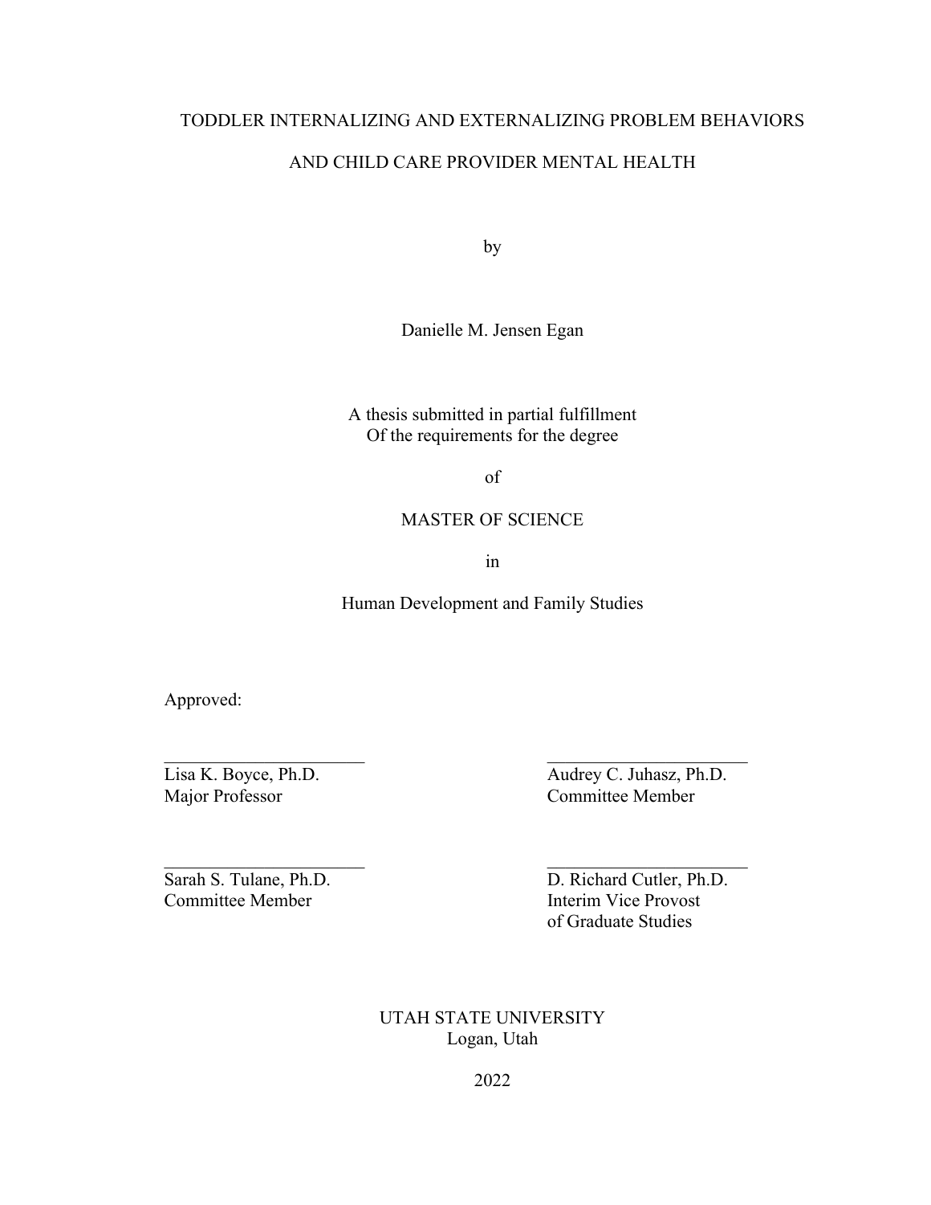# TODDLER INTERNALIZING AND EXTERNALIZING PROBLEM BEHAVIORS AND CHILD CARE PROVIDER MENTAL HEALTH

by

Danielle M. Jensen Egan

A thesis submitted in partial fulfillment
Of the requirements for the degree

of

MASTER OF SCIENCE

in

Human Development and Family Studies

Approved:

| | |
|---|---|
| Lisa K. Boyce, Ph.D.<br>Major Professor | Audrey C. Juhasz, Ph.D.<br>Committee Member |
| Sarah S. Tulane, Ph.D.<br>Committee Member | D. Richard Cutler, Ph.D.<br>Interim Vice Provost<br>of Graduate Studies |

UTAH STATE UNIVERSITY
Logan, Utah

2022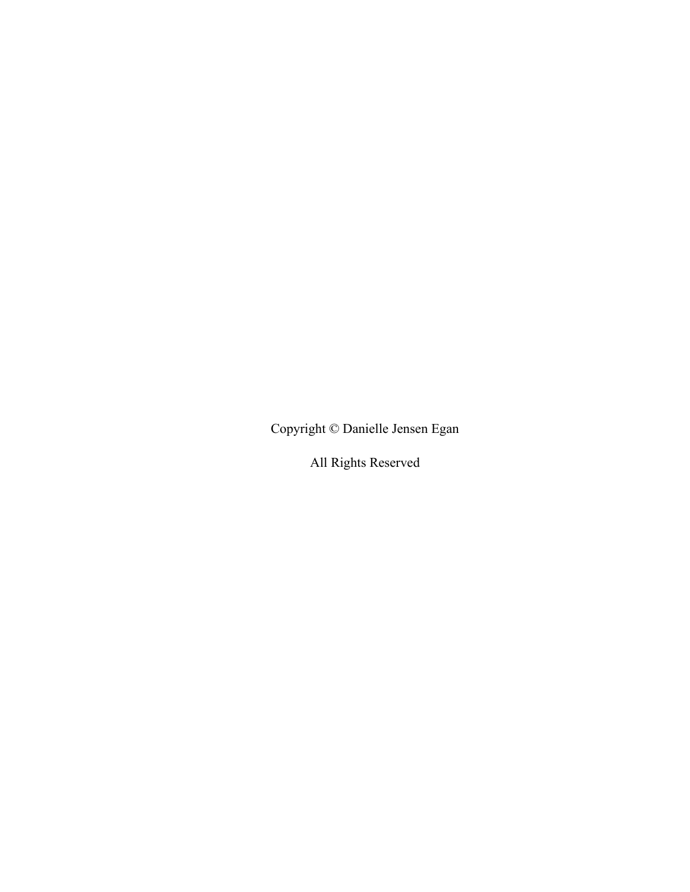Copyright © Danielle Jensen Egan

All Rights Reserved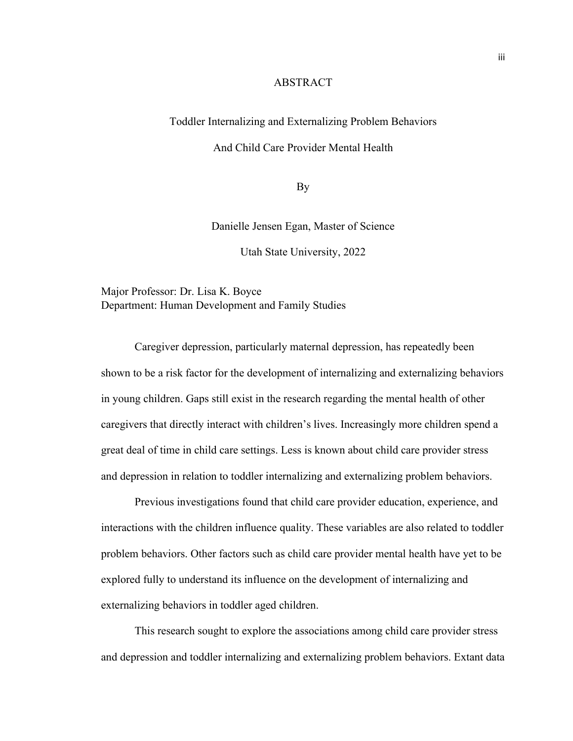# ABSTRACT

Toddler Internalizing and Externalizing Problem Behaviors

And Child Care Provider Mental Health

By

Danielle Jensen Egan, Master of Science

Utah State University, 2022

Major Professor: Dr. Lisa K. Boyce
Department: Human Development and Family Studies

Caregiver depression, particularly maternal depression, has repeatedly been shown to be a risk factor for the development of internalizing and externalizing behaviors in young children. Gaps still exist in the research regarding the mental health of other caregivers that directly interact with children's lives. Increasingly more children spend a great deal of time in child care settings. Less is known about child care provider stress and depression in relation to toddler internalizing and externalizing problem behaviors.

Previous investigations found that child care provider education, experience, and interactions with the children influence quality. These variables are also related to toddler problem behaviors. Other factors such as child care provider mental health have yet to be explored fully to understand its influence on the development of internalizing and externalizing behaviors in toddler aged children.

This research sought to explore the associations among child care provider stress and depression and toddler internalizing and externalizing problem behaviors. Extant data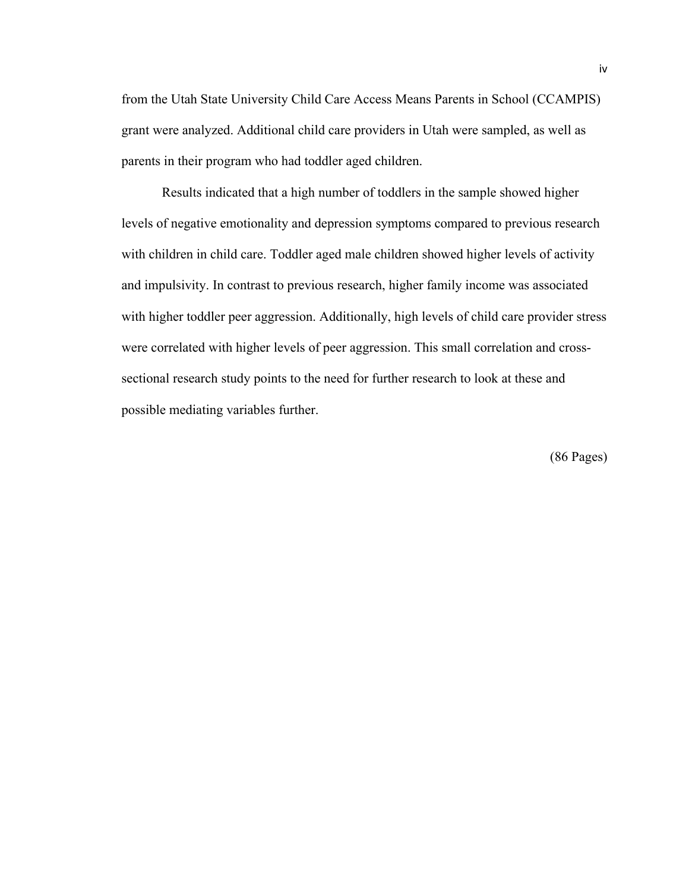from the Utah State University Child Care Access Means Parents in School (CCAMPIS) grant were analyzed. Additional child care providers in Utah were sampled, as well as parents in their program who had toddler aged children.

Results indicated that a high number of toddlers in the sample showed higher levels of negative emotionality and depression symptoms compared to previous research with children in child care. Toddler aged male children showed higher levels of activity and impulsivity. In contrast to previous research, higher family income was associated with higher toddler peer aggression. Additionally, high levels of child care provider stress were correlated with higher levels of peer aggression. This small correlation and cross-sectional research study points to the need for further research to look at these and possible mediating variables further.

(86 Pages)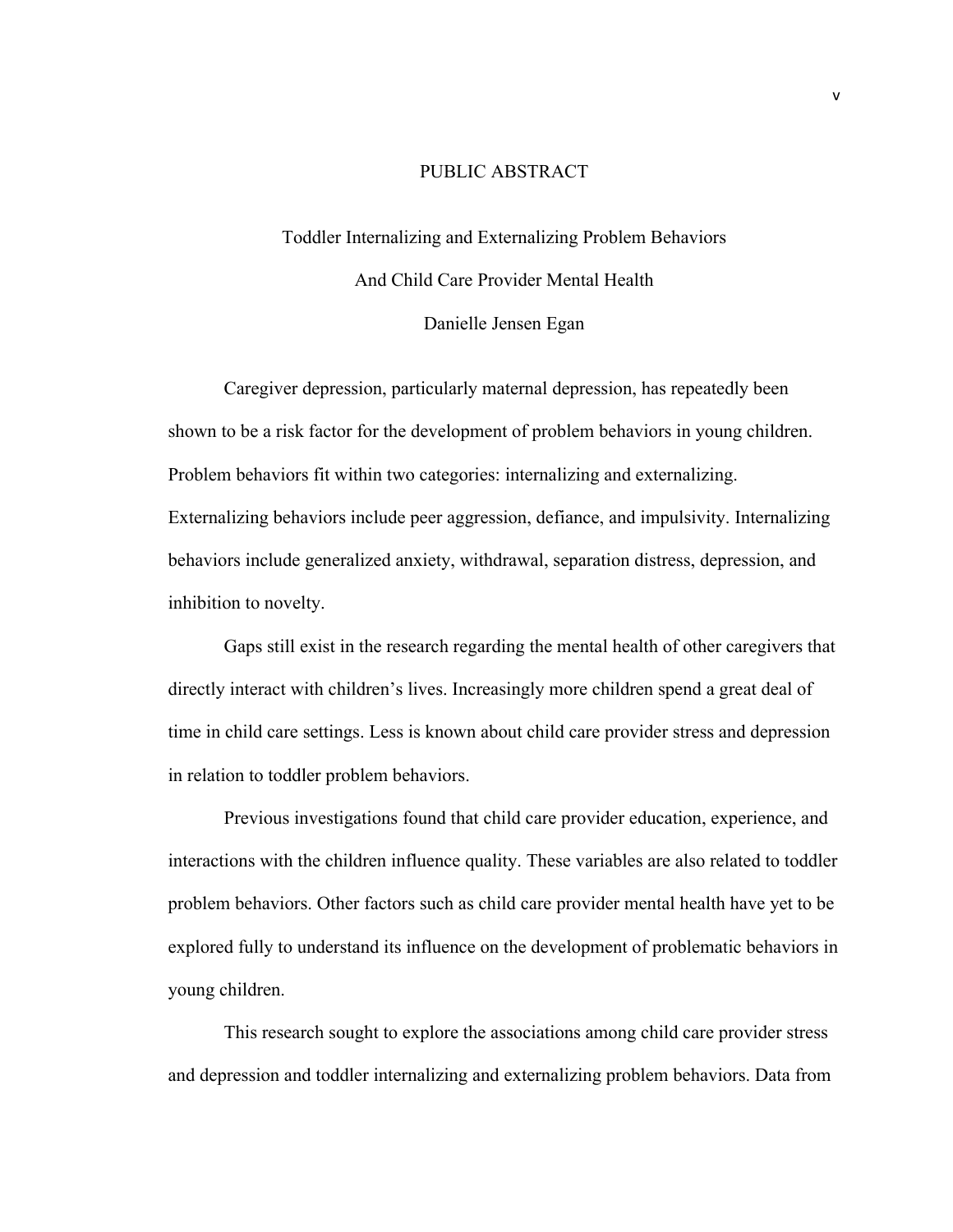# PUBLIC ABSTRACT

## Toddler Internalizing and Externalizing Problem Behaviors And Child Care Provider Mental Health

Danielle Jensen Egan

Caregiver depression, particularly maternal depression, has repeatedly been shown to be a risk factor for the development of problem behaviors in young children. Problem behaviors fit within two categories: internalizing and externalizing. Externalizing behaviors include peer aggression, defiance, and impulsivity. Internalizing behaviors include generalized anxiety, withdrawal, separation distress, depression, and inhibition to novelty.

Gaps still exist in the research regarding the mental health of other caregivers that directly interact with children's lives. Increasingly more children spend a great deal of time in child care settings. Less is known about child care provider stress and depression in relation to toddler problem behaviors.

Previous investigations found that child care provider education, experience, and interactions with the children influence quality. These variables are also related to toddler problem behaviors. Other factors such as child care provider mental health have yet to be explored fully to understand its influence on the development of problematic behaviors in young children.

This research sought to explore the associations among child care provider stress and depression and toddler internalizing and externalizing problem behaviors. Data from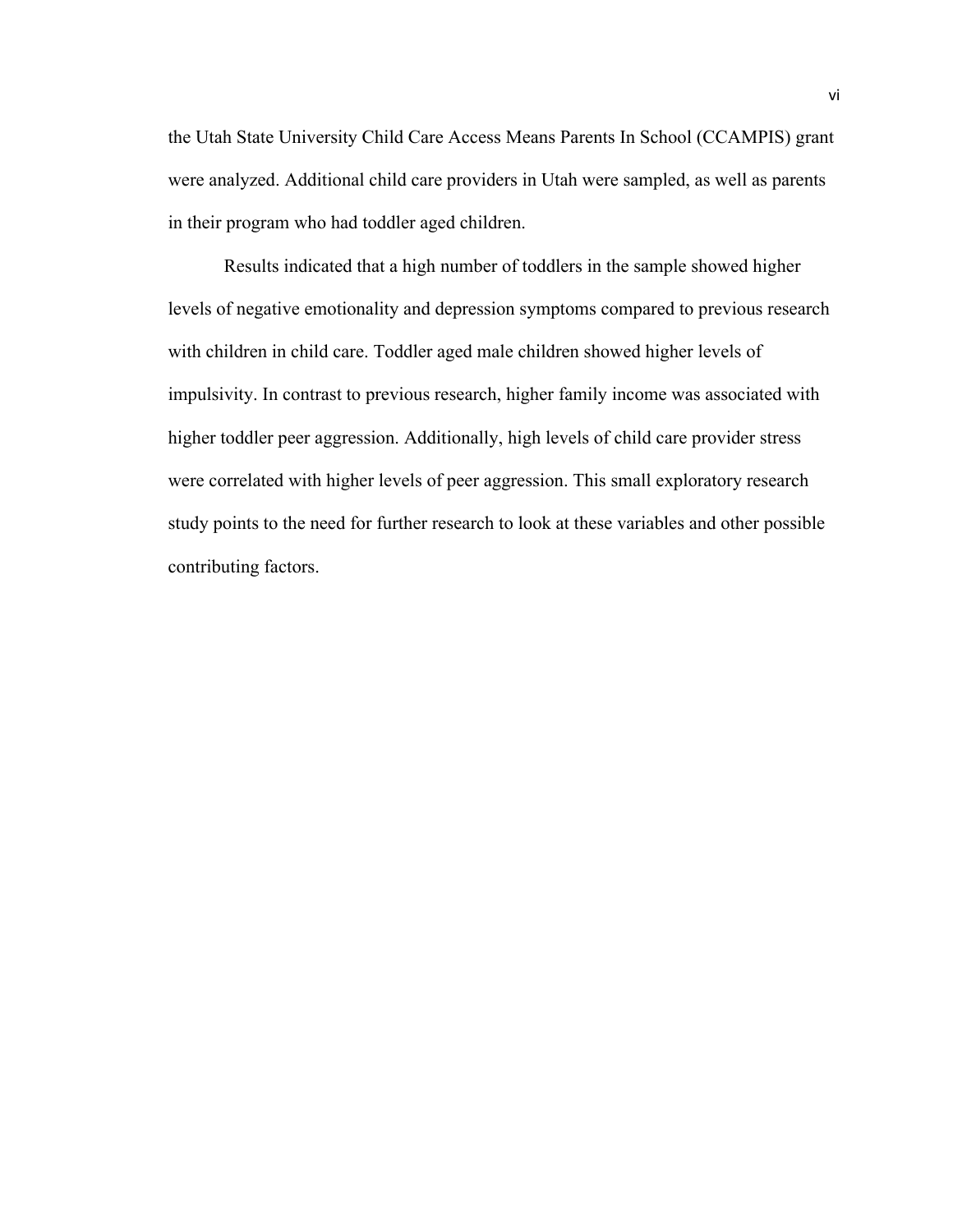the Utah State University Child Care Access Means Parents In School (CCAMPIS) grant were analyzed. Additional child care providers in Utah were sampled, as well as parents in their program who had toddler aged children.

Results indicated that a high number of toddlers in the sample showed higher levels of negative emotionality and depression symptoms compared to previous research with children in child care. Toddler aged male children showed higher levels of impulsivity. In contrast to previous research, higher family income was associated with higher toddler peer aggression. Additionally, high levels of child care provider stress were correlated with higher levels of peer aggression. This small exploratory research study points to the need for further research to look at these variables and other possible contributing factors.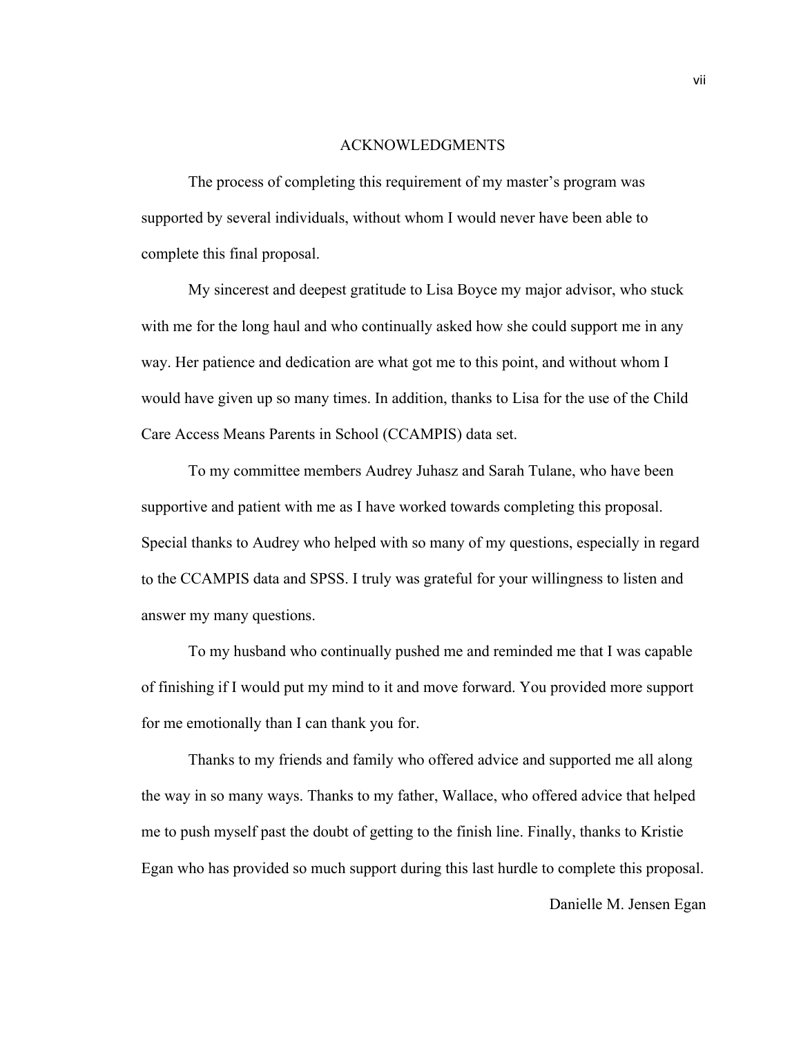# ACKNOWLEDGMENTS

The process of completing this requirement of my master's program was supported by several individuals, without whom I would never have been able to complete this final proposal.

My sincerest and deepest gratitude to Lisa Boyce my major advisor, who stuck with me for the long haul and who continually asked how she could support me in any way. Her patience and dedication are what got me to this point, and without whom I would have given up so many times. In addition, thanks to Lisa for the use of the Child Care Access Means Parents in School (CCAMPIS) data set.

To my committee members Audrey Juhasz and Sarah Tulane, who have been supportive and patient with me as I have worked towards completing this proposal. Special thanks to Audrey who helped with so many of my questions, especially in regard to the CCAMPIS data and SPSS. I truly was grateful for your willingness to listen and answer my many questions.

To my husband who continually pushed me and reminded me that I was capable of finishing if I would put my mind to it and move forward. You provided more support for me emotionally than I can thank you for.

Thanks to my friends and family who offered advice and supported me all along the way in so many ways. Thanks to my father, Wallace, who offered advice that helped me to push myself past the doubt of getting to the finish line. Finally, thanks to Kristie Egan who has provided so much support during this last hurdle to complete this proposal.

Danielle M. Jensen Egan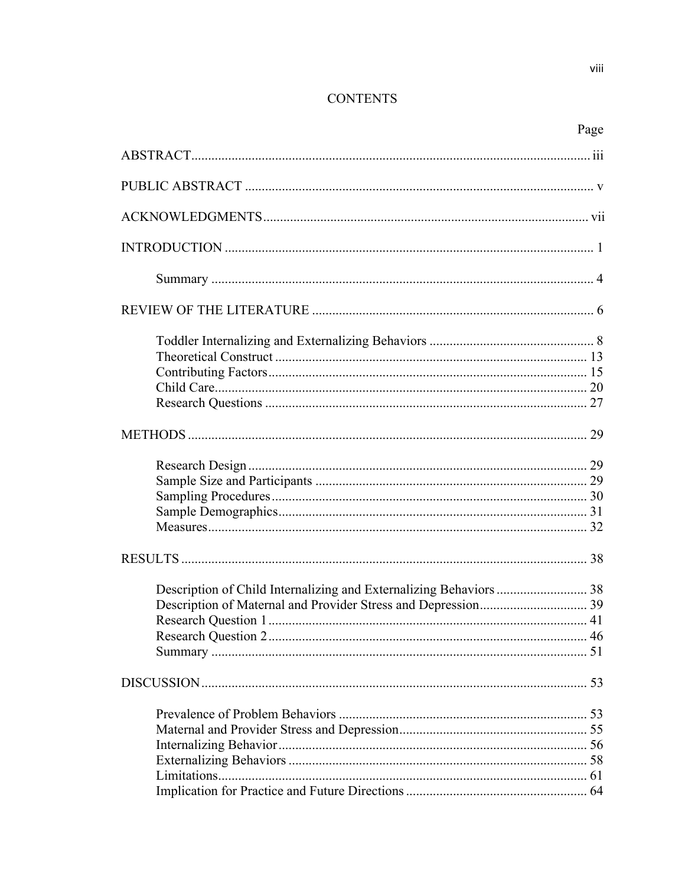# CONTENTS

| | Page |
|---|---|
| ABSTRACT | iii |
| PUBLIC ABSTRACT | v |
| ACKNOWLEDGMENTS | vii |
| INTRODUCTION | 1 |
| Summary | 4 |
| REVIEW OF THE LITERATURE | 6 |
| Toddler Internalizing and Externalizing Behaviors | 8 |
| Theoretical Construct | 13 |
| Contributing Factors | 15 |
| Child Care | 20 |
| Research Questions | 27 |
| METHODS | 29 |
| Research Design | 29 |
| Sample Size and Participants | 29 |
| Sampling Procedures | 30 |
| Sample Demographics | 31 |
| Measures | 32 |
| RESULTS | 38 |
| Description of Child Internalizing and Externalizing Behaviors | 38 |
| Description of Maternal and Provider Stress and Depression | 39 |
| Research Question 1 | 41 |
| Research Question 2 | 46 |
| Summary | 51 |
| DISCUSSION | 53 |
| Prevalence of Problem Behaviors | 53 |
| Maternal and Provider Stress and Depression | 55 |
| Internalizing Behavior | 56 |
| Externalizing Behaviors | 58 |
| Limitations | 61 |
| Implication for Practice and Future Directions | 64 |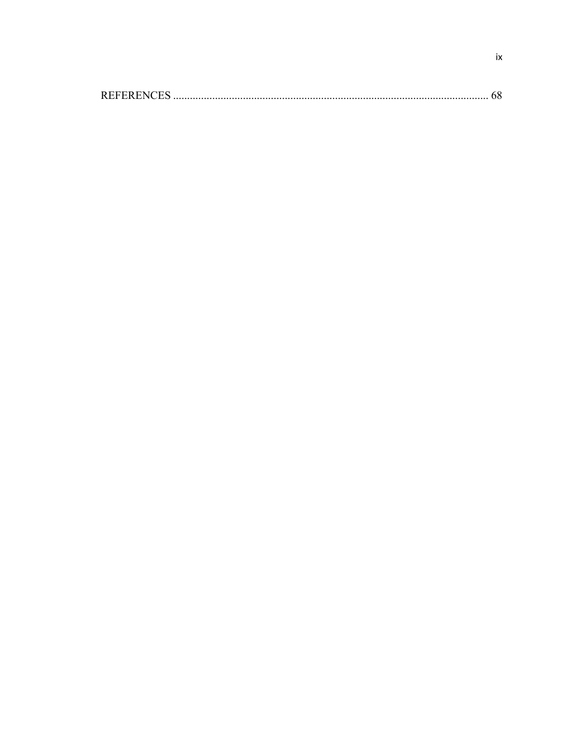REFERENCES .................................................................................................................. 68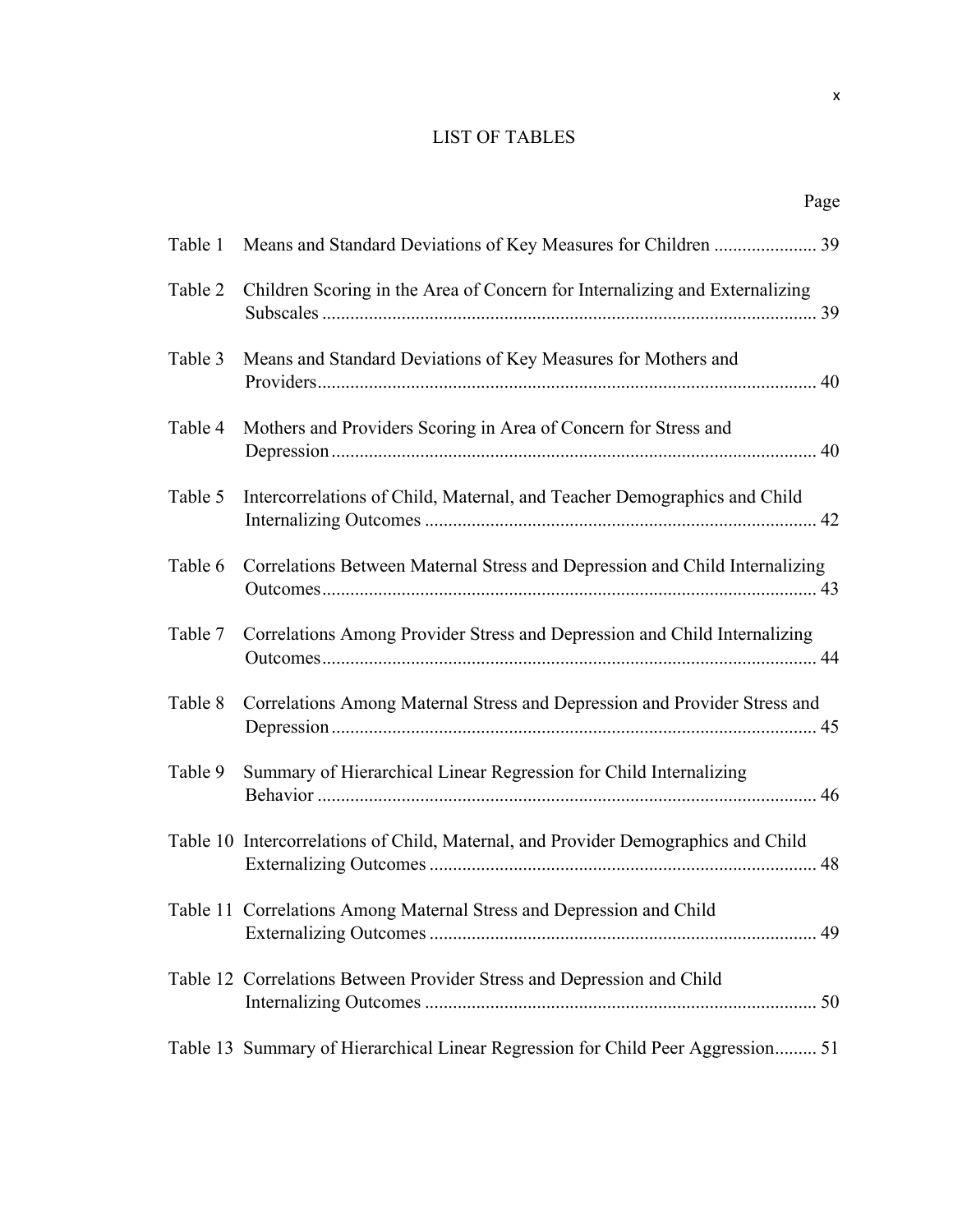# LIST OF TABLES

| | | Page |
|---|---|---|
| Table 1 | Means and Standard Deviations of Key Measures for Children | 39 |
| Table 2 | Children Scoring in the Area of Concern for Internalizing and Externalizing Subscales | 39 |
| Table 3 | Means and Standard Deviations of Key Measures for Mothers and Providers | 40 |
| Table 4 | Mothers and Providers Scoring in Area of Concern for Stress and Depression | 40 |
| Table 5 | Intercorrelations of Child, Maternal, and Teacher Demographics and Child Internalizing Outcomes | 42 |
| Table 6 | Correlations Between Maternal Stress and Depression and Child Internalizing Outcomes | 43 |
| Table 7 | Correlations Among Provider Stress and Depression and Child Internalizing Outcomes | 44 |
| Table 8 | Correlations Among Maternal Stress and Depression and Provider Stress and Depression | 45 |
| Table 9 | Summary of Hierarchical Linear Regression for Child Internalizing Behavior | 46 |
| Table 10 | Intercorrelations of Child, Maternal, and Provider Demographics and Child Externalizing Outcomes | 48 |
| Table 11 | Correlations Among Maternal Stress and Depression and Child Externalizing Outcomes | 49 |
| Table 12 | Correlations Between Provider Stress and Depression and Child Internalizing Outcomes | 50 |
| Table 13 | Summary of Hierarchical Linear Regression for Child Peer Aggression | 51 |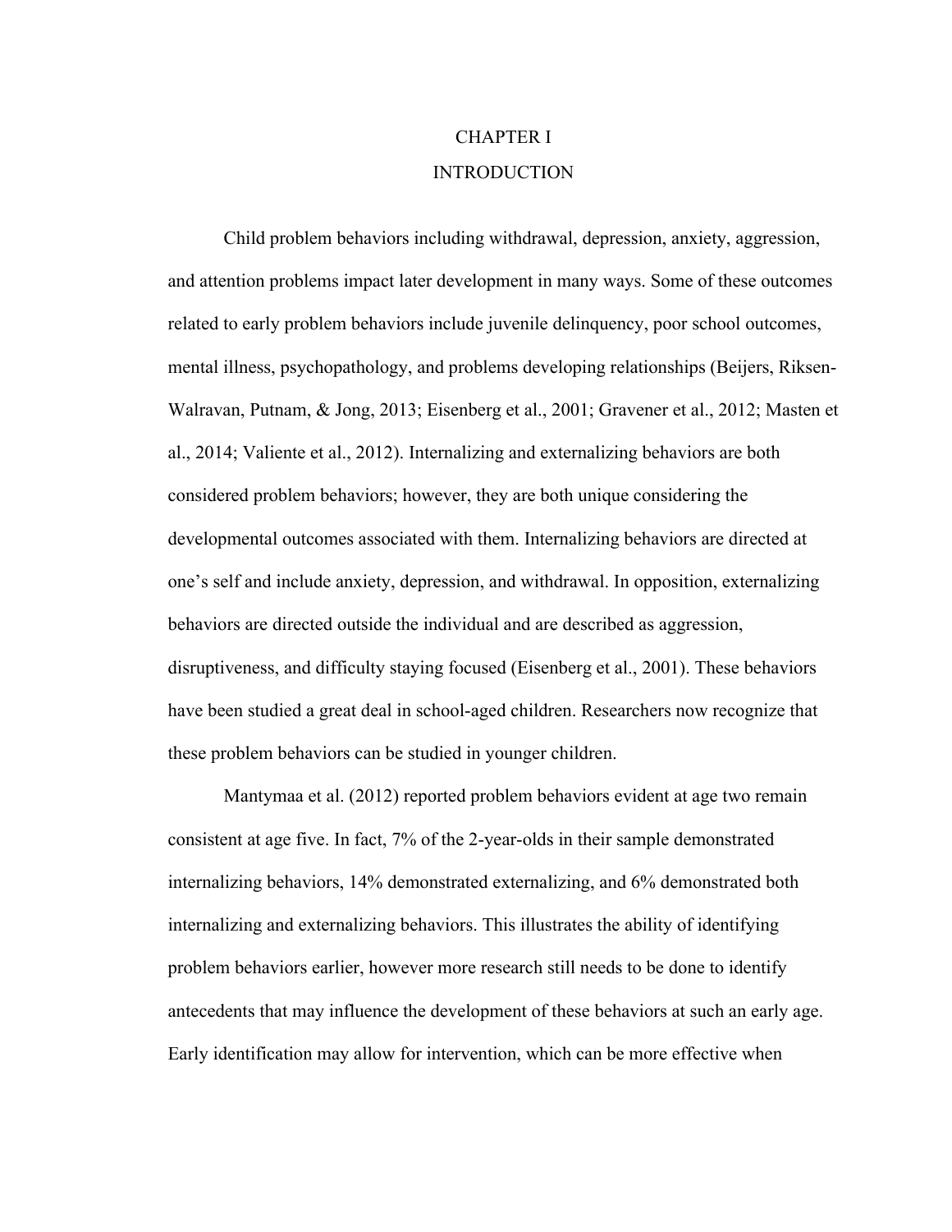# CHAPTER I

# INTRODUCTION

Child problem behaviors including withdrawal, depression, anxiety, aggression, and attention problems impact later development in many ways. Some of these outcomes related to early problem behaviors include juvenile delinquency, poor school outcomes, mental illness, psychopathology, and problems developing relationships (Beijers, Riksen-Walravan, Putnam, & Jong, 2013; Eisenberg et al., 2001; Gravener et al., 2012; Masten et al., 2014; Valiente et al., 2012). Internalizing and externalizing behaviors are both considered problem behaviors; however, they are both unique considering the developmental outcomes associated with them. Internalizing behaviors are directed at one's self and include anxiety, depression, and withdrawal. In opposition, externalizing behaviors are directed outside the individual and are described as aggression, disruptiveness, and difficulty staying focused (Eisenberg et al., 2001). These behaviors have been studied a great deal in school-aged children. Researchers now recognize that these problem behaviors can be studied in younger children.

Mantymaa et al. (2012) reported problem behaviors evident at age two remain consistent at age five. In fact, 7% of the 2-year-olds in their sample demonstrated internalizing behaviors, 14% demonstrated externalizing, and 6% demonstrated both internalizing and externalizing behaviors. This illustrates the ability of identifying problem behaviors earlier, however more research still needs to be done to identify antecedents that may influence the development of these behaviors at such an early age. Early identification may allow for intervention, which can be more effective when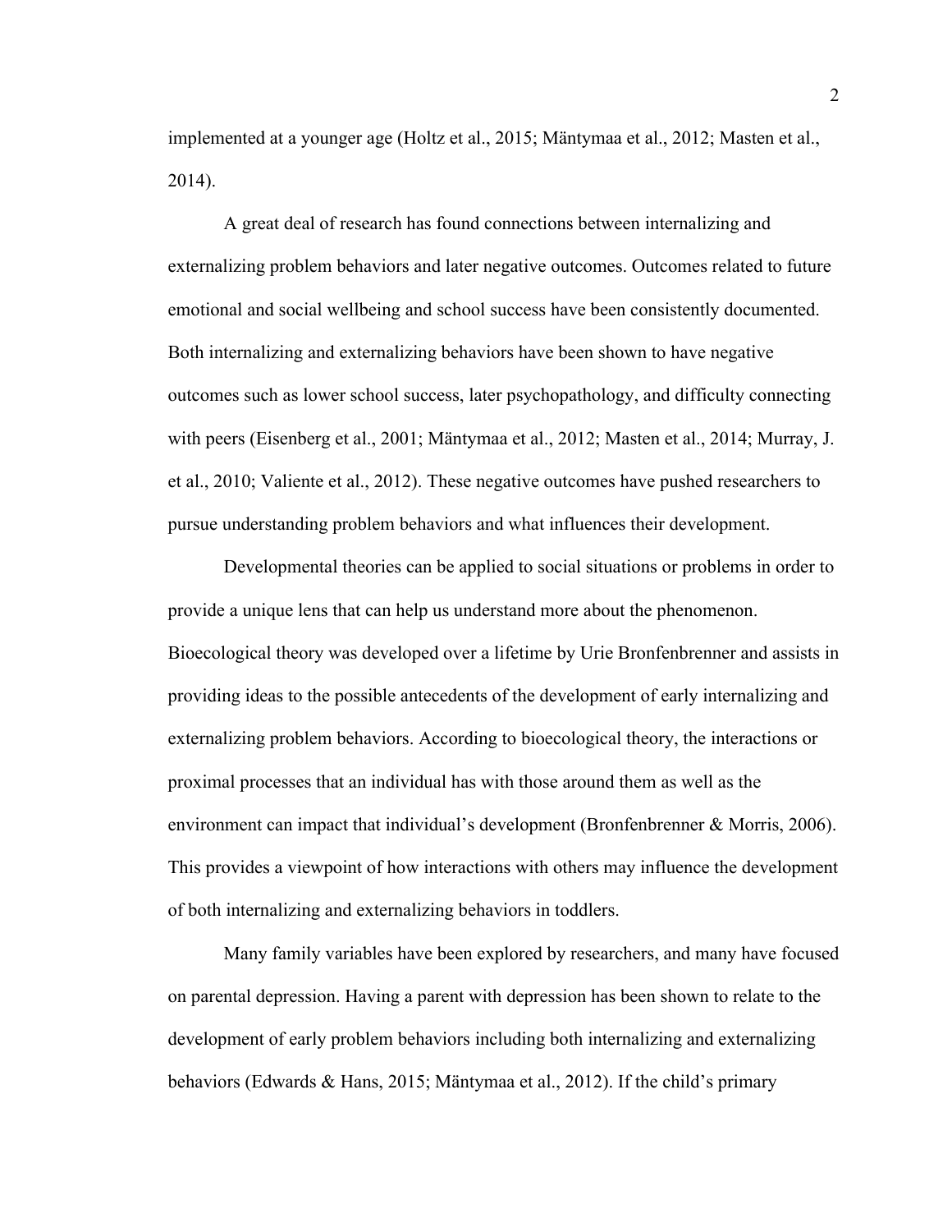implemented at a younger age (Holtz et al., 2015; Mäntymaa et al., 2012; Masten et al., 2014).

A great deal of research has found connections between internalizing and externalizing problem behaviors and later negative outcomes. Outcomes related to future emotional and social wellbeing and school success have been consistently documented. Both internalizing and externalizing behaviors have been shown to have negative outcomes such as lower school success, later psychopathology, and difficulty connecting with peers (Eisenberg et al., 2001; Mäntymaa et al., 2012; Masten et al., 2014; Murray, J. et al., 2010; Valiente et al., 2012). These negative outcomes have pushed researchers to pursue understanding problem behaviors and what influences their development.

Developmental theories can be applied to social situations or problems in order to provide a unique lens that can help us understand more about the phenomenon. Bioecological theory was developed over a lifetime by Urie Bronfenbrenner and assists in providing ideas to the possible antecedents of the development of early internalizing and externalizing problem behaviors. According to bioecological theory, the interactions or proximal processes that an individual has with those around them as well as the environment can impact that individual's development (Bronfenbrenner & Morris, 2006). This provides a viewpoint of how interactions with others may influence the development of both internalizing and externalizing behaviors in toddlers.

Many family variables have been explored by researchers, and many have focused on parental depression. Having a parent with depression has been shown to relate to the development of early problem behaviors including both internalizing and externalizing behaviors (Edwards & Hans, 2015; Mäntymaa et al., 2012). If the child's primary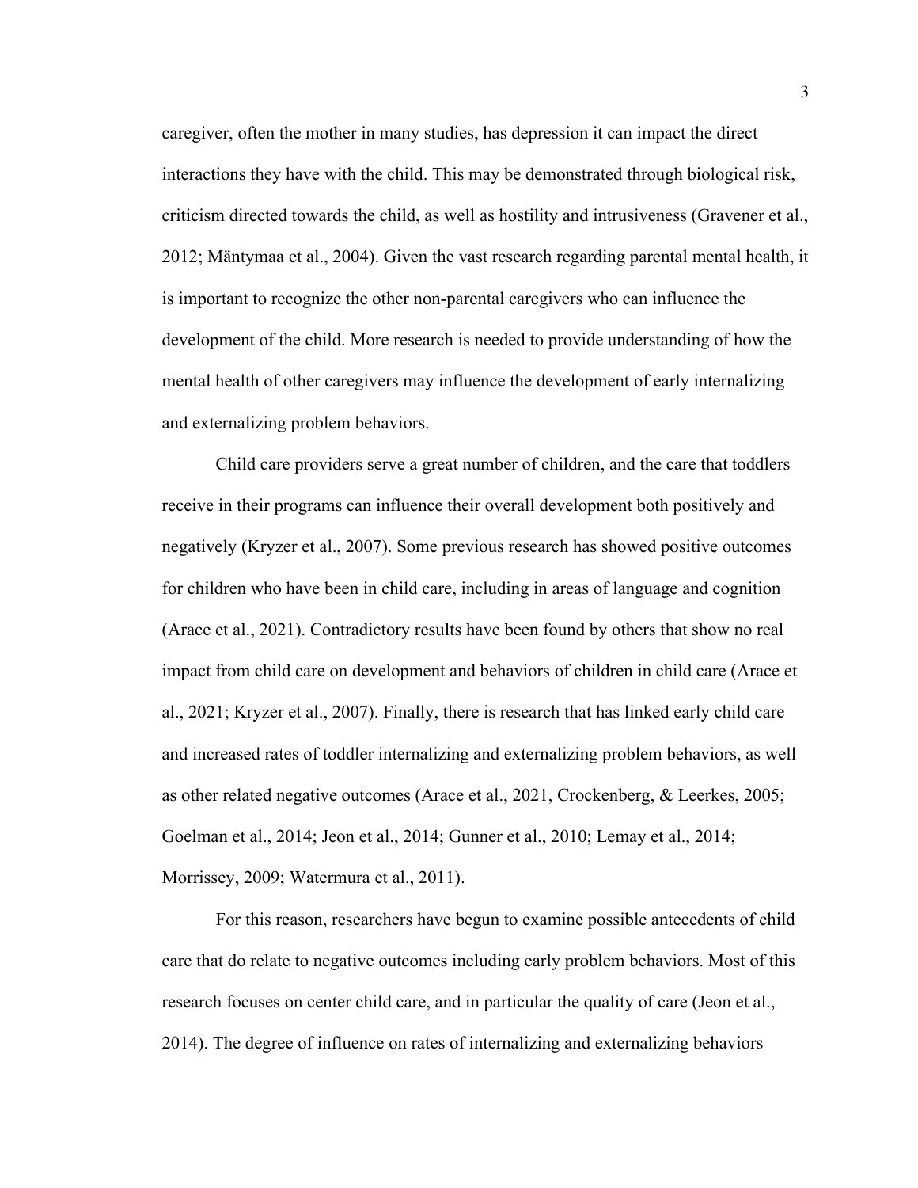caregiver, often the mother in many studies, has depression it can impact the direct interactions they have with the child. This may be demonstrated through biological risk, criticism directed towards the child, as well as hostility and intrusiveness (Gravener et al., 2012; Mäntymaa et al., 2004). Given the vast research regarding parental mental health, it is important to recognize the other non-parental caregivers who can influence the development of the child. More research is needed to provide understanding of how the mental health of other caregivers may influence the development of early internalizing and externalizing problem behaviors.

Child care providers serve a great number of children, and the care that toddlers receive in their programs can influence their overall development both positively and negatively (Kryzer et al., 2007). Some previous research has showed positive outcomes for children who have been in child care, including in areas of language and cognition (Arace et al., 2021). Contradictory results have been found by others that show no real impact from child care on development and behaviors of children in child care (Arace et al., 2021; Kryzer et al., 2007). Finally, there is research that has linked early child care and increased rates of toddler internalizing and externalizing problem behaviors, as well as other related negative outcomes (Arace et al., 2021, Crockenberg, & Leerkes, 2005; Goelman et al., 2014; Jeon et al., 2014; Gunner et al., 2010; Lemay et al., 2014; Morrissey, 2009; Watermura et al., 2011).

For this reason, researchers have begun to examine possible antecedents of child care that do relate to negative outcomes including early problem behaviors. Most of this research focuses on center child care, and in particular the quality of care (Jeon et al., 2014). The degree of influence on rates of internalizing and externalizing behaviors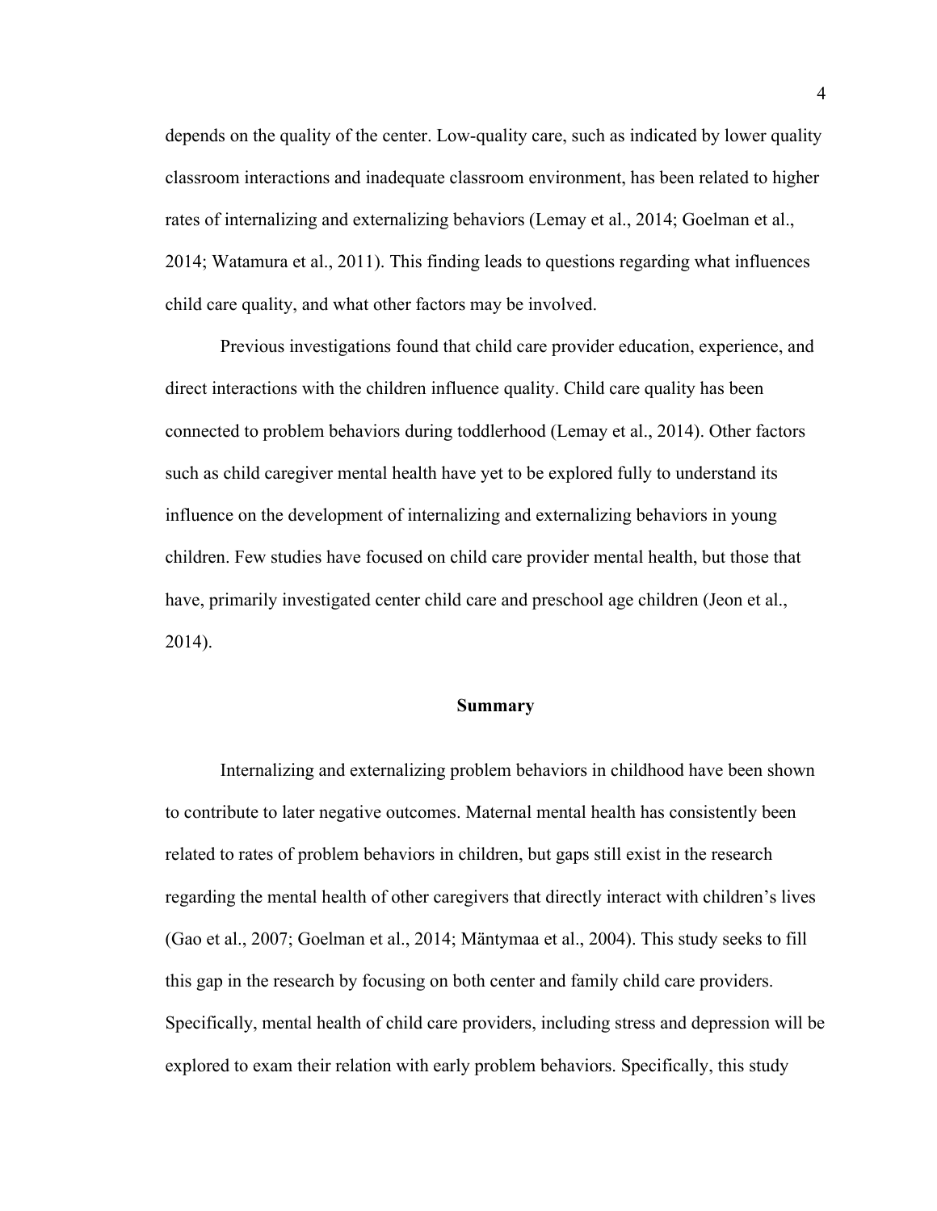depends on the quality of the center. Low-quality care, such as indicated by lower quality classroom interactions and inadequate classroom environment, has been related to higher rates of internalizing and externalizing behaviors (Lemay et al., 2014; Goelman et al., 2014; Watamura et al., 2011). This finding leads to questions regarding what influences child care quality, and what other factors may be involved.

Previous investigations found that child care provider education, experience, and direct interactions with the children influence quality. Child care quality has been connected to problem behaviors during toddlerhood (Lemay et al., 2014). Other factors such as child caregiver mental health have yet to be explored fully to understand its influence on the development of internalizing and externalizing behaviors in young children. Few studies have focused on child care provider mental health, but those that have, primarily investigated center child care and preschool age children (Jeon et al., 2014).

## Summary

Internalizing and externalizing problem behaviors in childhood have been shown to contribute to later negative outcomes. Maternal mental health has consistently been related to rates of problem behaviors in children, but gaps still exist in the research regarding the mental health of other caregivers that directly interact with children's lives (Gao et al., 2007; Goelman et al., 2014; Mäntymaa et al., 2004). This study seeks to fill this gap in the research by focusing on both center and family child care providers. Specifically, mental health of child care providers, including stress and depression will be explored to exam their relation with early problem behaviors. Specifically, this study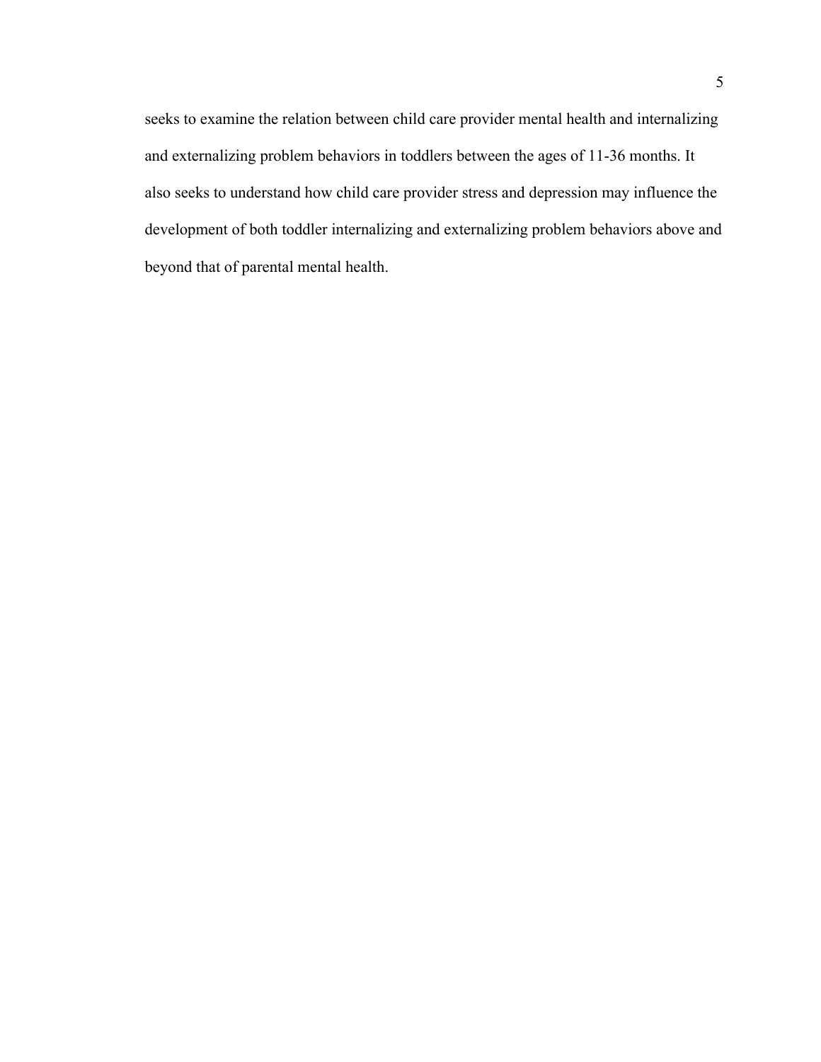seeks to examine the relation between child care provider mental health and internalizing and externalizing problem behaviors in toddlers between the ages of 11-36 months. It also seeks to understand how child care provider stress and depression may influence the development of both toddler internalizing and externalizing problem behaviors above and beyond that of parental mental health.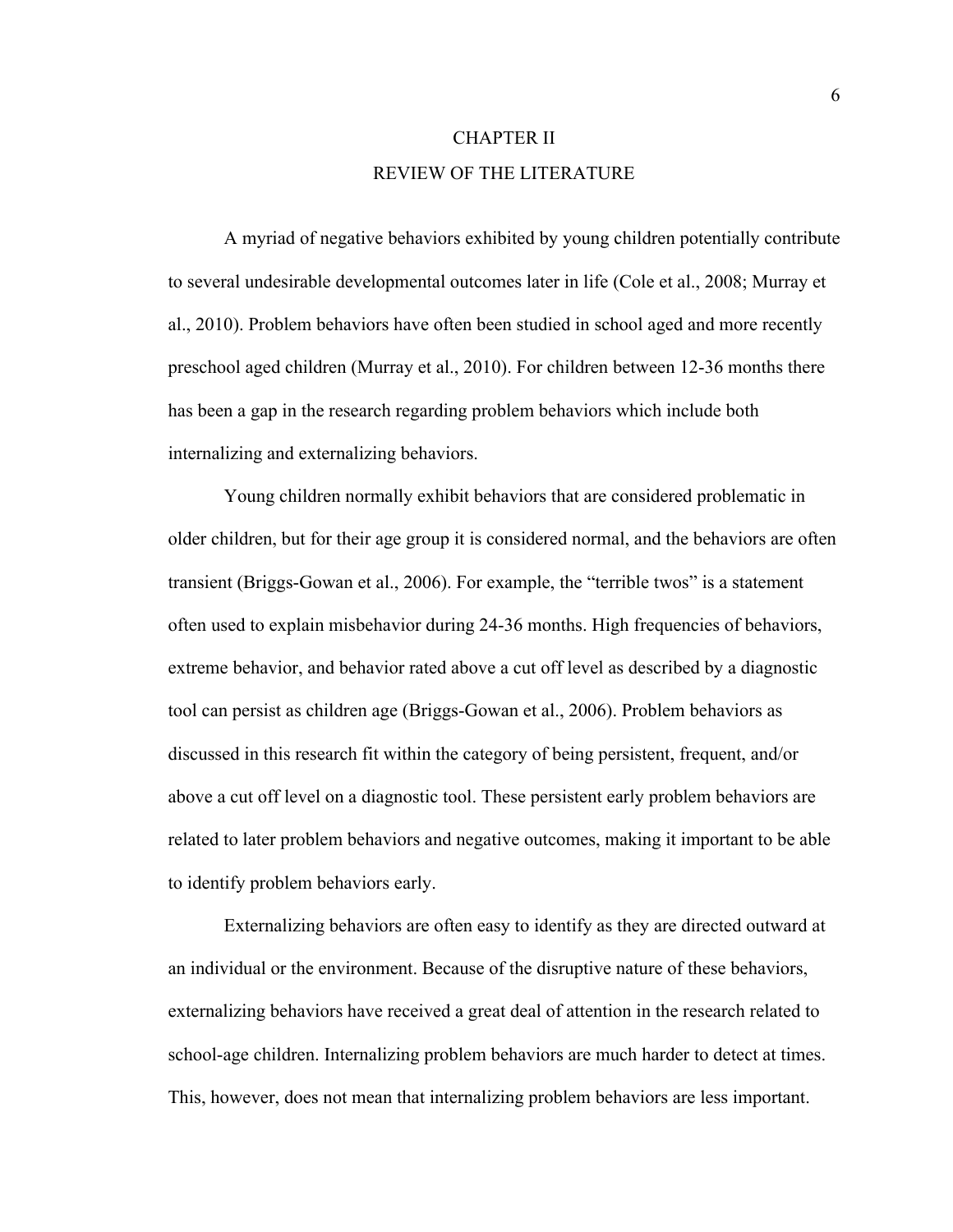# CHAPTER II

# REVIEW OF THE LITERATURE

A myriad of negative behaviors exhibited by young children potentially contribute to several undesirable developmental outcomes later in life (Cole et al., 2008; Murray et al., 2010). Problem behaviors have often been studied in school aged and more recently preschool aged children (Murray et al., 2010). For children between 12-36 months there has been a gap in the research regarding problem behaviors which include both internalizing and externalizing behaviors.

Young children normally exhibit behaviors that are considered problematic in older children, but for their age group it is considered normal, and the behaviors are often transient (Briggs-Gowan et al., 2006). For example, the "terrible twos" is a statement often used to explain misbehavior during 24-36 months. High frequencies of behaviors, extreme behavior, and behavior rated above a cut off level as described by a diagnostic tool can persist as children age (Briggs-Gowan et al., 2006). Problem behaviors as discussed in this research fit within the category of being persistent, frequent, and/or above a cut off level on a diagnostic tool. These persistent early problem behaviors are related to later problem behaviors and negative outcomes, making it important to be able to identify problem behaviors early.

Externalizing behaviors are often easy to identify as they are directed outward at an individual or the environment. Because of the disruptive nature of these behaviors, externalizing behaviors have received a great deal of attention in the research related to school-age children. Internalizing problem behaviors are much harder to detect at times. This, however, does not mean that internalizing problem behaviors are less important.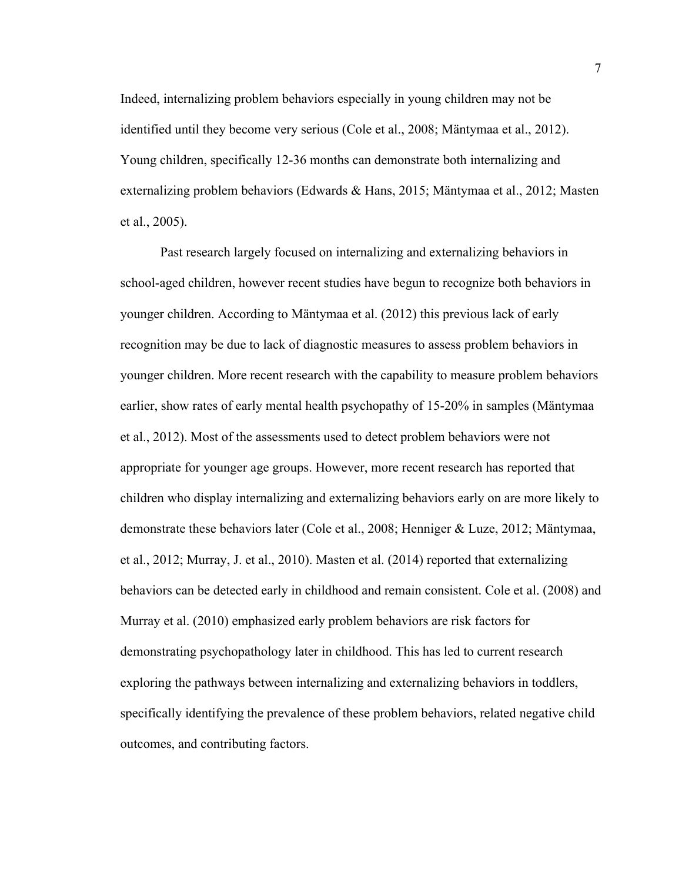Indeed, internalizing problem behaviors especially in young children may not be identified until they become very serious (Cole et al., 2008; Mäntymaa et al., 2012). Young children, specifically 12-36 months can demonstrate both internalizing and externalizing problem behaviors (Edwards & Hans, 2015; Mäntymaa et al., 2012; Masten et al., 2005).

Past research largely focused on internalizing and externalizing behaviors in school-aged children, however recent studies have begun to recognize both behaviors in younger children. According to Mäntymaa et al. (2012) this previous lack of early recognition may be due to lack of diagnostic measures to assess problem behaviors in younger children. More recent research with the capability to measure problem behaviors earlier, show rates of early mental health psychopathy of 15-20% in samples (Mäntymaa et al., 2012). Most of the assessments used to detect problem behaviors were not appropriate for younger age groups. However, more recent research has reported that children who display internalizing and externalizing behaviors early on are more likely to demonstrate these behaviors later (Cole et al., 2008; Henniger & Luze, 2012; Mäntymaa, et al., 2012; Murray, J. et al., 2010). Masten et al. (2014) reported that externalizing behaviors can be detected early in childhood and remain consistent. Cole et al. (2008) and Murray et al. (2010) emphasized early problem behaviors are risk factors for demonstrating psychopathology later in childhood. This has led to current research exploring the pathways between internalizing and externalizing behaviors in toddlers, specifically identifying the prevalence of these problem behaviors, related negative child outcomes, and contributing factors.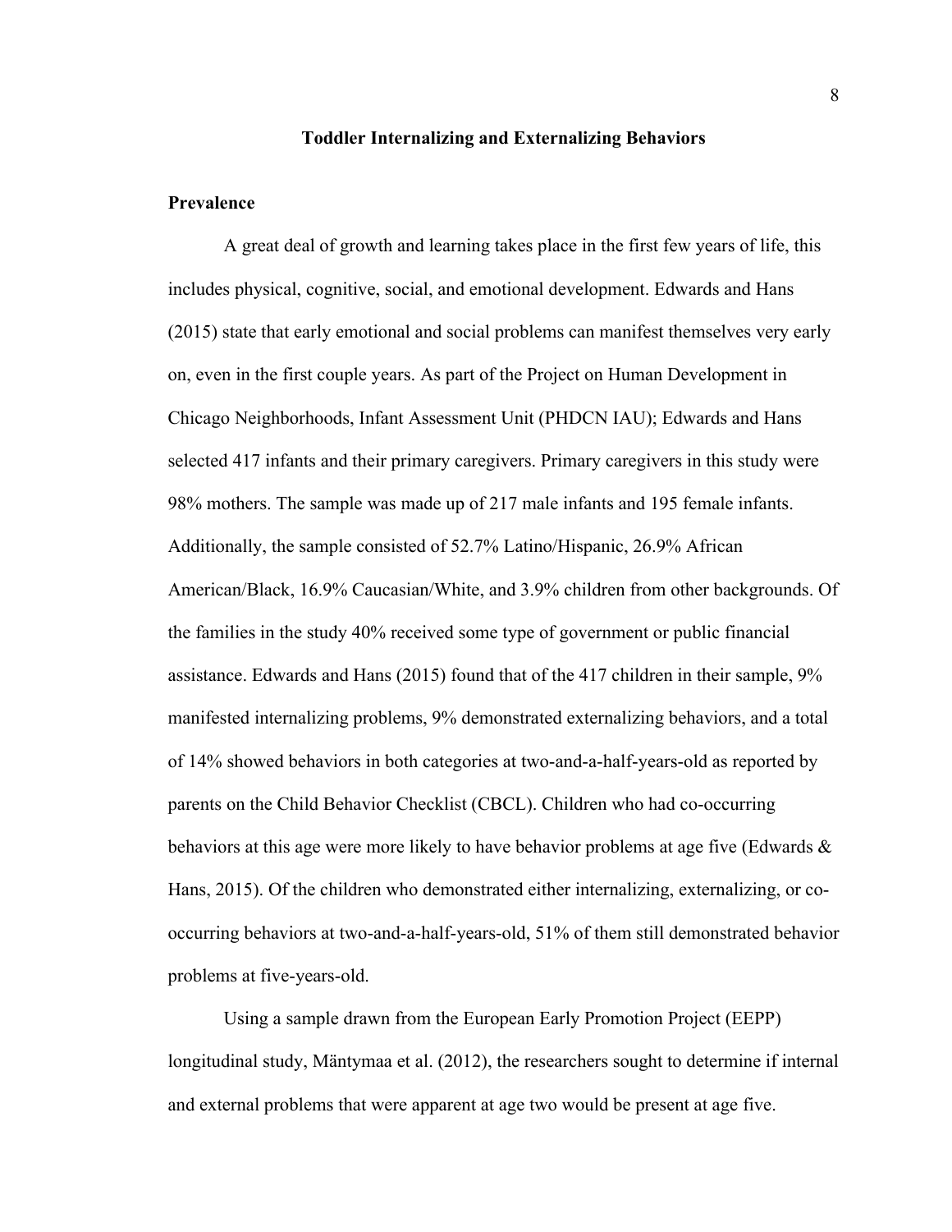## Toddler Internalizing and Externalizing Behaviors

### Prevalence

A great deal of growth and learning takes place in the first few years of life, this includes physical, cognitive, social, and emotional development. Edwards and Hans (2015) state that early emotional and social problems can manifest themselves very early on, even in the first couple years. As part of the Project on Human Development in Chicago Neighborhoods, Infant Assessment Unit (PHDCN IAU); Edwards and Hans selected 417 infants and their primary caregivers. Primary caregivers in this study were 98% mothers. The sample was made up of 217 male infants and 195 female infants. Additionally, the sample consisted of 52.7% Latino/Hispanic, 26.9% African American/Black, 16.9% Caucasian/White, and 3.9% children from other backgrounds. Of the families in the study 40% received some type of government or public financial assistance. Edwards and Hans (2015) found that of the 417 children in their sample, 9% manifested internalizing problems, 9% demonstrated externalizing behaviors, and a total of 14% showed behaviors in both categories at two-and-a-half-years-old as reported by parents on the Child Behavior Checklist (CBCL). Children who had co-occurring behaviors at this age were more likely to have behavior problems at age five (Edwards & Hans, 2015). Of the children who demonstrated either internalizing, externalizing, or co-occurring behaviors at two-and-a-half-years-old, 51% of them still demonstrated behavior problems at five-years-old.

Using a sample drawn from the European Early Promotion Project (EEPP) longitudinal study, Mäntymaa et al. (2012), the researchers sought to determine if internal and external problems that were apparent at age two would be present at age five.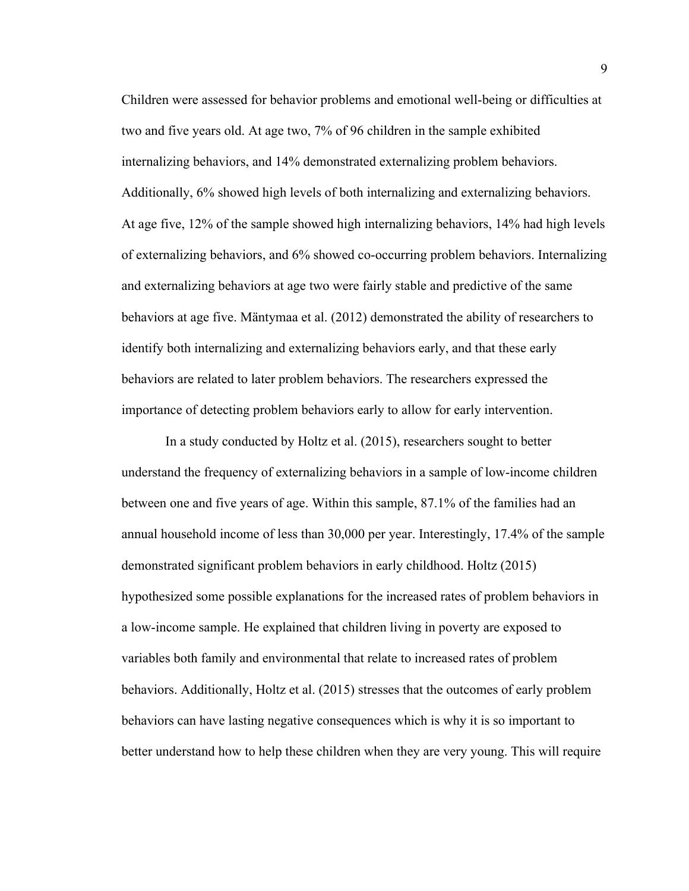Children were assessed for behavior problems and emotional well-being or difficulties at two and five years old. At age two, 7% of 96 children in the sample exhibited internalizing behaviors, and 14% demonstrated externalizing problem behaviors. Additionally, 6% showed high levels of both internalizing and externalizing behaviors. At age five, 12% of the sample showed high internalizing behaviors, 14% had high levels of externalizing behaviors, and 6% showed co-occurring problem behaviors. Internalizing and externalizing behaviors at age two were fairly stable and predictive of the same behaviors at age five. Mäntymaa et al. (2012) demonstrated the ability of researchers to identify both internalizing and externalizing behaviors early, and that these early behaviors are related to later problem behaviors. The researchers expressed the importance of detecting problem behaviors early to allow for early intervention.

In a study conducted by Holtz et al. (2015), researchers sought to better understand the frequency of externalizing behaviors in a sample of low-income children between one and five years of age. Within this sample, 87.1% of the families had an annual household income of less than 30,000 per year. Interestingly, 17.4% of the sample demonstrated significant problem behaviors in early childhood. Holtz (2015) hypothesized some possible explanations for the increased rates of problem behaviors in a low-income sample. He explained that children living in poverty are exposed to variables both family and environmental that relate to increased rates of problem behaviors. Additionally, Holtz et al. (2015) stresses that the outcomes of early problem behaviors can have lasting negative consequences which is why it is so important to better understand how to help these children when they are very young. This will require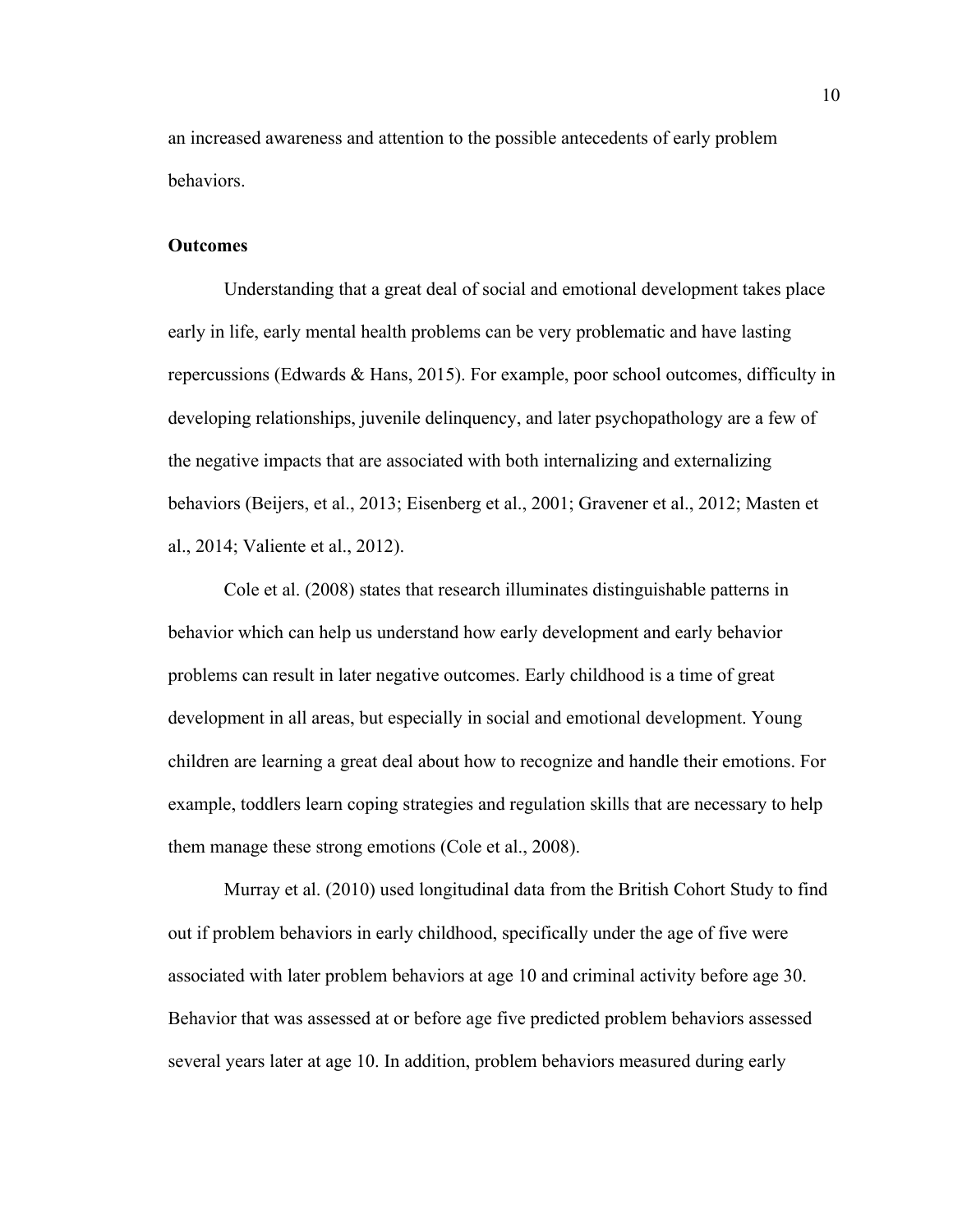an increased awareness and attention to the possible antecedents of early problem behaviors.

## Outcomes

Understanding that a great deal of social and emotional development takes place early in life, early mental health problems can be very problematic and have lasting repercussions (Edwards & Hans, 2015). For example, poor school outcomes, difficulty in developing relationships, juvenile delinquency, and later psychopathology are a few of the negative impacts that are associated with both internalizing and externalizing behaviors (Beijers, et al., 2013; Eisenberg et al., 2001; Gravener et al., 2012; Masten et al., 2014; Valiente et al., 2012).

Cole et al. (2008) states that research illuminates distinguishable patterns in behavior which can help us understand how early development and early behavior problems can result in later negative outcomes. Early childhood is a time of great development in all areas, but especially in social and emotional development. Young children are learning a great deal about how to recognize and handle their emotions. For example, toddlers learn coping strategies and regulation skills that are necessary to help them manage these strong emotions (Cole et al., 2008).

Murray et al. (2010) used longitudinal data from the British Cohort Study to find out if problem behaviors in early childhood, specifically under the age of five were associated with later problem behaviors at age 10 and criminal activity before age 30. Behavior that was assessed at or before age five predicted problem behaviors assessed several years later at age 10. In addition, problem behaviors measured during early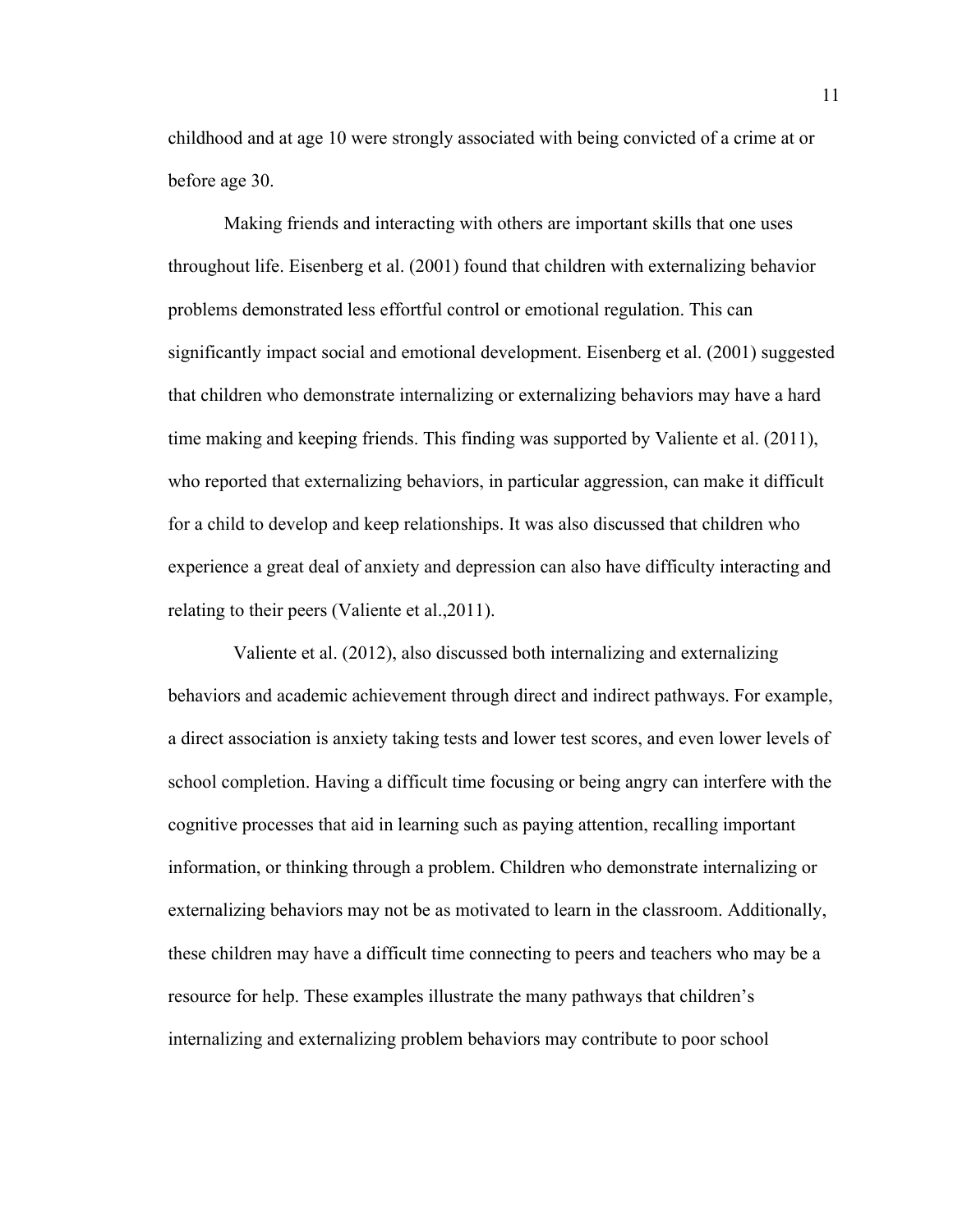childhood and at age 10 were strongly associated with being convicted of a crime at or before age 30.

Making friends and interacting with others are important skills that one uses throughout life. Eisenberg et al. (2001) found that children with externalizing behavior problems demonstrated less effortful control or emotional regulation. This can significantly impact social and emotional development. Eisenberg et al. (2001) suggested that children who demonstrate internalizing or externalizing behaviors may have a hard time making and keeping friends. This finding was supported by Valiente et al. (2011), who reported that externalizing behaviors, in particular aggression, can make it difficult for a child to develop and keep relationships. It was also discussed that children who experience a great deal of anxiety and depression can also have difficulty interacting and relating to their peers (Valiente et al.,2011).

Valiente et al. (2012), also discussed both internalizing and externalizing behaviors and academic achievement through direct and indirect pathways. For example, a direct association is anxiety taking tests and lower test scores, and even lower levels of school completion. Having a difficult time focusing or being angry can interfere with the cognitive processes that aid in learning such as paying attention, recalling important information, or thinking through a problem. Children who demonstrate internalizing or externalizing behaviors may not be as motivated to learn in the classroom. Additionally, these children may have a difficult time connecting to peers and teachers who may be a resource for help. These examples illustrate the many pathways that children's internalizing and externalizing problem behaviors may contribute to poor school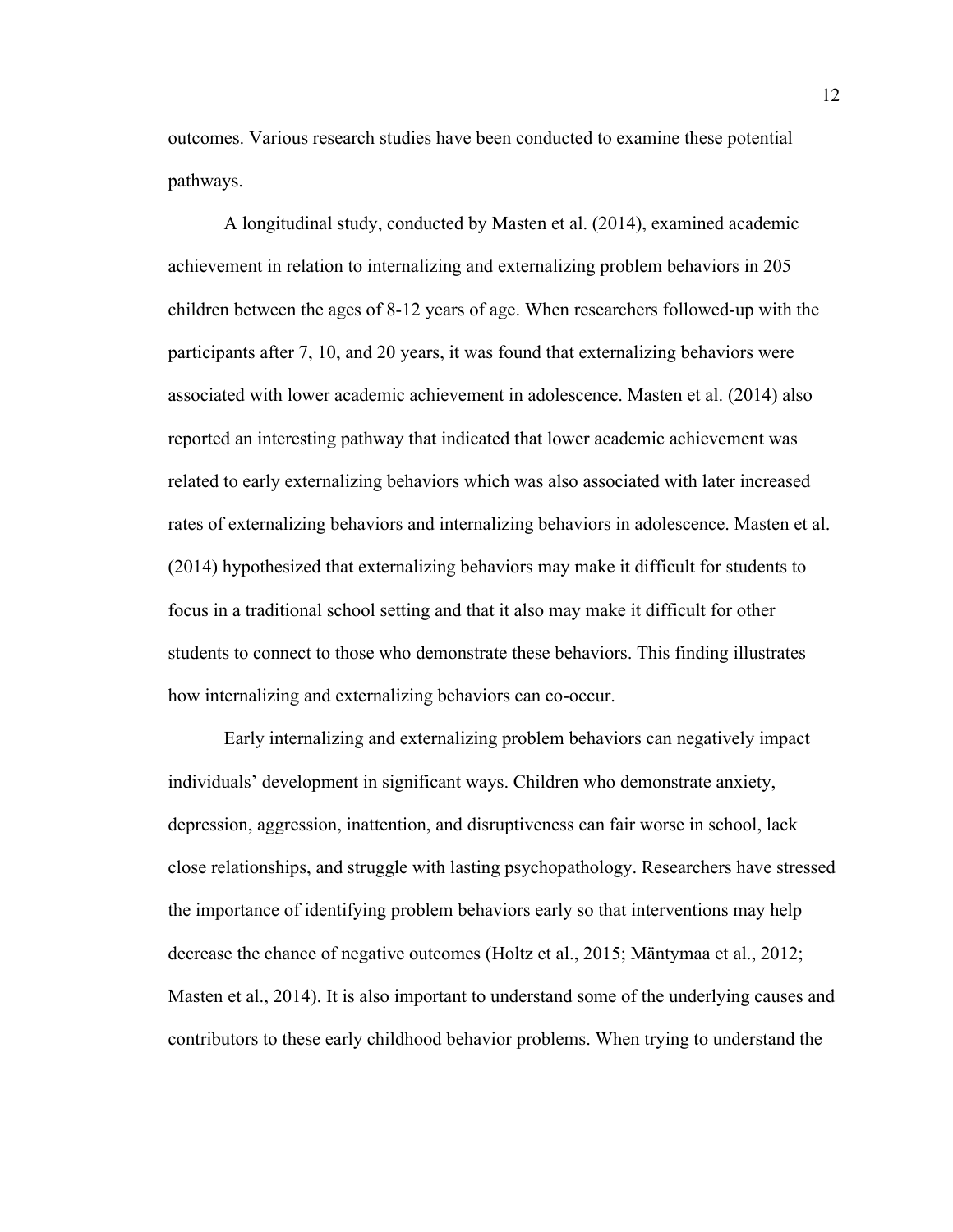outcomes. Various research studies have been conducted to examine these potential pathways.

A longitudinal study, conducted by Masten et al. (2014), examined academic achievement in relation to internalizing and externalizing problem behaviors in 205 children between the ages of 8-12 years of age. When researchers followed-up with the participants after 7, 10, and 20 years, it was found that externalizing behaviors were associated with lower academic achievement in adolescence. Masten et al. (2014) also reported an interesting pathway that indicated that lower academic achievement was related to early externalizing behaviors which was also associated with later increased rates of externalizing behaviors and internalizing behaviors in adolescence. Masten et al. (2014) hypothesized that externalizing behaviors may make it difficult for students to focus in a traditional school setting and that it also may make it difficult for other students to connect to those who demonstrate these behaviors. This finding illustrates how internalizing and externalizing behaviors can co-occur.

Early internalizing and externalizing problem behaviors can negatively impact individuals' development in significant ways. Children who demonstrate anxiety, depression, aggression, inattention, and disruptiveness can fair worse in school, lack close relationships, and struggle with lasting psychopathology. Researchers have stressed the importance of identifying problem behaviors early so that interventions may help decrease the chance of negative outcomes (Holtz et al., 2015; Mäntymaa et al., 2012; Masten et al., 2014). It is also important to understand some of the underlying causes and contributors to these early childhood behavior problems. When trying to understand the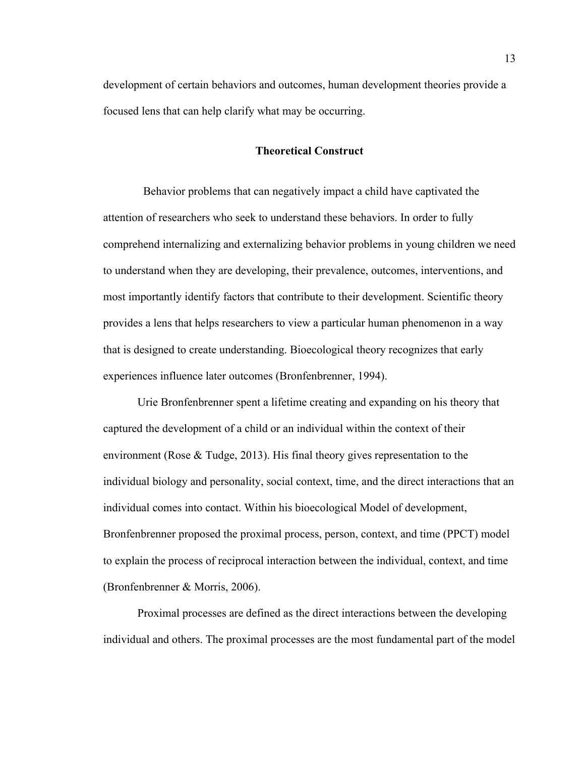development of certain behaviors and outcomes, human development theories provide a focused lens that can help clarify what may be occurring.

## Theoretical Construct

Behavior problems that can negatively impact a child have captivated the attention of researchers who seek to understand these behaviors. In order to fully comprehend internalizing and externalizing behavior problems in young children we need to understand when they are developing, their prevalence, outcomes, interventions, and most importantly identify factors that contribute to their development. Scientific theory provides a lens that helps researchers to view a particular human phenomenon in a way that is designed to create understanding. Bioecological theory recognizes that early experiences influence later outcomes (Bronfenbrenner, 1994).

Urie Bronfenbrenner spent a lifetime creating and expanding on his theory that captured the development of a child or an individual within the context of their environment (Rose & Tudge, 2013). His final theory gives representation to the individual biology and personality, social context, time, and the direct interactions that an individual comes into contact. Within his bioecological Model of development, Bronfenbrenner proposed the proximal process, person, context, and time (PPCT) model to explain the process of reciprocal interaction between the individual, context, and time (Bronfenbrenner & Morris, 2006).

Proximal processes are defined as the direct interactions between the developing individual and others. The proximal processes are the most fundamental part of the model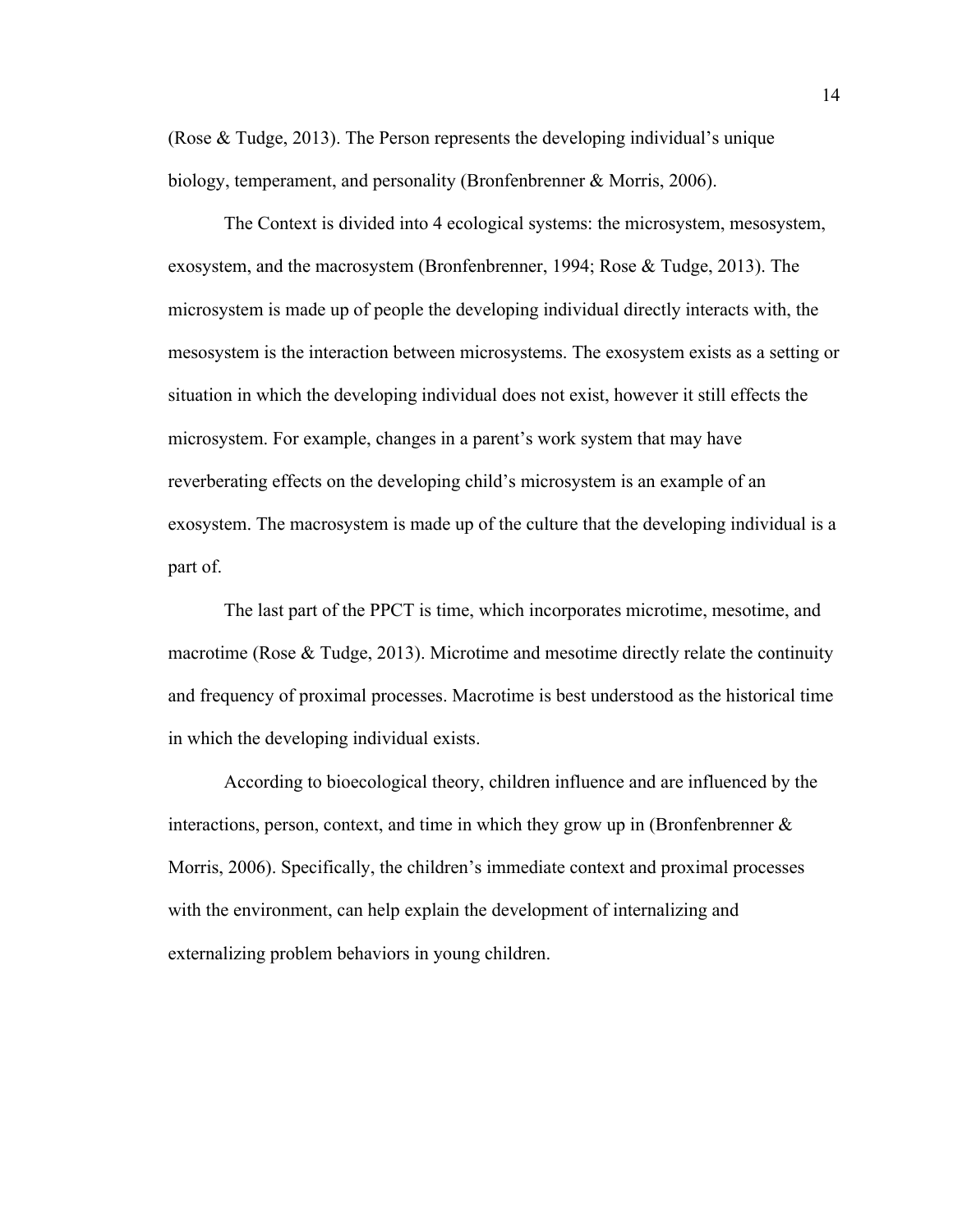(Rose & Tudge, 2013). The Person represents the developing individual's unique biology, temperament, and personality (Bronfenbrenner & Morris, 2006).

The Context is divided into 4 ecological systems: the microsystem, mesosystem, exosystem, and the macrosystem (Bronfenbrenner, 1994; Rose & Tudge, 2013). The microsystem is made up of people the developing individual directly interacts with, the mesosystem is the interaction between microsystems. The exosystem exists as a setting or situation in which the developing individual does not exist, however it still effects the microsystem. For example, changes in a parent's work system that may have reverberating effects on the developing child's microsystem is an example of an exosystem. The macrosystem is made up of the culture that the developing individual is a part of.

The last part of the PPCT is time, which incorporates microtime, mesotime, and macrotime (Rose & Tudge, 2013). Microtime and mesotime directly relate the continuity and frequency of proximal processes. Macrotime is best understood as the historical time in which the developing individual exists.

According to bioecological theory, children influence and are influenced by the interactions, person, context, and time in which they grow up in (Bronfenbrenner & Morris, 2006). Specifically, the children's immediate context and proximal processes with the environment, can help explain the development of internalizing and externalizing problem behaviors in young children.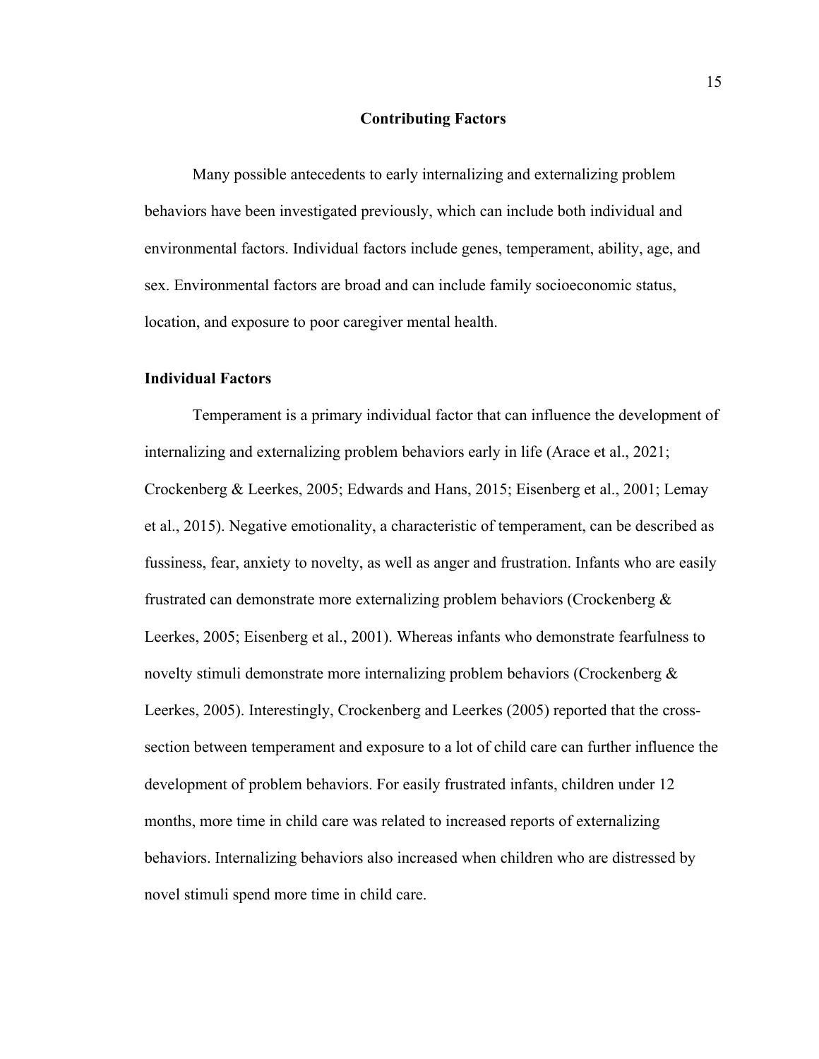## Contributing Factors

Many possible antecedents to early internalizing and externalizing problem behaviors have been investigated previously, which can include both individual and environmental factors. Individual factors include genes, temperament, ability, age, and sex. Environmental factors are broad and can include family socioeconomic status, location, and exposure to poor caregiver mental health.

### Individual Factors

Temperament is a primary individual factor that can influence the development of internalizing and externalizing problem behaviors early in life (Arace et al., 2021; Crockenberg & Leerkes, 2005; Edwards and Hans, 2015; Eisenberg et al., 2001; Lemay et al., 2015). Negative emotionality, a characteristic of temperament, can be described as fussiness, fear, anxiety to novelty, as well as anger and frustration. Infants who are easily frustrated can demonstrate more externalizing problem behaviors (Crockenberg & Leerkes, 2005; Eisenberg et al., 2001). Whereas infants who demonstrate fearfulness to novelty stimuli demonstrate more internalizing problem behaviors (Crockenberg & Leerkes, 2005). Interestingly, Crockenberg and Leerkes (2005) reported that the cross-section between temperament and exposure to a lot of child care can further influence the development of problem behaviors. For easily frustrated infants, children under 12 months, more time in child care was related to increased reports of externalizing behaviors. Internalizing behaviors also increased when children who are distressed by novel stimuli spend more time in child care.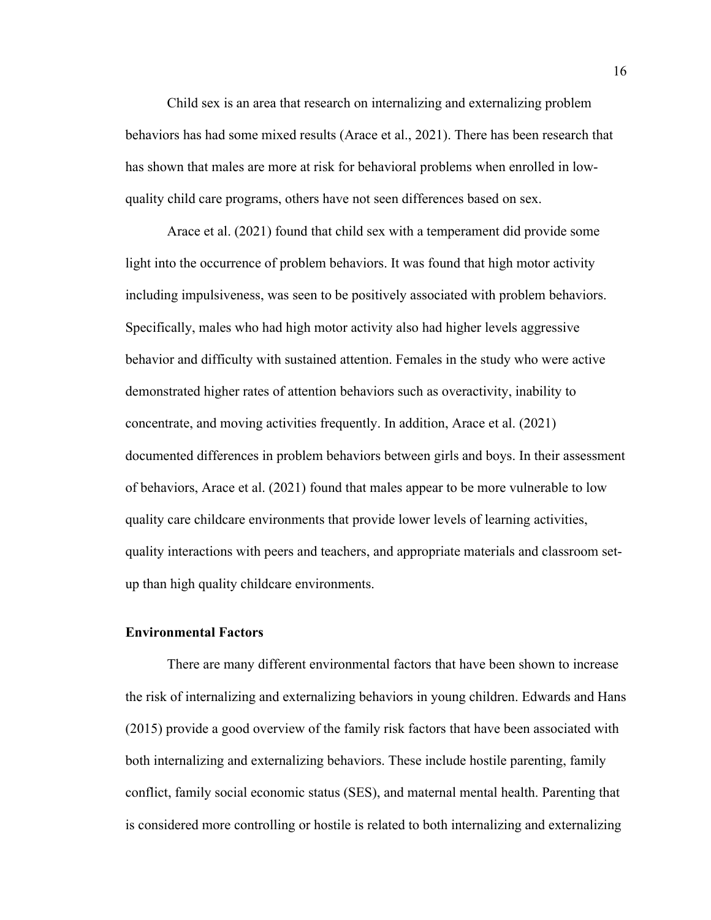Child sex is an area that research on internalizing and externalizing problem behaviors has had some mixed results (Arace et al., 2021). There has been research that has shown that males are more at risk for behavioral problems when enrolled in low-quality child care programs, others have not seen differences based on sex.

Arace et al. (2021) found that child sex with a temperament did provide some light into the occurrence of problem behaviors. It was found that high motor activity including impulsiveness, was seen to be positively associated with problem behaviors. Specifically, males who had high motor activity also had higher levels aggressive behavior and difficulty with sustained attention. Females in the study who were active demonstrated higher rates of attention behaviors such as overactivity, inability to concentrate, and moving activities frequently. In addition, Arace et al. (2021) documented differences in problem behaviors between girls and boys. In their assessment of behaviors, Arace et al. (2021) found that males appear to be more vulnerable to low quality care childcare environments that provide lower levels of learning activities, quality interactions with peers and teachers, and appropriate materials and classroom set-up than high quality childcare environments.

**Environmental Factors**

There are many different environmental factors that have been shown to increase the risk of internalizing and externalizing behaviors in young children. Edwards and Hans (2015) provide a good overview of the family risk factors that have been associated with both internalizing and externalizing behaviors. These include hostile parenting, family conflict, family social economic status (SES), and maternal mental health. Parenting that is considered more controlling or hostile is related to both internalizing and externalizing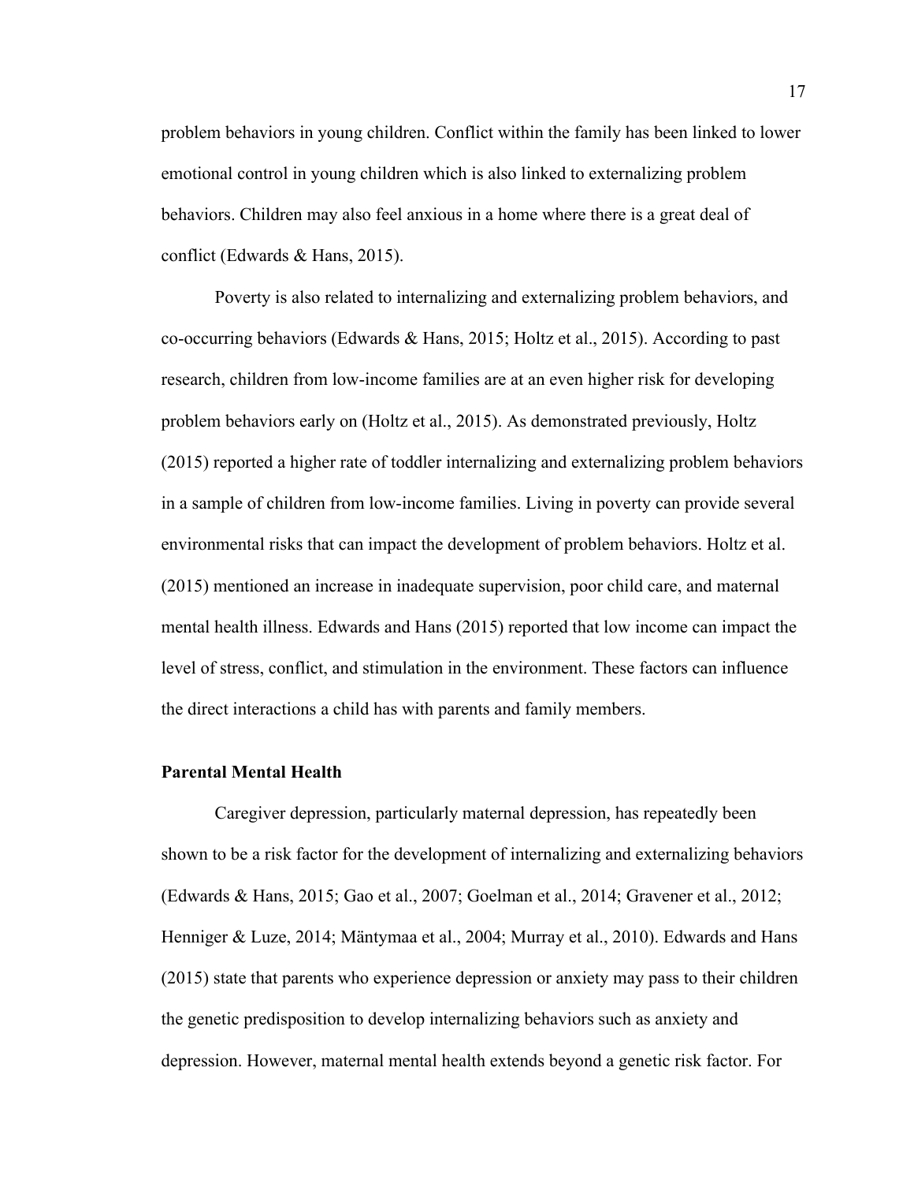problem behaviors in young children. Conflict within the family has been linked to lower emotional control in young children which is also linked to externalizing problem behaviors. Children may also feel anxious in a home where there is a great deal of conflict (Edwards & Hans, 2015).

Poverty is also related to internalizing and externalizing problem behaviors, and co-occurring behaviors (Edwards & Hans, 2015; Holtz et al., 2015). According to past research, children from low-income families are at an even higher risk for developing problem behaviors early on (Holtz et al., 2015). As demonstrated previously, Holtz (2015) reported a higher rate of toddler internalizing and externalizing problem behaviors in a sample of children from low-income families. Living in poverty can provide several environmental risks that can impact the development of problem behaviors. Holtz et al. (2015) mentioned an increase in inadequate supervision, poor child care, and maternal mental health illness. Edwards and Hans (2015) reported that low income can impact the level of stress, conflict, and stimulation in the environment. These factors can influence the direct interactions a child has with parents and family members.

**Parental Mental Health**

Caregiver depression, particularly maternal depression, has repeatedly been shown to be a risk factor for the development of internalizing and externalizing behaviors (Edwards & Hans, 2015; Gao et al., 2007; Goelman et al., 2014; Gravener et al., 2012; Henniger & Luze, 2014; Mäntymaa et al., 2004; Murray et al., 2010). Edwards and Hans (2015) state that parents who experience depression or anxiety may pass to their children the genetic predisposition to develop internalizing behaviors such as anxiety and depression. However, maternal mental health extends beyond a genetic risk factor. For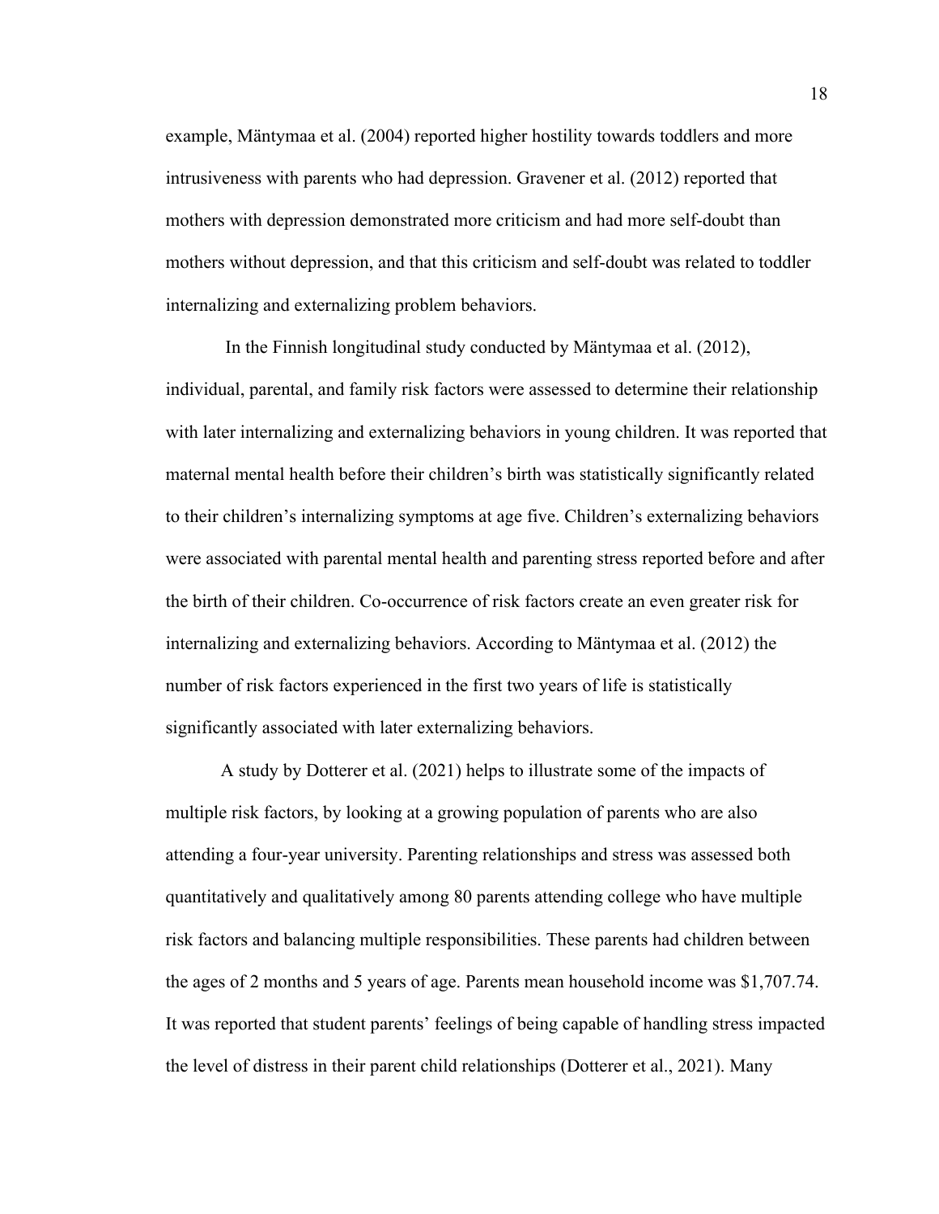example, Mäntymaa et al. (2004) reported higher hostility towards toddlers and more intrusiveness with parents who had depression. Gravener et al. (2012) reported that mothers with depression demonstrated more criticism and had more self-doubt than mothers without depression, and that this criticism and self-doubt was related to toddler internalizing and externalizing problem behaviors.

In the Finnish longitudinal study conducted by Mäntymaa et al. (2012), individual, parental, and family risk factors were assessed to determine their relationship with later internalizing and externalizing behaviors in young children. It was reported that maternal mental health before their children's birth was statistically significantly related to their children's internalizing symptoms at age five. Children's externalizing behaviors were associated with parental mental health and parenting stress reported before and after the birth of their children. Co-occurrence of risk factors create an even greater risk for internalizing and externalizing behaviors. According to Mäntymaa et al. (2012) the number of risk factors experienced in the first two years of life is statistically significantly associated with later externalizing behaviors.

A study by Dotterer et al. (2021) helps to illustrate some of the impacts of multiple risk factors, by looking at a growing population of parents who are also attending a four-year university. Parenting relationships and stress was assessed both quantitatively and qualitatively among 80 parents attending college who have multiple risk factors and balancing multiple responsibilities. These parents had children between the ages of 2 months and 5 years of age. Parents mean household income was $1,707.74. It was reported that student parents' feelings of being capable of handling stress impacted the level of distress in their parent child relationships (Dotterer et al., 2021). Many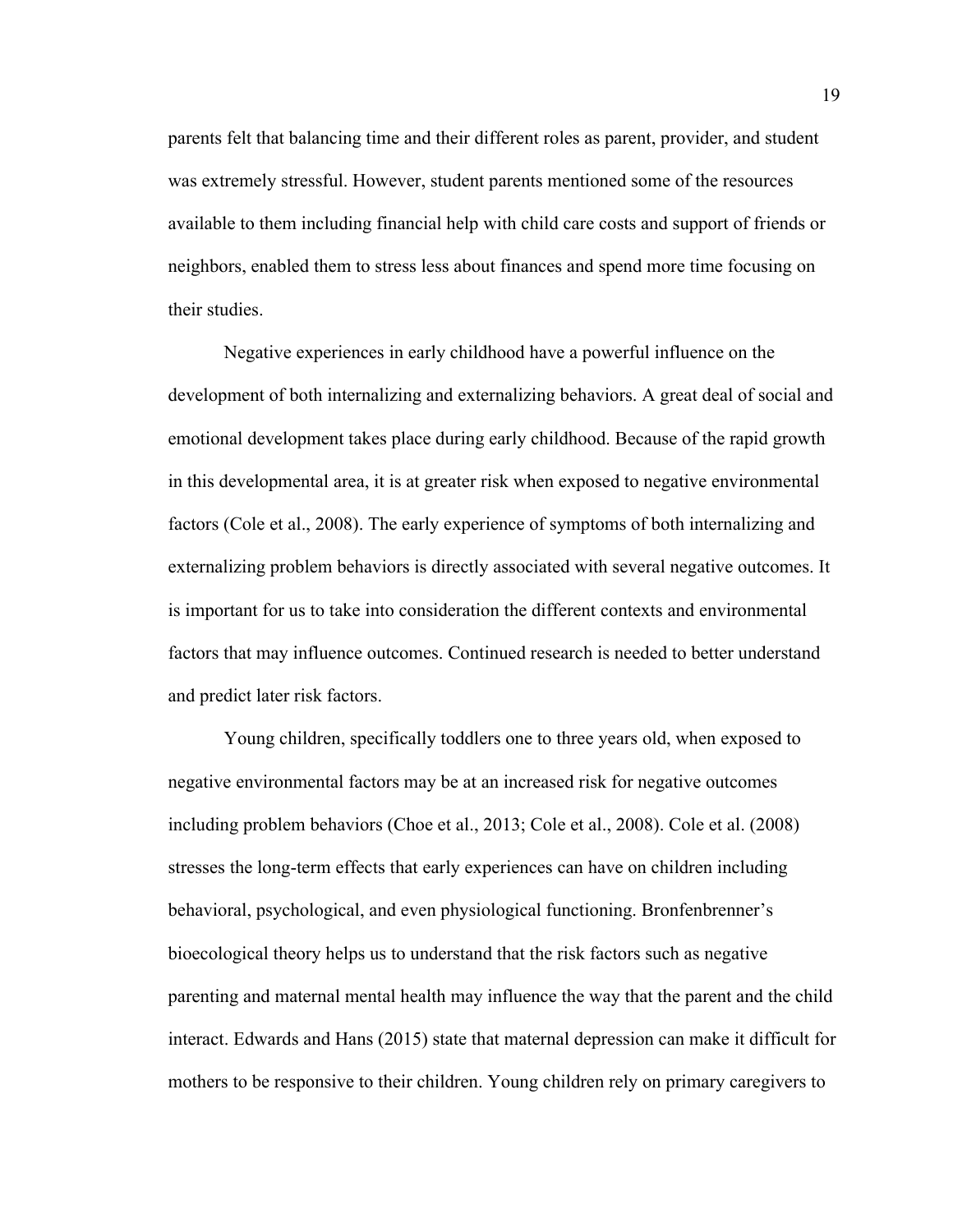parents felt that balancing time and their different roles as parent, provider, and student was extremely stressful. However, student parents mentioned some of the resources available to them including financial help with child care costs and support of friends or neighbors, enabled them to stress less about finances and spend more time focusing on their studies.

Negative experiences in early childhood have a powerful influence on the development of both internalizing and externalizing behaviors. A great deal of social and emotional development takes place during early childhood. Because of the rapid growth in this developmental area, it is at greater risk when exposed to negative environmental factors (Cole et al., 2008). The early experience of symptoms of both internalizing and externalizing problem behaviors is directly associated with several negative outcomes. It is important for us to take into consideration the different contexts and environmental factors that may influence outcomes. Continued research is needed to better understand and predict later risk factors.

Young children, specifically toddlers one to three years old, when exposed to negative environmental factors may be at an increased risk for negative outcomes including problem behaviors (Choe et al., 2013; Cole et al., 2008). Cole et al. (2008) stresses the long-term effects that early experiences can have on children including behavioral, psychological, and even physiological functioning. Bronfenbrenner's bioecological theory helps us to understand that the risk factors such as negative parenting and maternal mental health may influence the way that the parent and the child interact. Edwards and Hans (2015) state that maternal depression can make it difficult for mothers to be responsive to their children. Young children rely on primary caregivers to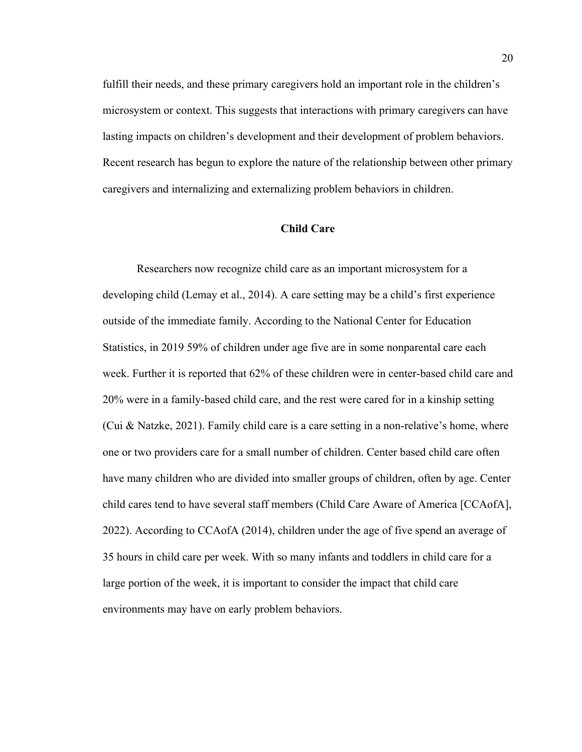fulfill their needs, and these primary caregivers hold an important role in the children's microsystem or context. This suggests that interactions with primary caregivers can have lasting impacts on children's development and their development of problem behaviors. Recent research has begun to explore the nature of the relationship between other primary caregivers and internalizing and externalizing problem behaviors in children.

## Child Care

Researchers now recognize child care as an important microsystem for a developing child (Lemay et al., 2014). A care setting may be a child's first experience outside of the immediate family. According to the National Center for Education Statistics, in 2019 59% of children under age five are in some nonparental care each week. Further it is reported that 62% of these children were in center-based child care and 20% were in a family-based child care, and the rest were cared for in a kinship setting (Cui & Natzke, 2021). Family child care is a care setting in a non-relative's home, where one or two providers care for a small number of children. Center based child care often have many children who are divided into smaller groups of children, often by age. Center child cares tend to have several staff members (Child Care Aware of America [CCAofA], 2022). According to CCAofA (2014), children under the age of five spend an average of 35 hours in child care per week. With so many infants and toddlers in child care for a large portion of the week, it is important to consider the impact that child care environments may have on early problem behaviors.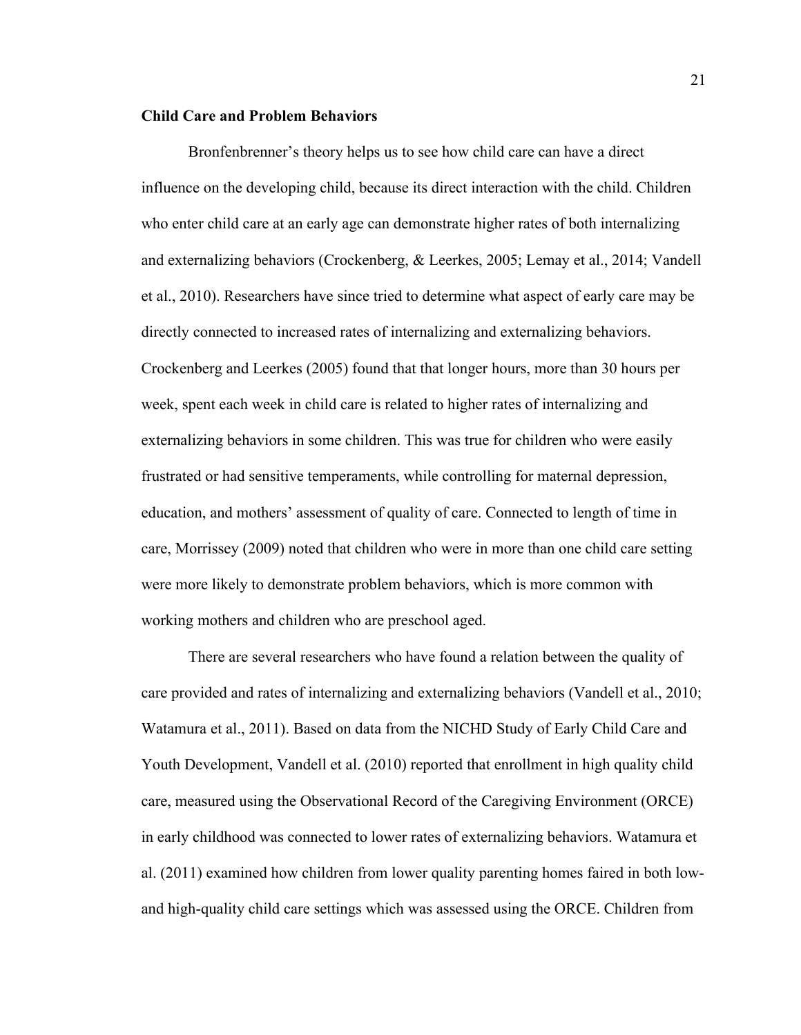**Child Care and Problem Behaviors**

Bronfenbrenner's theory helps us to see how child care can have a direct influence on the developing child, because its direct interaction with the child. Children who enter child care at an early age can demonstrate higher rates of both internalizing and externalizing behaviors (Crockenberg, & Leerkes, 2005; Lemay et al., 2014; Vandell et al., 2010). Researchers have since tried to determine what aspect of early care may be directly connected to increased rates of internalizing and externalizing behaviors. Crockenberg and Leerkes (2005) found that that longer hours, more than 30 hours per week, spent each week in child care is related to higher rates of internalizing and externalizing behaviors in some children. This was true for children who were easily frustrated or had sensitive temperaments, while controlling for maternal depression, education, and mothers' assessment of quality of care. Connected to length of time in care, Morrissey (2009) noted that children who were in more than one child care setting were more likely to demonstrate problem behaviors, which is more common with working mothers and children who are preschool aged.

There are several researchers who have found a relation between the quality of care provided and rates of internalizing and externalizing behaviors (Vandell et al., 2010; Watamura et al., 2011). Based on data from the NICHD Study of Early Child Care and Youth Development, Vandell et al. (2010) reported that enrollment in high quality child care, measured using the Observational Record of the Caregiving Environment (ORCE) in early childhood was connected to lower rates of externalizing behaviors. Watamura et al. (2011) examined how children from lower quality parenting homes faired in both low- and high-quality child care settings which was assessed using the ORCE. Children from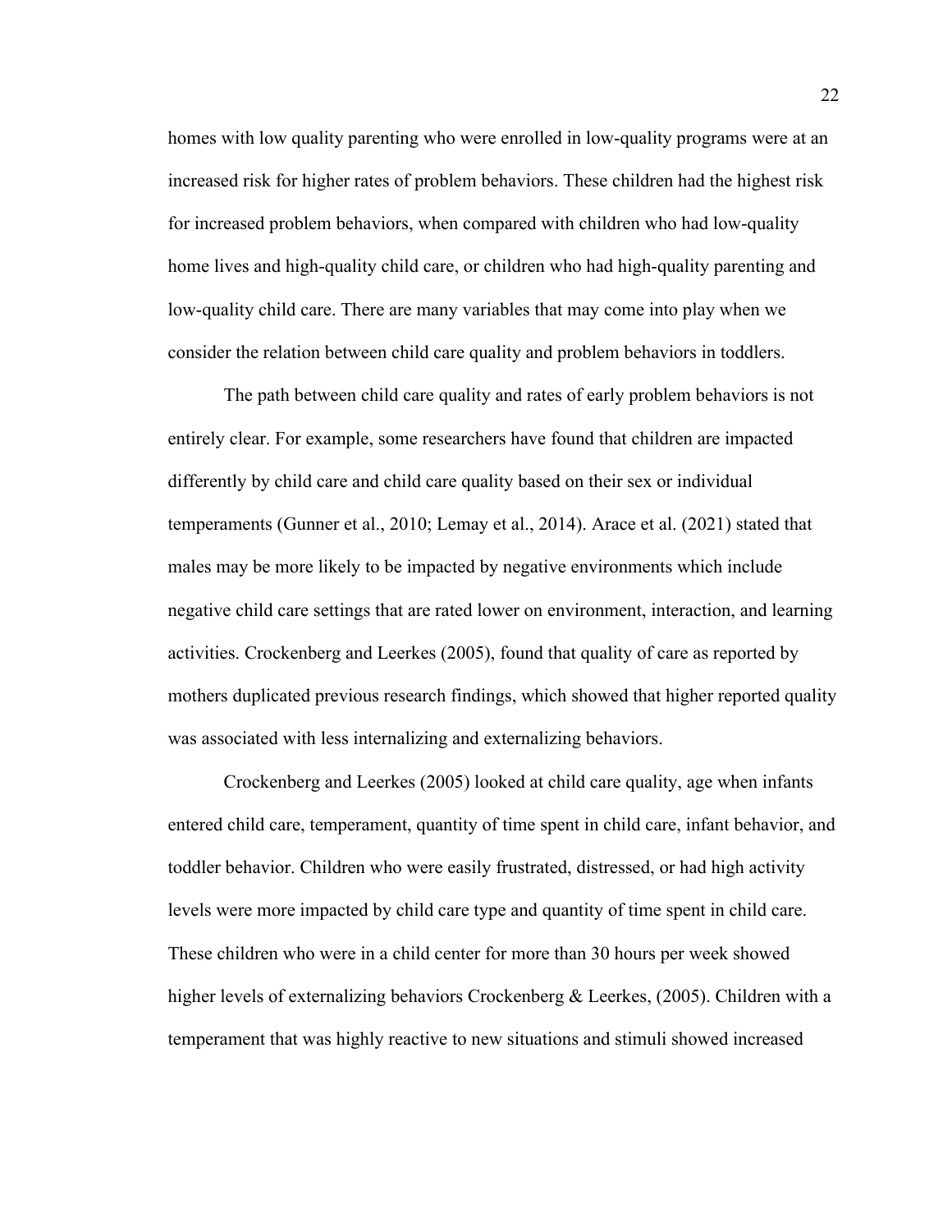homes with low quality parenting who were enrolled in low-quality programs were at an increased risk for higher rates of problem behaviors. These children had the highest risk for increased problem behaviors, when compared with children who had low-quality home lives and high-quality child care, or children who had high-quality parenting and low-quality child care. There are many variables that may come into play when we consider the relation between child care quality and problem behaviors in toddlers.

The path between child care quality and rates of early problem behaviors is not entirely clear. For example, some researchers have found that children are impacted differently by child care and child care quality based on their sex or individual temperaments (Gunner et al., 2010; Lemay et al., 2014). Arace et al. (2021) stated that males may be more likely to be impacted by negative environments which include negative child care settings that are rated lower on environment, interaction, and learning activities. Crockenberg and Leerkes (2005), found that quality of care as reported by mothers duplicated previous research findings, which showed that higher reported quality was associated with less internalizing and externalizing behaviors.

Crockenberg and Leerkes (2005) looked at child care quality, age when infants entered child care, temperament, quantity of time spent in child care, infant behavior, and toddler behavior. Children who were easily frustrated, distressed, or had high activity levels were more impacted by child care type and quantity of time spent in child care. These children who were in a child center for more than 30 hours per week showed higher levels of externalizing behaviors Crockenberg & Leerkes, (2005). Children with a temperament that was highly reactive to new situations and stimuli showed increased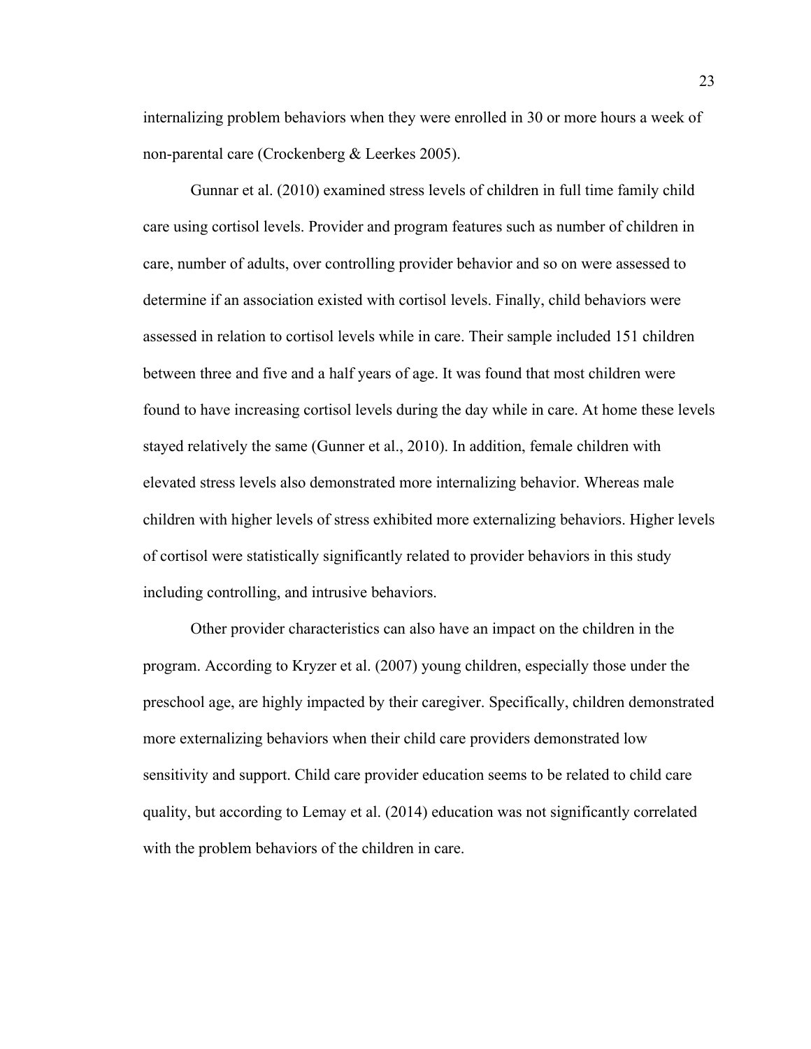internalizing problem behaviors when they were enrolled in 30 or more hours a week of non-parental care (Crockenberg & Leerkes 2005).

Gunnar et al. (2010) examined stress levels of children in full time family child care using cortisol levels. Provider and program features such as number of children in care, number of adults, over controlling provider behavior and so on were assessed to determine if an association existed with cortisol levels. Finally, child behaviors were assessed in relation to cortisol levels while in care. Their sample included 151 children between three and five and a half years of age. It was found that most children were found to have increasing cortisol levels during the day while in care. At home these levels stayed relatively the same (Gunner et al., 2010). In addition, female children with elevated stress levels also demonstrated more internalizing behavior. Whereas male children with higher levels of stress exhibited more externalizing behaviors. Higher levels of cortisol were statistically significantly related to provider behaviors in this study including controlling, and intrusive behaviors.

Other provider characteristics can also have an impact on the children in the program. According to Kryzer et al. (2007) young children, especially those under the preschool age, are highly impacted by their caregiver. Specifically, children demonstrated more externalizing behaviors when their child care providers demonstrated low sensitivity and support. Child care provider education seems to be related to child care quality, but according to Lemay et al. (2014) education was not significantly correlated with the problem behaviors of the children in care.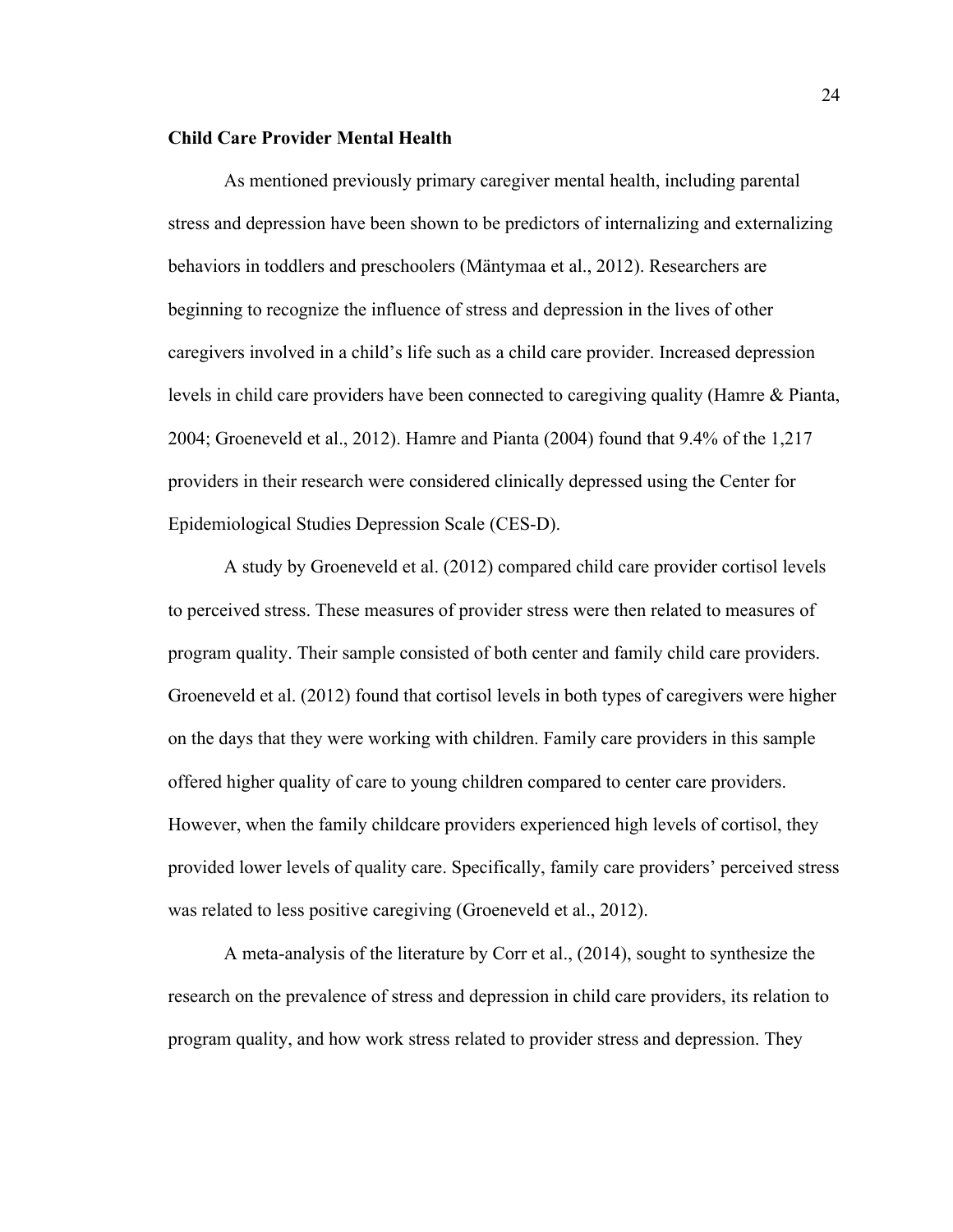**Child Care Provider Mental Health**

As mentioned previously primary caregiver mental health, including parental stress and depression have been shown to be predictors of internalizing and externalizing behaviors in toddlers and preschoolers (Mäntymaa et al., 2012). Researchers are beginning to recognize the influence of stress and depression in the lives of other caregivers involved in a child's life such as a child care provider. Increased depression levels in child care providers have been connected to caregiving quality (Hamre & Pianta, 2004; Groeneveld et al., 2012). Hamre and Pianta (2004) found that 9.4% of the 1,217 providers in their research were considered clinically depressed using the Center for Epidemiological Studies Depression Scale (CES-D).

A study by Groeneveld et al. (2012) compared child care provider cortisol levels to perceived stress. These measures of provider stress were then related to measures of program quality. Their sample consisted of both center and family child care providers. Groeneveld et al. (2012) found that cortisol levels in both types of caregivers were higher on the days that they were working with children. Family care providers in this sample offered higher quality of care to young children compared to center care providers. However, when the family childcare providers experienced high levels of cortisol, they provided lower levels of quality care. Specifically, family care providers' perceived stress was related to less positive caregiving (Groeneveld et al., 2012).

A meta-analysis of the literature by Corr et al., (2014), sought to synthesize the research on the prevalence of stress and depression in child care providers, its relation to program quality, and how work stress related to provider stress and depression. They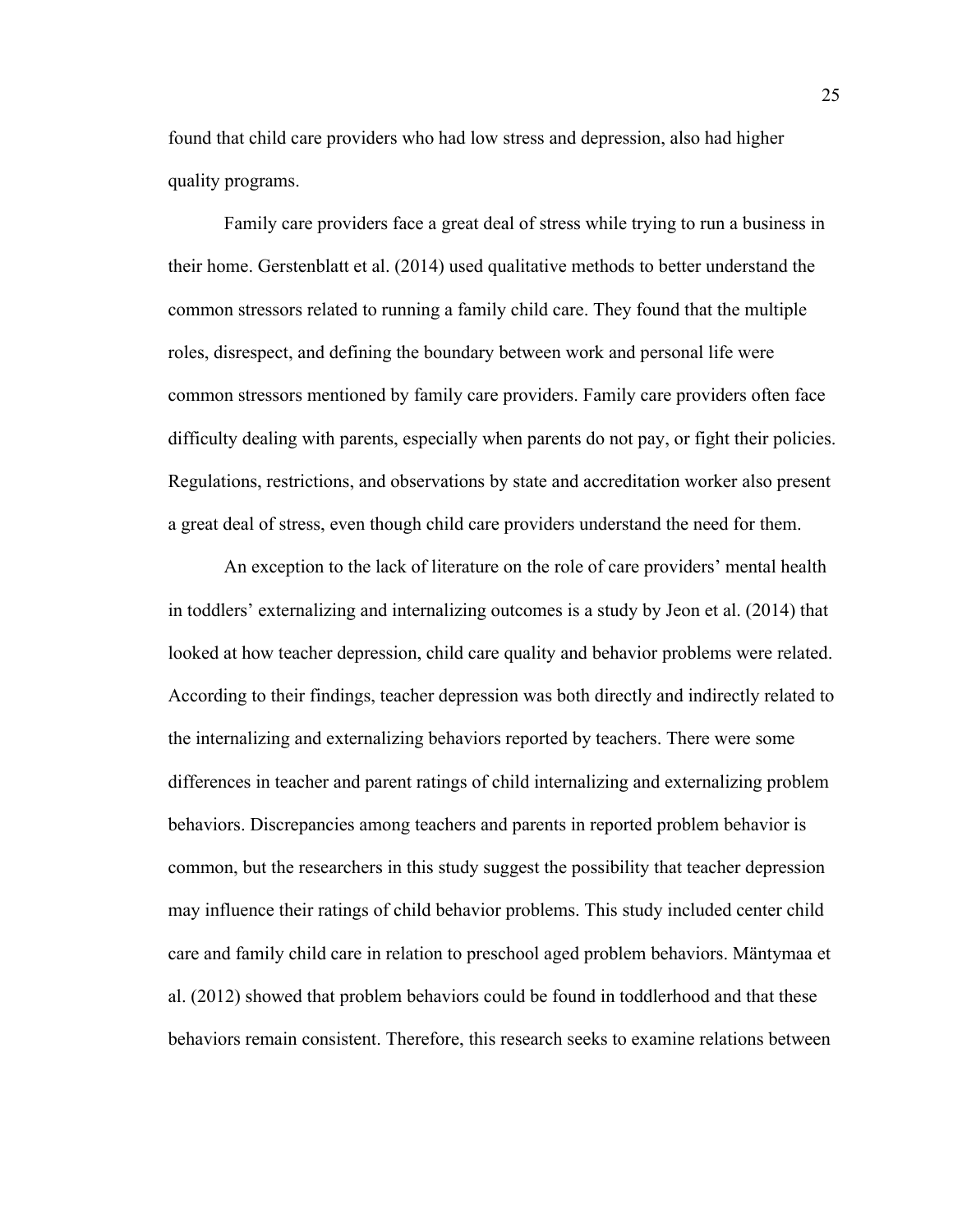found that child care providers who had low stress and depression, also had higher quality programs.

Family care providers face a great deal of stress while trying to run a business in their home. Gerstenblatt et al. (2014) used qualitative methods to better understand the common stressors related to running a family child care. They found that the multiple roles, disrespect, and defining the boundary between work and personal life were common stressors mentioned by family care providers. Family care providers often face difficulty dealing with parents, especially when parents do not pay, or fight their policies. Regulations, restrictions, and observations by state and accreditation worker also present a great deal of stress, even though child care providers understand the need for them.

An exception to the lack of literature on the role of care providers' mental health in toddlers' externalizing and internalizing outcomes is a study by Jeon et al. (2014) that looked at how teacher depression, child care quality and behavior problems were related. According to their findings, teacher depression was both directly and indirectly related to the internalizing and externalizing behaviors reported by teachers. There were some differences in teacher and parent ratings of child internalizing and externalizing problem behaviors. Discrepancies among teachers and parents in reported problem behavior is common, but the researchers in this study suggest the possibility that teacher depression may influence their ratings of child behavior problems. This study included center child care and family child care in relation to preschool aged problem behaviors. Mäntymaa et al. (2012) showed that problem behaviors could be found in toddlerhood and that these behaviors remain consistent. Therefore, this research seeks to examine relations between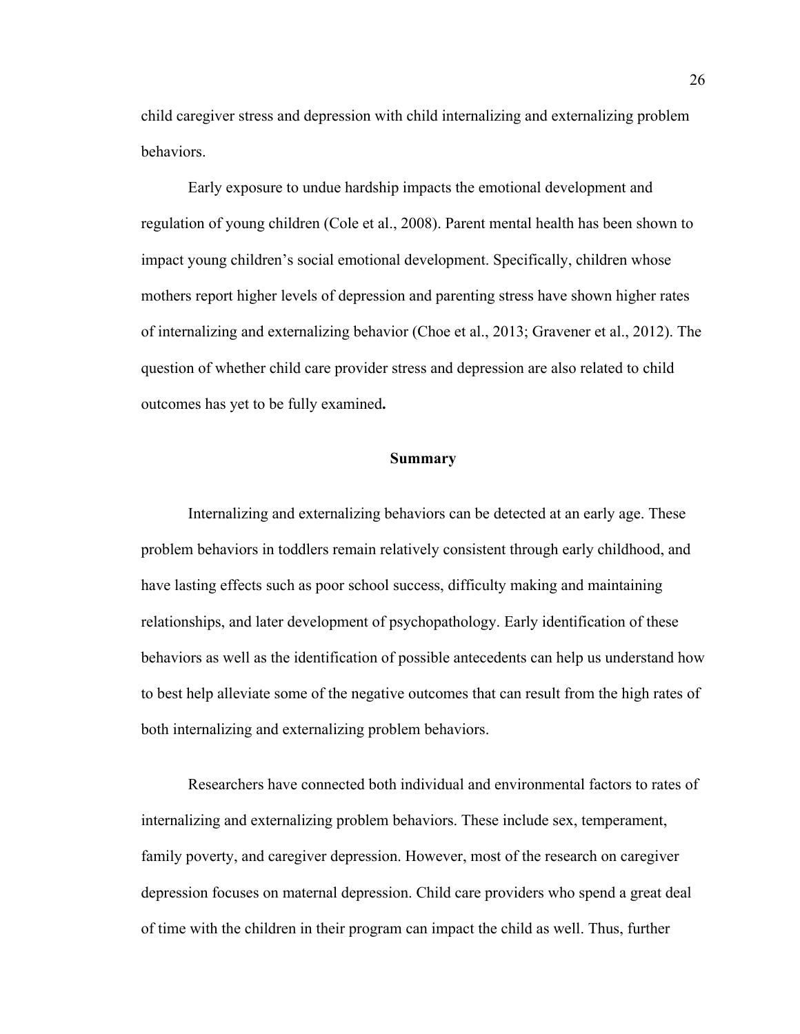child caregiver stress and depression with child internalizing and externalizing problem behaviors.

Early exposure to undue hardship impacts the emotional development and regulation of young children (Cole et al., 2008). Parent mental health has been shown to impact young children's social emotional development. Specifically, children whose mothers report higher levels of depression and parenting stress have shown higher rates of internalizing and externalizing behavior (Choe et al., 2013; Gravener et al., 2012). The question of whether child care provider stress and depression are also related to child outcomes has yet to be fully examined**.**

## Summary

Internalizing and externalizing behaviors can be detected at an early age. These problem behaviors in toddlers remain relatively consistent through early childhood, and have lasting effects such as poor school success, difficulty making and maintaining relationships, and later development of psychopathology. Early identification of these behaviors as well as the identification of possible antecedents can help us understand how to best help alleviate some of the negative outcomes that can result from the high rates of both internalizing and externalizing problem behaviors.

Researchers have connected both individual and environmental factors to rates of internalizing and externalizing problem behaviors. These include sex, temperament, family poverty, and caregiver depression. However, most of the research on caregiver depression focuses on maternal depression. Child care providers who spend a great deal of time with the children in their program can impact the child as well. Thus, further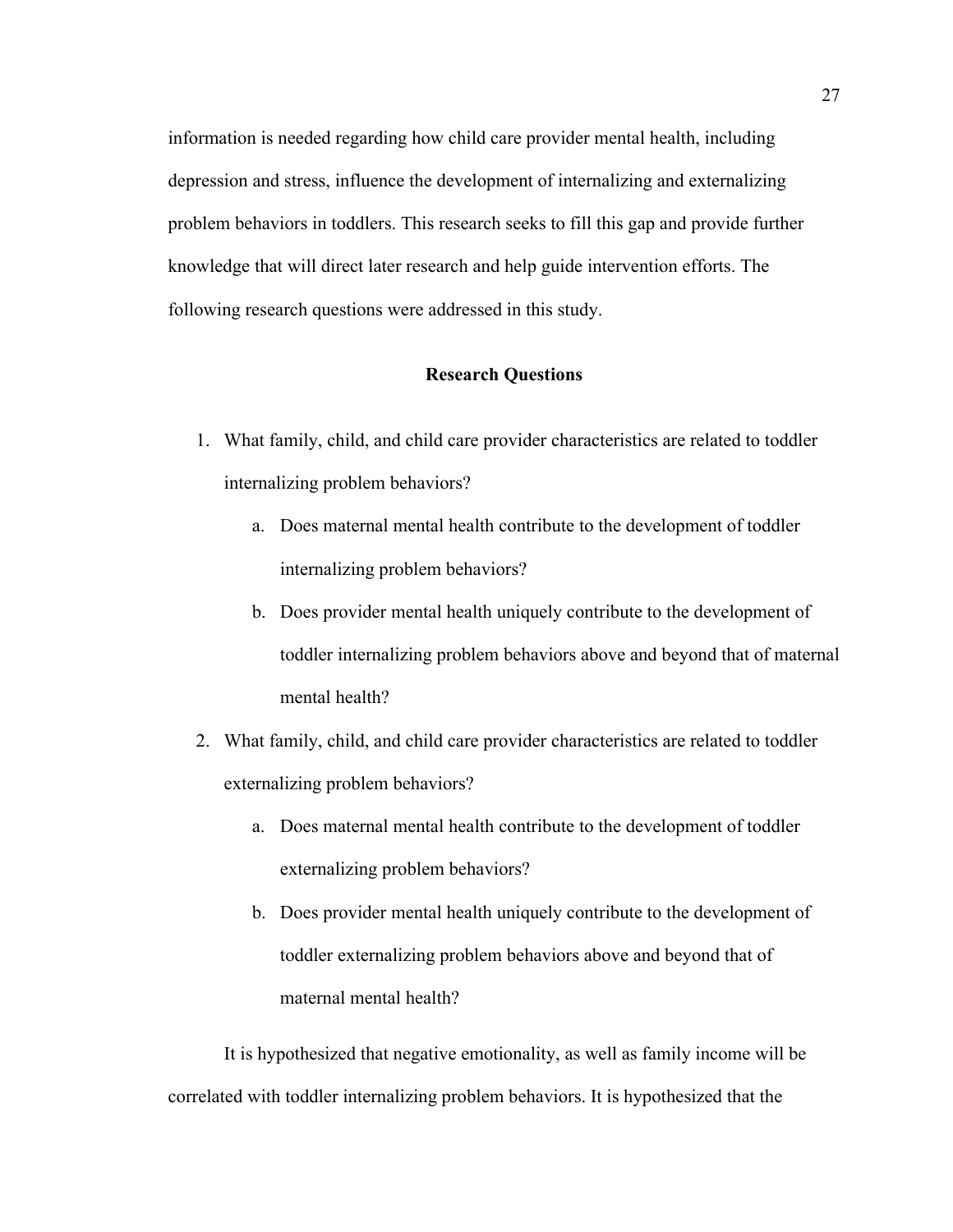information is needed regarding how child care provider mental health, including depression and stress, influence the development of internalizing and externalizing problem behaviors in toddlers. This research seeks to fill this gap and provide further knowledge that will direct later research and help guide intervention efforts. The following research questions were addressed in this study.

## Research Questions

1. What family, child, and child care provider characteristics are related to toddler internalizing problem behaviors?
    a. Does maternal mental health contribute to the development of toddler internalizing problem behaviors?
    b. Does provider mental health uniquely contribute to the development of toddler internalizing problem behaviors above and beyond that of maternal mental health?
2. What family, child, and child care provider characteristics are related to toddler externalizing problem behaviors?
    a. Does maternal mental health contribute to the development of toddler externalizing problem behaviors?
    b. Does provider mental health uniquely contribute to the development of toddler externalizing problem behaviors above and beyond that of maternal mental health?

It is hypothesized that negative emotionality, as well as family income will be correlated with toddler internalizing problem behaviors. It is hypothesized that the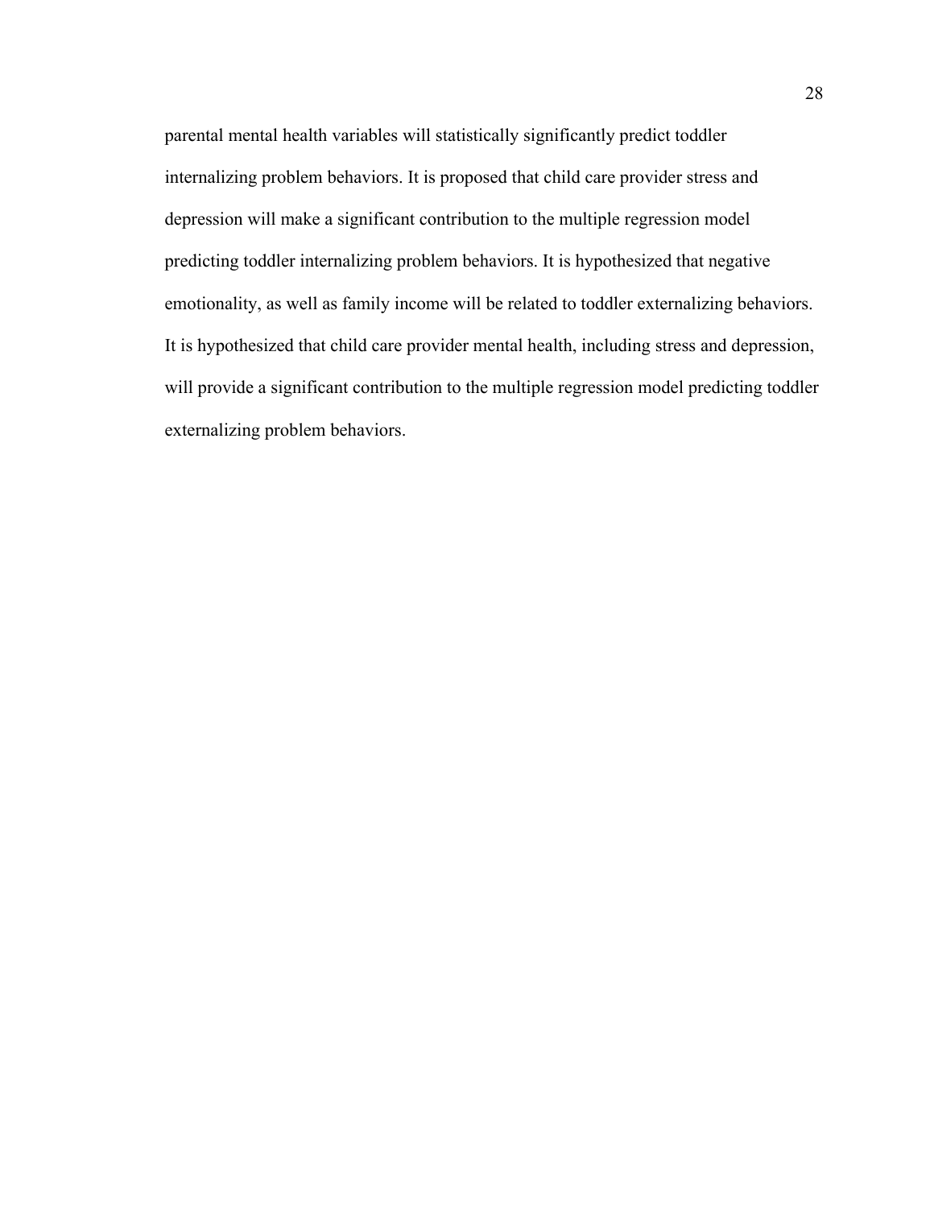parental mental health variables will statistically significantly predict toddler internalizing problem behaviors. It is proposed that child care provider stress and depression will make a significant contribution to the multiple regression model predicting toddler internalizing problem behaviors. It is hypothesized that negative emotionality, as well as family income will be related to toddler externalizing behaviors. It is hypothesized that child care provider mental health, including stress and depression, will provide a significant contribution to the multiple regression model predicting toddler externalizing problem behaviors.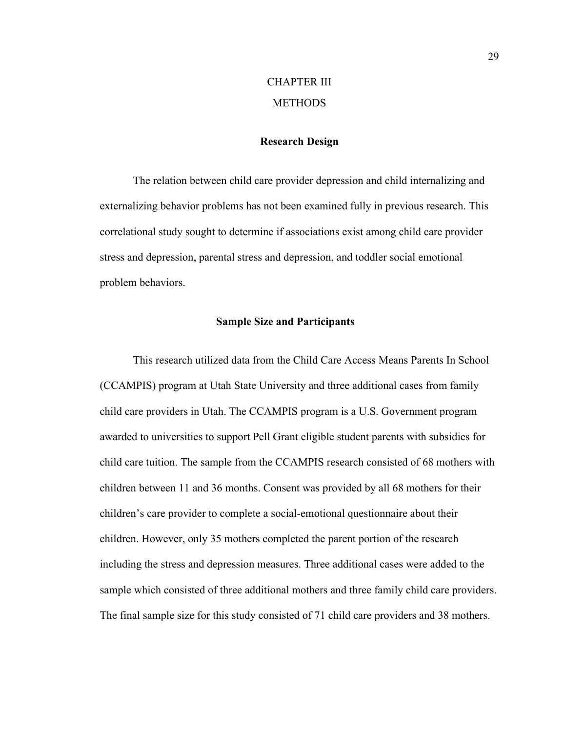# CHAPTER III

# METHODS

## Research Design

The relation between child care provider depression and child internalizing and externalizing behavior problems has not been examined fully in previous research. This correlational study sought to determine if associations exist among child care provider stress and depression, parental stress and depression, and toddler social emotional problem behaviors.

## Sample Size and Participants

This research utilized data from the Child Care Access Means Parents In School (CCAMPIS) program at Utah State University and three additional cases from family child care providers in Utah. The CCAMPIS program is a U.S. Government program awarded to universities to support Pell Grant eligible student parents with subsidies for child care tuition. The sample from the CCAMPIS research consisted of 68 mothers with children between 11 and 36 months. Consent was provided by all 68 mothers for their children's care provider to complete a social-emotional questionnaire about their children. However, only 35 mothers completed the parent portion of the research including the stress and depression measures. Three additional cases were added to the sample which consisted of three additional mothers and three family child care providers. The final sample size for this study consisted of 71 child care providers and 38 mothers.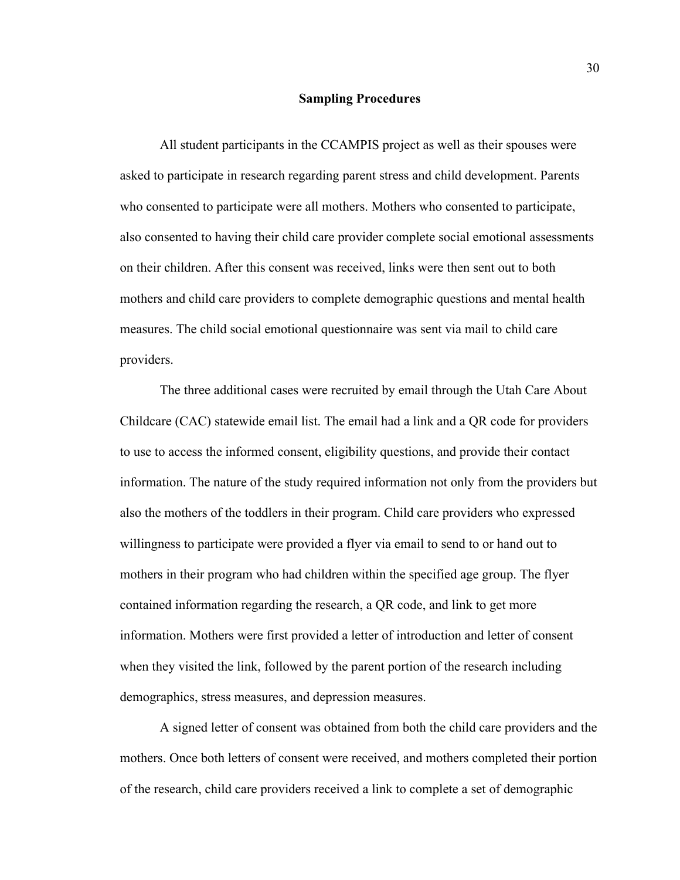## Sampling Procedures

All student participants in the CCAMPIS project as well as their spouses were asked to participate in research regarding parent stress and child development. Parents who consented to participate were all mothers. Mothers who consented to participate, also consented to having their child care provider complete social emotional assessments on their children. After this consent was received, links were then sent out to both mothers and child care providers to complete demographic questions and mental health measures. The child social emotional questionnaire was sent via mail to child care providers.

The three additional cases were recruited by email through the Utah Care About Childcare (CAC) statewide email list. The email had a link and a QR code for providers to use to access the informed consent, eligibility questions, and provide their contact information. The nature of the study required information not only from the providers but also the mothers of the toddlers in their program. Child care providers who expressed willingness to participate were provided a flyer via email to send to or hand out to mothers in their program who had children within the specified age group. The flyer contained information regarding the research, a QR code, and link to get more information. Mothers were first provided a letter of introduction and letter of consent when they visited the link, followed by the parent portion of the research including demographics, stress measures, and depression measures.

A signed letter of consent was obtained from both the child care providers and the mothers. Once both letters of consent were received, and mothers completed their portion of the research, child care providers received a link to complete a set of demographic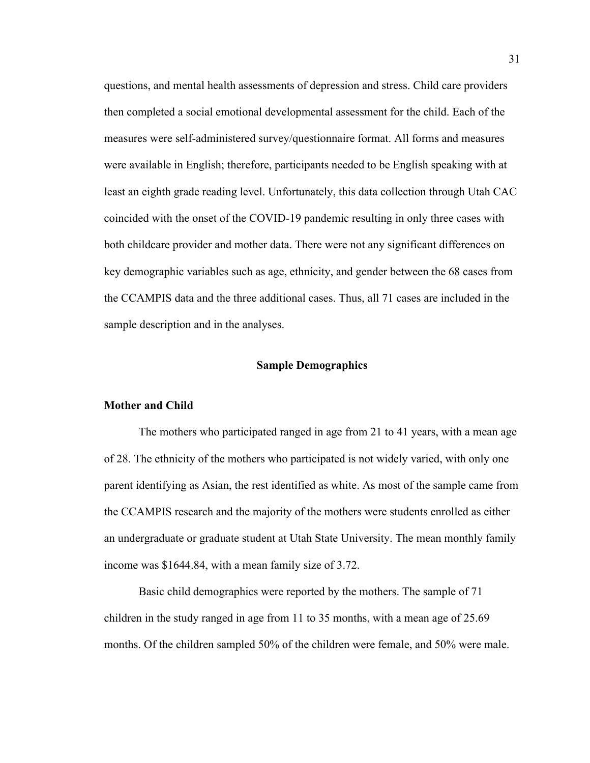questions, and mental health assessments of depression and stress. Child care providers then completed a social emotional developmental assessment for the child. Each of the measures were self-administered survey/questionnaire format. All forms and measures were available in English; therefore, participants needed to be English speaking with at least an eighth grade reading level. Unfortunately, this data collection through Utah CAC coincided with the onset of the COVID-19 pandemic resulting in only three cases with both childcare provider and mother data. There were not any significant differences on key demographic variables such as age, ethnicity, and gender between the 68 cases from the CCAMPIS data and the three additional cases. Thus, all 71 cases are included in the sample description and in the analyses.

## Sample Demographics

### Mother and Child

The mothers who participated ranged in age from 21 to 41 years, with a mean age of 28. The ethnicity of the mothers who participated is not widely varied, with only one parent identifying as Asian, the rest identified as white. As most of the sample came from the CCAMPIS research and the majority of the mothers were students enrolled as either an undergraduate or graduate student at Utah State University. The mean monthly family income was $1644.84, with a mean family size of 3.72.

Basic child demographics were reported by the mothers. The sample of 71 children in the study ranged in age from 11 to 35 months, with a mean age of 25.69 months. Of the children sampled 50% of the children were female, and 50% were male.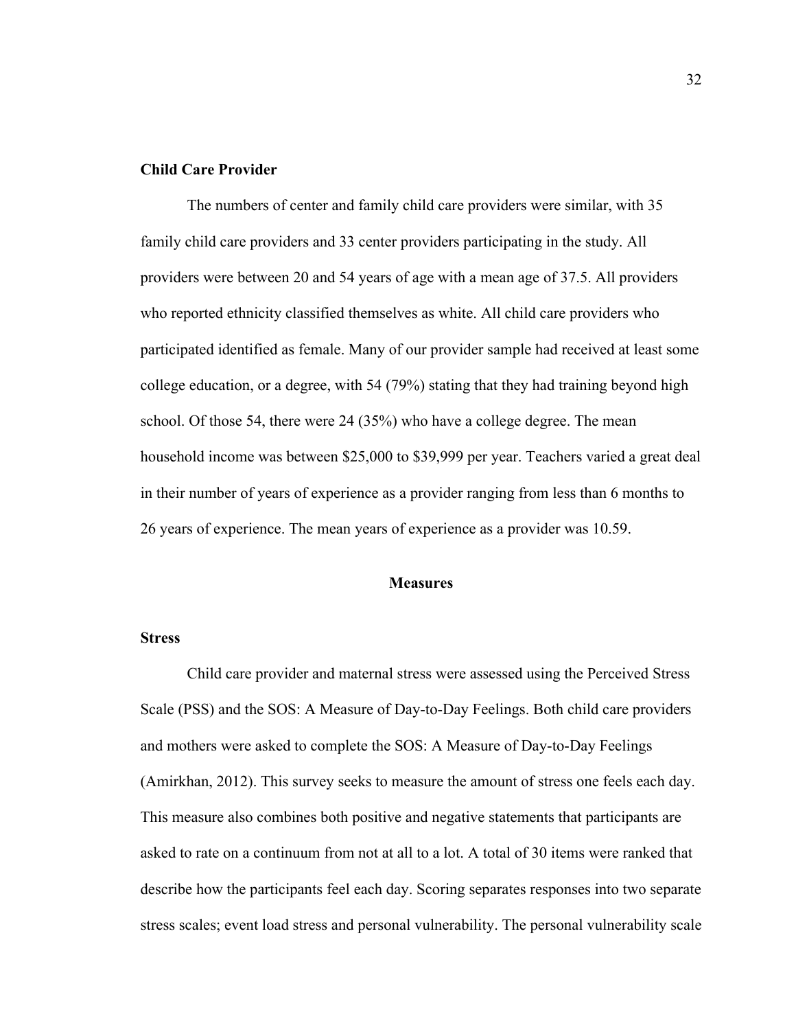### Child Care Provider

The numbers of center and family child care providers were similar, with 35 family child care providers and 33 center providers participating in the study. All providers were between 20 and 54 years of age with a mean age of 37.5. All providers who reported ethnicity classified themselves as white. All child care providers who participated identified as female. Many of our provider sample had received at least some college education, or a degree, with 54 (79%) stating that they had training beyond high school. Of those 54, there were 24 (35%) who have a college degree. The mean household income was between $25,000 to $39,999 per year. Teachers varied a great deal in their number of years of experience as a provider ranging from less than 6 months to 26 years of experience. The mean years of experience as a provider was 10.59.

## Measures

### Stress

Child care provider and maternal stress were assessed using the Perceived Stress Scale (PSS) and the SOS: A Measure of Day-to-Day Feelings. Both child care providers and mothers were asked to complete the SOS: A Measure of Day-to-Day Feelings (Amirkhan, 2012). This survey seeks to measure the amount of stress one feels each day. This measure also combines both positive and negative statements that participants are asked to rate on a continuum from not at all to a lot. A total of 30 items were ranked that describe how the participants feel each day. Scoring separates responses into two separate stress scales; event load stress and personal vulnerability. The personal vulnerability scale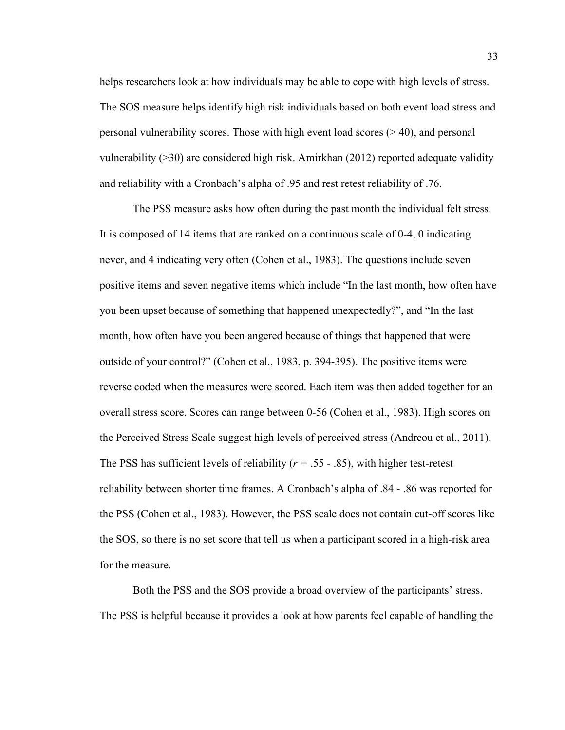helps researchers look at how individuals may be able to cope with high levels of stress. The SOS measure helps identify high risk individuals based on both event load stress and personal vulnerability scores. Those with high event load scores (> 40), and personal vulnerability (>30) are considered high risk. Amirkhan (2012) reported adequate validity and reliability with a Cronbach's alpha of .95 and rest retest reliability of .76.

The PSS measure asks how often during the past month the individual felt stress. It is composed of 14 items that are ranked on a continuous scale of 0-4, 0 indicating never, and 4 indicating very often (Cohen et al., 1983). The questions include seven positive items and seven negative items which include "In the last month, how often have you been upset because of something that happened unexpectedly?", and "In the last month, how often have you been angered because of things that happened that were outside of your control?" (Cohen et al., 1983, p. 394-395). The positive items were reverse coded when the measures were scored. Each item was then added together for an overall stress score. Scores can range between 0-56 (Cohen et al., 1983). High scores on the Perceived Stress Scale suggest high levels of perceived stress (Andreou et al., 2011). The PSS has sufficient levels of reliability ($r$ = .55 - .85), with higher test-retest reliability between shorter time frames. A Cronbach's alpha of .84 - .86 was reported for the PSS (Cohen et al., 1983). However, the PSS scale does not contain cut-off scores like the SOS, so there is no set score that tell us when a participant scored in a high-risk area for the measure.

Both the PSS and the SOS provide a broad overview of the participants' stress. The PSS is helpful because it provides a look at how parents feel capable of handling the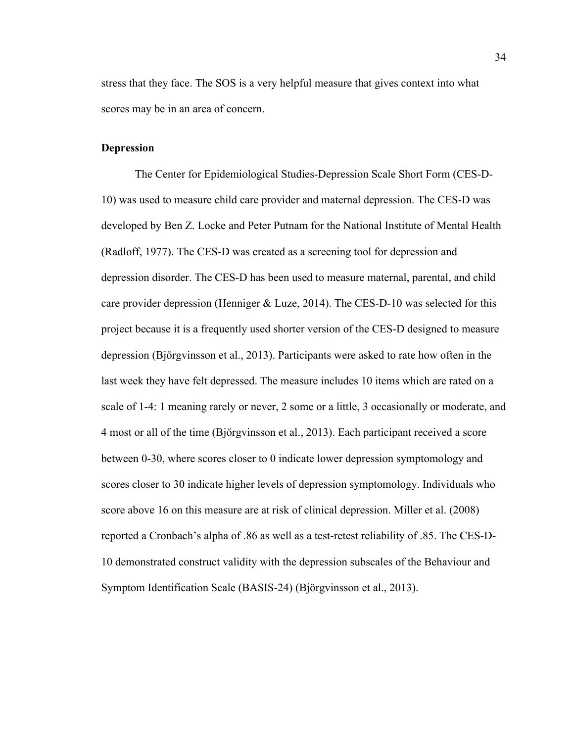stress that they face. The SOS is a very helpful measure that gives context into what scores may be in an area of concern.

**Depression**

The Center for Epidemiological Studies-Depression Scale Short Form (CES-D-10) was used to measure child care provider and maternal depression. The CES-D was developed by Ben Z. Locke and Peter Putnam for the National Institute of Mental Health (Radloff, 1977). The CES-D was created as a screening tool for depression and depression disorder. The CES-D has been used to measure maternal, parental, and child care provider depression (Henniger & Luze, 2014). The CES-D-10 was selected for this project because it is a frequently used shorter version of the CES-D designed to measure depression (Björgvinsson et al., 2013). Participants were asked to rate how often in the last week they have felt depressed. The measure includes 10 items which are rated on a scale of 1-4: 1 meaning rarely or never, 2 some or a little, 3 occasionally or moderate, and 4 most or all of the time (Björgvinsson et al., 2013). Each participant received a score between 0-30, where scores closer to 0 indicate lower depression symptomology and scores closer to 30 indicate higher levels of depression symptomology. Individuals who score above 16 on this measure are at risk of clinical depression. Miller et al. (2008) reported a Cronbach's alpha of .86 as well as a test-retest reliability of .85. The CES-D-10 demonstrated construct validity with the depression subscales of the Behaviour and Symptom Identification Scale (BASIS-24) (Björgvinsson et al., 2013).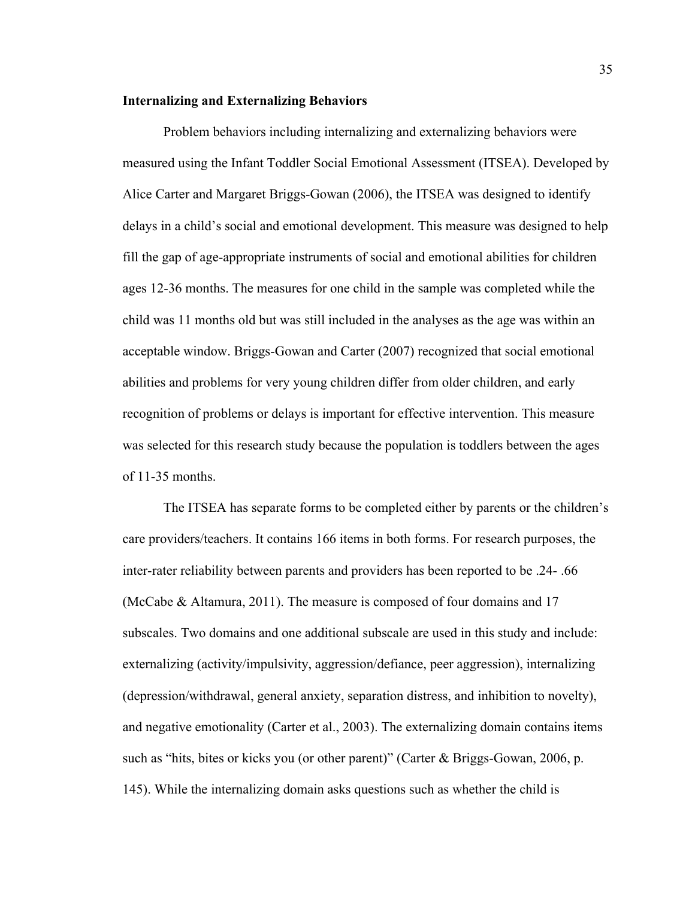**Internalizing and Externalizing Behaviors**

Problem behaviors including internalizing and externalizing behaviors were measured using the Infant Toddler Social Emotional Assessment (ITSEA). Developed by Alice Carter and Margaret Briggs-Gowan (2006), the ITSEA was designed to identify delays in a child's social and emotional development. This measure was designed to help fill the gap of age-appropriate instruments of social and emotional abilities for children ages 12-36 months. The measures for one child in the sample was completed while the child was 11 months old but was still included in the analyses as the age was within an acceptable window. Briggs-Gowan and Carter (2007) recognized that social emotional abilities and problems for very young children differ from older children, and early recognition of problems or delays is important for effective intervention. This measure was selected for this research study because the population is toddlers between the ages of 11-35 months.

The ITSEA has separate forms to be completed either by parents or the children's care providers/teachers. It contains 166 items in both forms. For research purposes, the inter-rater reliability between parents and providers has been reported to be .24- .66 (McCabe & Altamura, 2011). The measure is composed of four domains and 17 subscales. Two domains and one additional subscale are used in this study and include: externalizing (activity/impulsivity, aggression/defiance, peer aggression), internalizing (depression/withdrawal, general anxiety, separation distress, and inhibition to novelty), and negative emotionality (Carter et al., 2003). The externalizing domain contains items such as "hits, bites or kicks you (or other parent)" (Carter & Briggs-Gowan, 2006, p. 145). While the internalizing domain asks questions such as whether the child is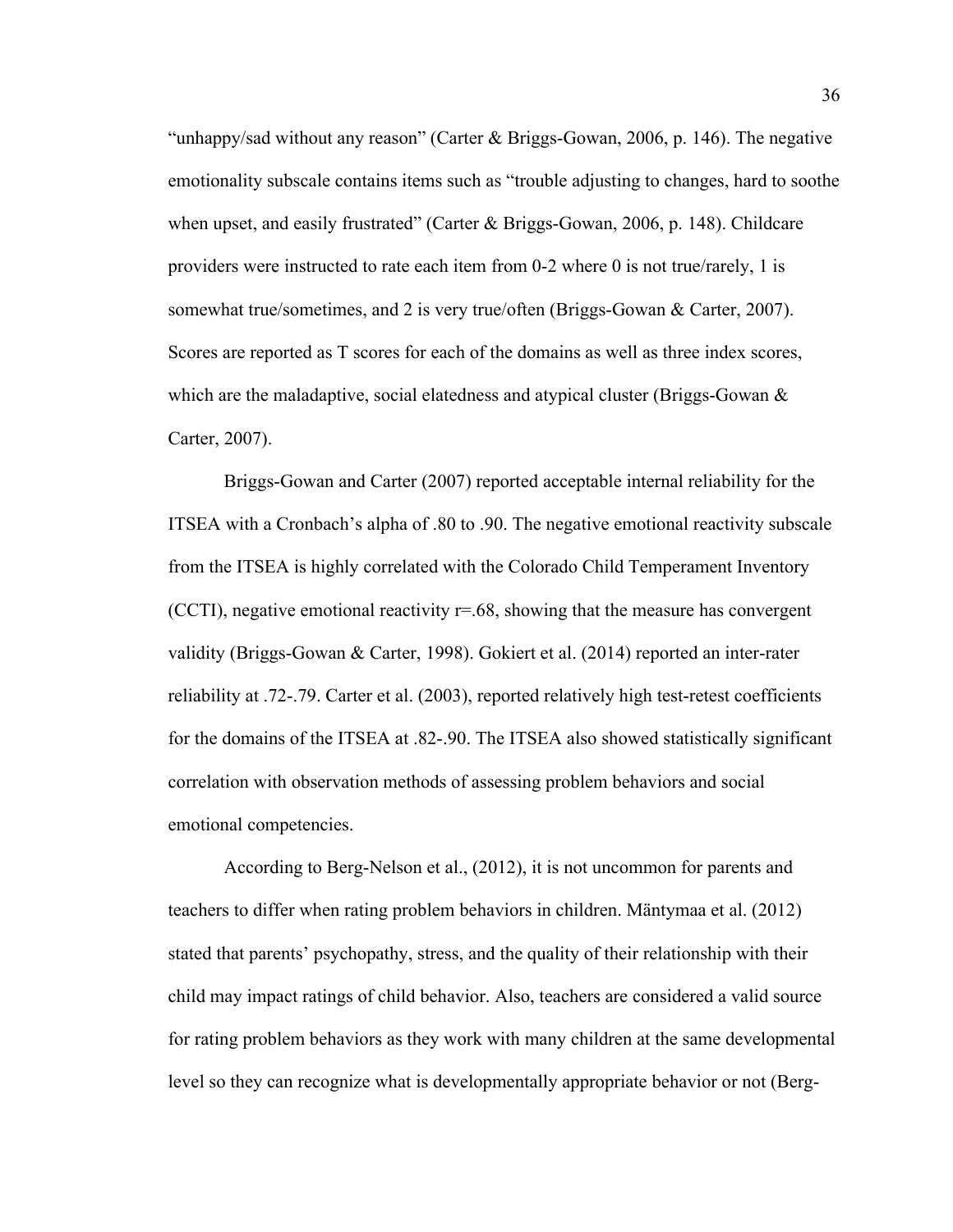"unhappy/sad without any reason" (Carter & Briggs-Gowan, 2006, p. 146). The negative emotionality subscale contains items such as "trouble adjusting to changes, hard to soothe when upset, and easily frustrated" (Carter & Briggs-Gowan, 2006, p. 148). Childcare providers were instructed to rate each item from 0-2 where 0 is not true/rarely, 1 is somewhat true/sometimes, and 2 is very true/often (Briggs-Gowan & Carter, 2007). Scores are reported as T scores for each of the domains as well as three index scores, which are the maladaptive, social elatedness and atypical cluster (Briggs-Gowan & Carter, 2007).

Briggs-Gowan and Carter (2007) reported acceptable internal reliability for the ITSEA with a Cronbach's alpha of .80 to .90. The negative emotional reactivity subscale from the ITSEA is highly correlated with the Colorado Child Temperament Inventory (CCTI), negative emotional reactivity r=.68, showing that the measure has convergent validity (Briggs-Gowan & Carter, 1998). Gokiert et al. (2014) reported an inter-rater reliability at .72-.79. Carter et al. (2003), reported relatively high test-retest coefficients for the domains of the ITSEA at .82-.90. The ITSEA also showed statistically significant correlation with observation methods of assessing problem behaviors and social emotional competencies.

According to Berg-Nelson et al., (2012), it is not uncommon for parents and teachers to differ when rating problem behaviors in children. Mäntymaa et al. (2012) stated that parents' psychopathy, stress, and the quality of their relationship with their child may impact ratings of child behavior. Also, teachers are considered a valid source for rating problem behaviors as they work with many children at the same developmental level so they can recognize what is developmentally appropriate behavior or not (Berg-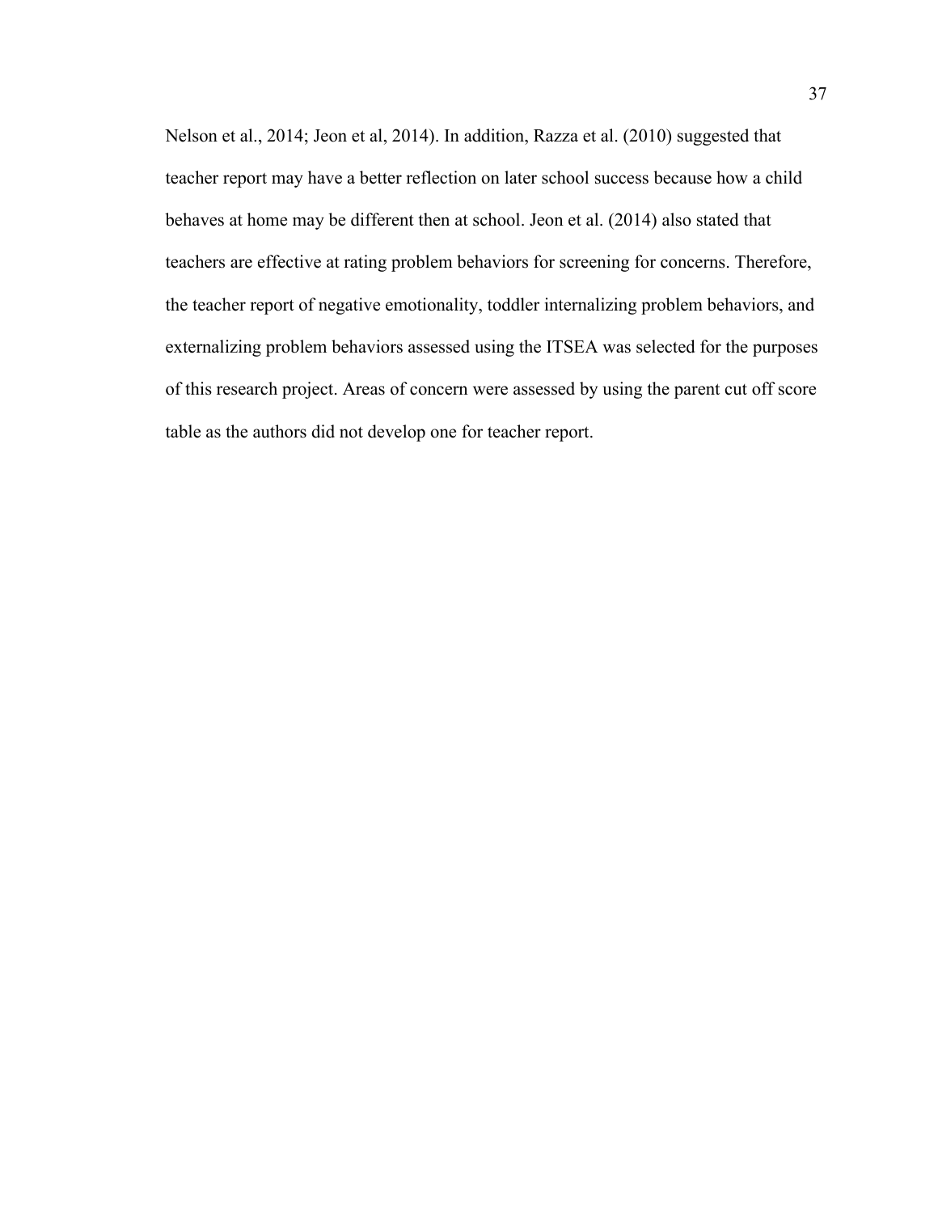Nelson et al., 2014; Jeon et al, 2014). In addition, Razza et al. (2010) suggested that teacher report may have a better reflection on later school success because how a child behaves at home may be different then at school. Jeon et al. (2014) also stated that teachers are effective at rating problem behaviors for screening for concerns. Therefore, the teacher report of negative emotionality, toddler internalizing problem behaviors, and externalizing problem behaviors assessed using the ITSEA was selected for the purposes of this research project. Areas of concern were assessed by using the parent cut off score table as the authors did not develop one for teacher report.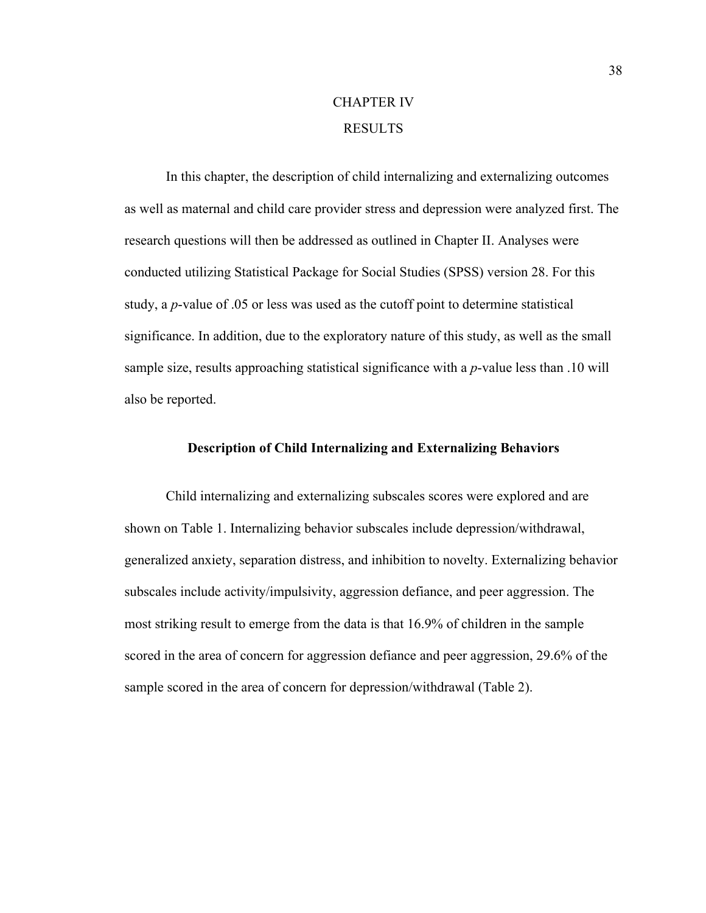# CHAPTER IV

# RESULTS

In this chapter, the description of child internalizing and externalizing outcomes as well as maternal and child care provider stress and depression were analyzed first. The research questions will then be addressed as outlined in Chapter II. Analyses were conducted utilizing Statistical Package for Social Studies (SPSS) version 28. For this study, a *p*-value of .05 or less was used as the cutoff point to determine statistical significance. In addition, due to the exploratory nature of this study, as well as the small sample size, results approaching statistical significance with a *p*-value less than .10 will also be reported.

## Description of Child Internalizing and Externalizing Behaviors

Child internalizing and externalizing subscales scores were explored and are shown on Table 1. Internalizing behavior subscales include depression/withdrawal, generalized anxiety, separation distress, and inhibition to novelty. Externalizing behavior subscales include activity/impulsivity, aggression defiance, and peer aggression. The most striking result to emerge from the data is that 16.9% of children in the sample scored in the area of concern for aggression defiance and peer aggression, 29.6% of the sample scored in the area of concern for depression/withdrawal (Table 2).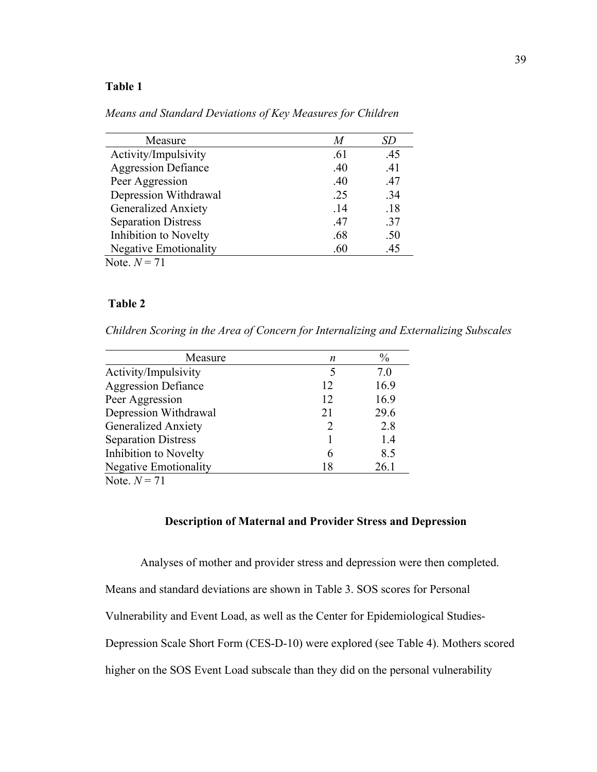**Table 1**

*Means and Standard Deviations of Key Measures for Children*

| Measure | *M* | *SD* |
|---|---|---|
| Activity/Impulsivity | .61 | .45 |
| Aggression Defiance | .40 | .41 |
| Peer Aggression | .40 | .47 |
| Depression Withdrawal | .25 | .34 |
| Generalized Anxiety | .14 | .18 |
| Separation Distress | .47 | .37 |
| Inhibition to Novelty | .68 | .50 |
| Negative Emotionality | .60 | .45 |

Note. *N* = 71

**Table 2**

*Children Scoring in the Area of Concern for Internalizing and Externalizing Subscales*

| Measure | *n* | % |
|---|---|---|
| Activity/Impulsivity | 5 | 7.0 |
| Aggression Defiance | 12 | 16.9 |
| Peer Aggression | 12 | 16.9 |
| Depression Withdrawal | 21 | 29.6 |
| Generalized Anxiety | 2 | 2.8 |
| Separation Distress | 1 | 1.4 |
| Inhibition to Novelty | 6 | 8.5 |
| Negative Emotionality | 18 | 26.1 |

Note. *N* = 71

## Description of Maternal and Provider Stress and Depression

Analyses of mother and provider stress and depression were then completed. Means and standard deviations are shown in Table 3. SOS scores for Personal Vulnerability and Event Load, as well as the Center for Epidemiological Studies-Depression Scale Short Form (CES-D-10) were explored (see Table 4). Mothers scored higher on the SOS Event Load subscale than they did on the personal vulnerability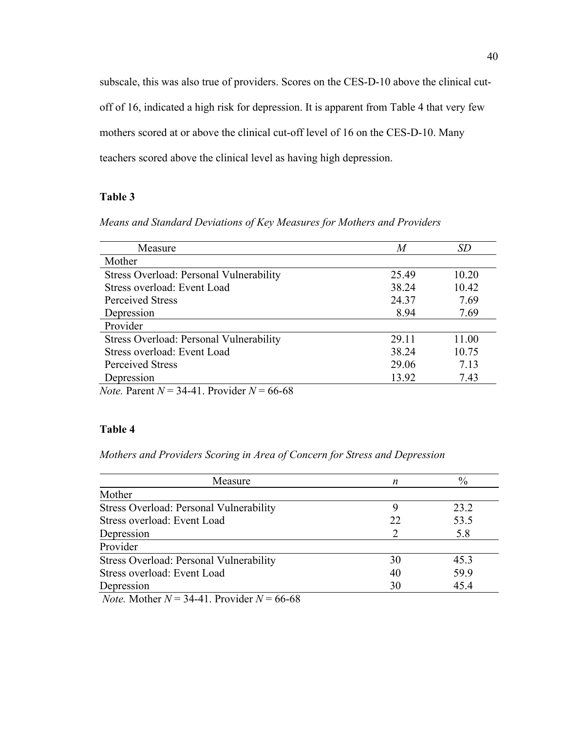subscale, this was also true of providers. Scores on the CES-D-10 above the clinical cut-off of 16, indicated a high risk for depression. It is apparent from Table 4 that very few mothers scored at or above the clinical cut-off level of 16 on the CES-D-10. Many teachers scored above the clinical level as having high depression.

**Table 3**

*Means and Standard Deviations of Key Measures for Mothers and Providers*

| Measure | *M* | *SD* |
|---|---|---|
| Mother | | |
| Stress Overload: Personal Vulnerability | 25.49 | 10.20 |
| Stress overload: Event Load | 38.24 | 10.42 |
| Perceived Stress | 24.37 | 7.69 |
| Depression | 8.94 | 7.69 |
| Provider | | |
| Stress Overload: Personal Vulnerability | 29.11 | 11.00 |
| Stress overload: Event Load | 38.24 | 10.75 |
| Perceived Stress | 29.06 | 7.13 |
| Depression | 13.92 | 7.43 |

*Note.* Parent $N$ = 34-41. Provider $N$ = 66-68

**Table 4**

*Mothers and Providers Scoring in Area of Concern for Stress and Depression*

| Measure | *n* | % |
|---|---|---|
| Mother | | |
| Stress Overload: Personal Vulnerability | 9 | 23.2 |
| Stress overload: Event Load | 22 | 53.5 |
| Depression | 2 | 5.8 |
| Provider | | |
| Stress Overload: Personal Vulnerability | 30 | 45.3 |
| Stress overload: Event Load | 40 | 59.9 |
| Depression | 30 | 45.4 |

*Note.* Mother $N$ = 34-41. Provider $N$ = 66-68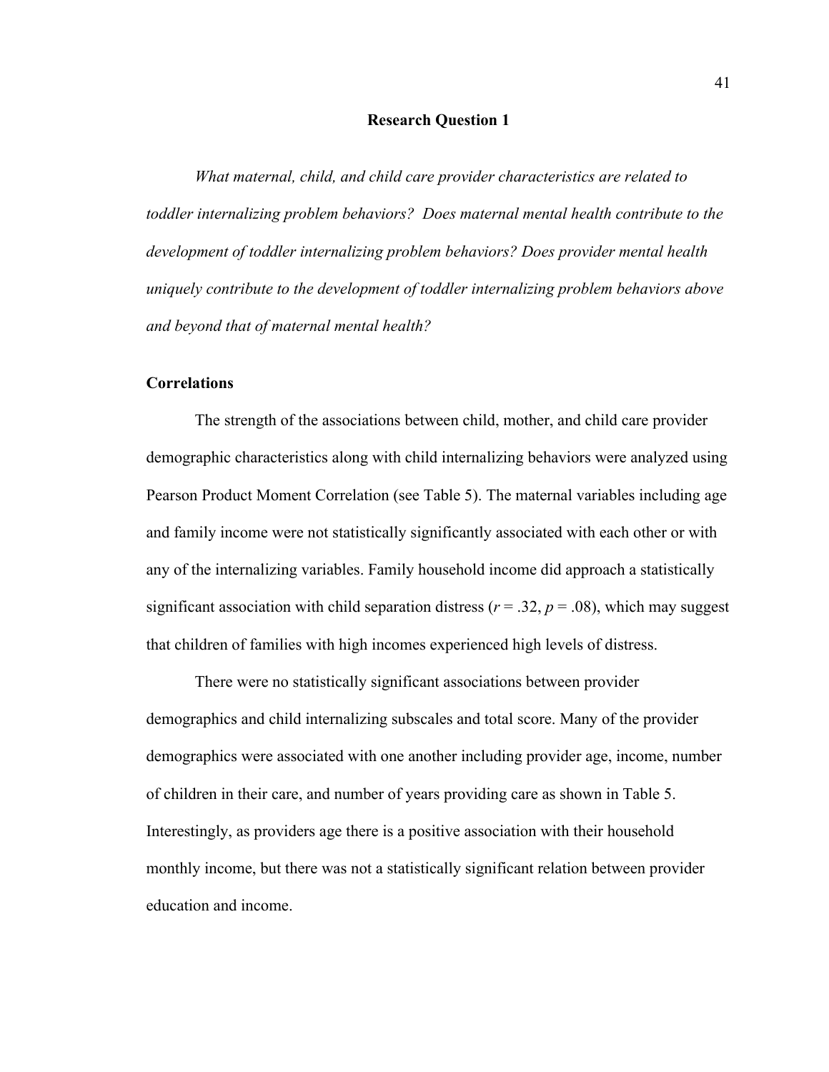## Research Question 1

*What maternal, child, and child care provider characteristics are related to toddler internalizing problem behaviors? Does maternal mental health contribute to the development of toddler internalizing problem behaviors? Does provider mental health uniquely contribute to the development of toddler internalizing problem behaviors above and beyond that of maternal mental health?*

### Correlations

The strength of the associations between child, mother, and child care provider demographic characteristics along with child internalizing behaviors were analyzed using Pearson Product Moment Correlation (see Table 5). The maternal variables including age and family income were not statistically significantly associated with each other or with any of the internalizing variables. Family household income did approach a statistically significant association with child separation distress ($r = .32$, $p = .08$), which may suggest that children of families with high incomes experienced high levels of distress.

There were no statistically significant associations between provider demographics and child internalizing subscales and total score. Many of the provider demographics were associated with one another including provider age, income, number of children in their care, and number of years providing care as shown in Table 5. Interestingly, as providers age there is a positive association with their household monthly income, but there was not a statistically significant relation between provider education and income.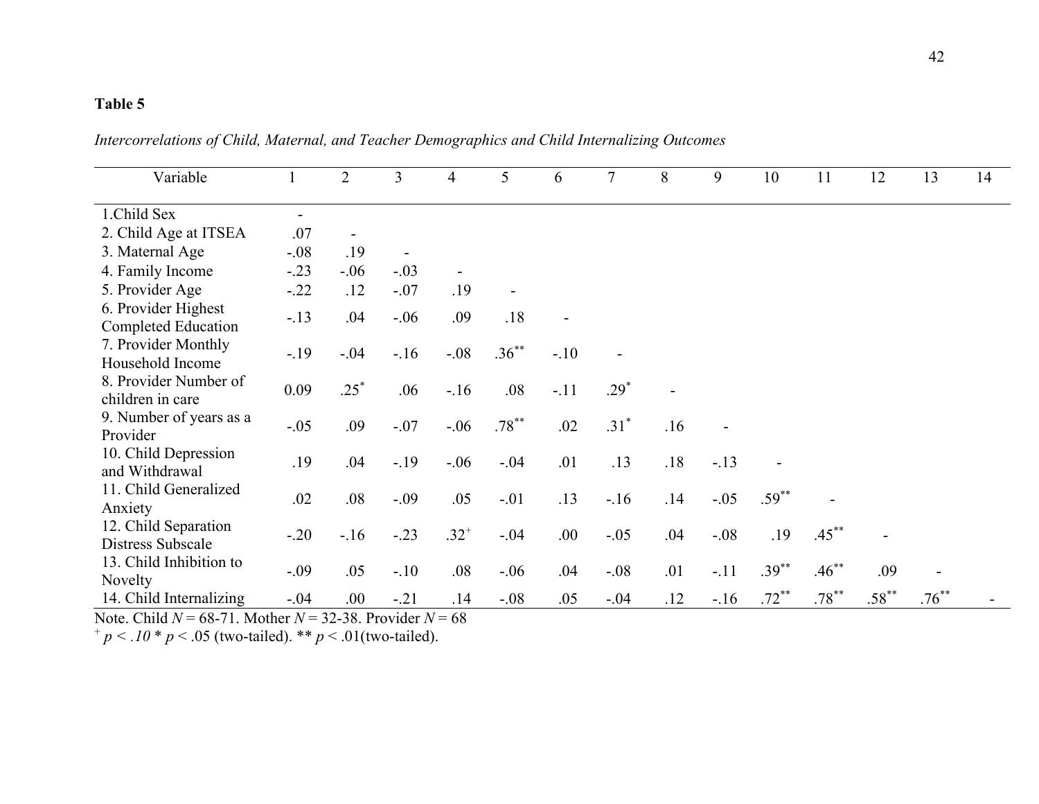**Table 5**

*Intercorrelations of Child, Maternal, and Teacher Demographics and Child Internalizing Outcomes*

| Variable | 1 | 2 | 3 | 4 | 5 | 6 | 7 | 8 | 9 | 10 | 11 | 12 | 13 | 14 |
|---|---|---|---|---|---|---|---|---|---|---|---|---|---|---|
| 1.Child Sex | - | | | | | | | | | | | | | |
| 2. Child Age at ITSEA | .07 | - | | | | | | | | | | | | |
| 3. Maternal Age | -.08 | .19 | - | | | | | | | | | | | |
| 4. Family Income | -.23 | -.06 | -.03 | - | | | | | | | | | | |
| 5. Provider Age | -.22 | .12 | -.07 | .19 | - | | | | | | | | | |
| 6. Provider Highest Completed Education | -.13 | .04 | -.06 | .09 | .18 | - | | | | | | | | |
| 7. Provider Monthly Household Income | -.19 | -.04 | -.16 | -.08 | .36** | -.10 | - | | | | | | | |
| 8. Provider Number of children in care | 0.09 | .25* | .06 | -.16 | .08 | -.11 | .29* | - | | | | | | |
| 9. Number of years as a Provider | -.05 | .09 | -.07 | -.06 | .78** | .02 | .31* | .16 | - | | | | | |
| 10. Child Depression and Withdrawal | .19 | .04 | -.19 | -.06 | -.04 | .01 | .13 | .18 | -.13 | - | | | | |
| 11. Child Generalized Anxiety | .02 | .08 | -.09 | .05 | -.01 | .13 | -.16 | .14 | -.05 | .59** | - | | | |
| 12. Child Separation Distress Subscale | -.20 | -.16 | -.23 | .32+ | -.04 | .00 | -.05 | .04 | -.08 | .19 | .45** | - | | |
| 13. Child Inhibition to Novelty | -.09 | .05 | -.10 | .08 | -.06 | .04 | -.08 | .01 | -.11 | .39** | .46** | .09 | - | |
| 14. Child Internalizing | -.04 | .00 | -.21 | .14 | -.08 | .05 | -.04 | .12 | -.16 | .72** | .78** | .58** | .76** | - |

Note. Child $N$ = 68-71. Mother $N$ = 32-38. Provider $N$ = 68

+ $p < .10$ * $p < .05$ (two-tailed). ** $p < .01$(two-tailed).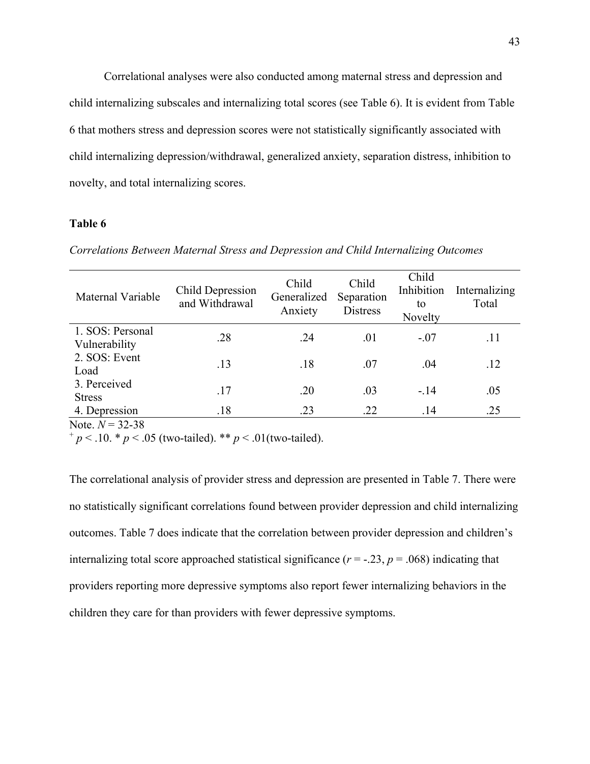Correlational analyses were also conducted among maternal stress and depression and child internalizing subscales and internalizing total scores (see Table 6). It is evident from Table 6 that mothers stress and depression scores were not statistically significantly associated with child internalizing depression/withdrawal, generalized anxiety, separation distress, inhibition to novelty, and total internalizing scores.

**Table 6**

*Correlations Between Maternal Stress and Depression and Child Internalizing Outcomes*

| Maternal Variable | Child Depression and Withdrawal | Child Generalized Anxiety | Child Separation Distress | Child Inhibition to Novelty | Internalizing Total |
|---|---|---|---|---|---|
| 1. SOS: Personal Vulnerability | .28 | .24 | .01 | -.07 | .11 |
| 2. SOS: Event Load | .13 | .18 | .07 | .04 | .12 |
| 3. Perceived Stress | .17 | .20 | .03 | -.14 | .05 |
| 4. Depression | .18 | .23 | .22 | .14 | .25 |

Note. $N$ = 32-38

$^{+}$ $p < .10$. * $p < .05$ (two-tailed). ** $p < .01$(two-tailed).

The correlational analysis of provider stress and depression are presented in Table 7. There were no statistically significant correlations found between provider depression and child internalizing outcomes. Table 7 does indicate that the correlation between provider depression and children's internalizing total score approached statistical significance ($r$ = -.23, $p$ = .068) indicating that providers reporting more depressive symptoms also report fewer internalizing behaviors in the children they care for than providers with fewer depressive symptoms.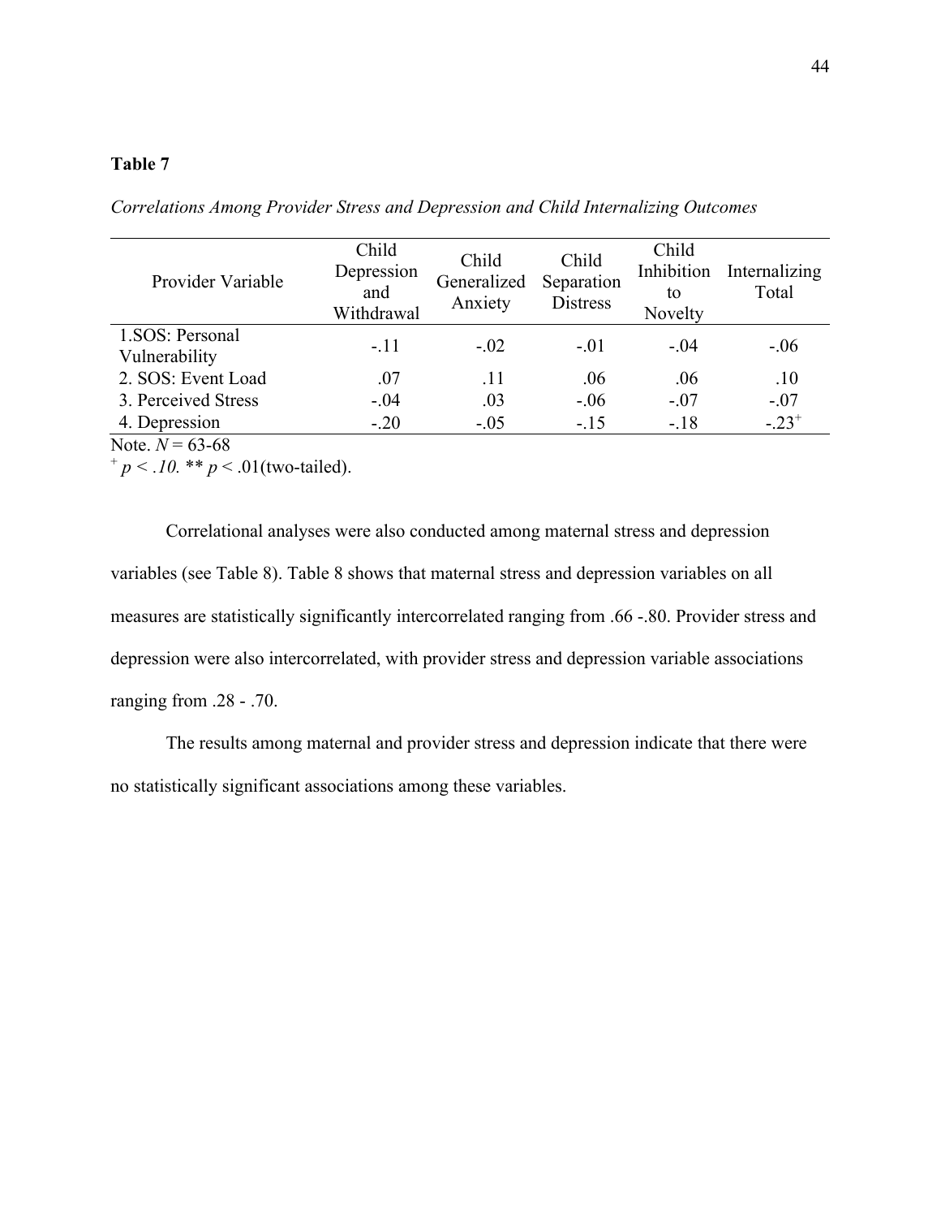**Table 7**

*Correlations Among Provider Stress and Depression and Child Internalizing Outcomes*

| Provider Variable | Child Depression and Withdrawal | Child Generalized Anxiety | Child Separation Distress | Child Inhibition to Novelty | Internalizing Total |
|---|---|---|---|---|---|
| 1.SOS: Personal Vulnerability | -.11 | -.02 | -.01 | -.04 | -.06 |
| 2. SOS: Event Load | .07 | .11 | .06 | .06 | .10 |
| 3. Perceived Stress | -.04 | .03 | -.06 | -.07 | -.07 |
| 4. Depression | -.20 | -.05 | -.15 | -.18 | $-.23^{+}$ |

Note. *N* = 63-68

$^{+}$ *p* < *.10.* ** *p* < .01(two-tailed).

Correlational analyses were also conducted among maternal stress and depression variables (see Table 8). Table 8 shows that maternal stress and depression variables on all measures are statistically significantly intercorrelated ranging from .66 -.80. Provider stress and depression were also intercorrelated, with provider stress and depression variable associations ranging from .28 - .70.

The results among maternal and provider stress and depression indicate that there were no statistically significant associations among these variables.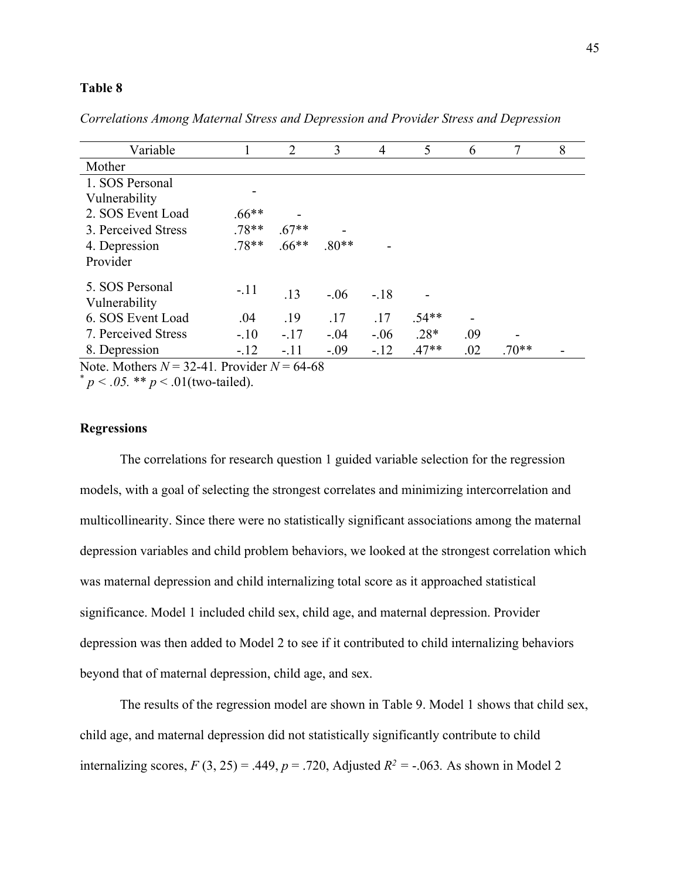**Table 8**

*Correlations Among Maternal Stress and Depression and Provider Stress and Depression*

| Variable | 1 | 2 | 3 | 4 | 5 | 6 | 7 | 8 |
|---|---|---|---|---|---|---|---|---|
| Mother | | | | | | | | |
| 1. SOS Personal Vulnerability | - | | | | | | | |
| 2. SOS Event Load | .66** | - | | | | | | |
| 3. Perceived Stress | .78** | .67** | - | | | | | |
| 4. Depression | .78** | .66** | .80** | - | | | | |
| Provider | | | | | | | | |
| 5. SOS Personal Vulnerability | -.11 | .13 | -.06 | -.18 | - | | | |
| 6. SOS Event Load | .04 | .19 | .17 | .17 | .54** | - | | |
| 7. Perceived Stress | -.10 | -.17 | -.04 | -.06 | .28* | .09 | - | |
| 8. Depression | -.12 | -.11 | -.09 | -.12 | .47** | .02 | .70** | - |

Note. Mothers $N$ = 32-41. Provider $N$ = 64-68
\* $p < .05$. ** $p < .01$(two-tailed).

**Regressions**

The correlations for research question 1 guided variable selection for the regression models, with a goal of selecting the strongest correlates and minimizing intercorrelation and multicollinearity. Since there were no statistically significant associations among the maternal depression variables and child problem behaviors, we looked at the strongest correlation which was maternal depression and child internalizing total score as it approached statistical significance. Model 1 included child sex, child age, and maternal depression. Provider depression was then added to Model 2 to see if it contributed to child internalizing behaviors beyond that of maternal depression, child age, and sex.

The results of the regression model are shown in Table 9. Model 1 shows that child sex, child age, and maternal depression did not statistically significantly contribute to child internalizing scores, $F$ (3, 25) = .449, $p$ = .720, Adjusted $R^2$ = -.063. As shown in Model 2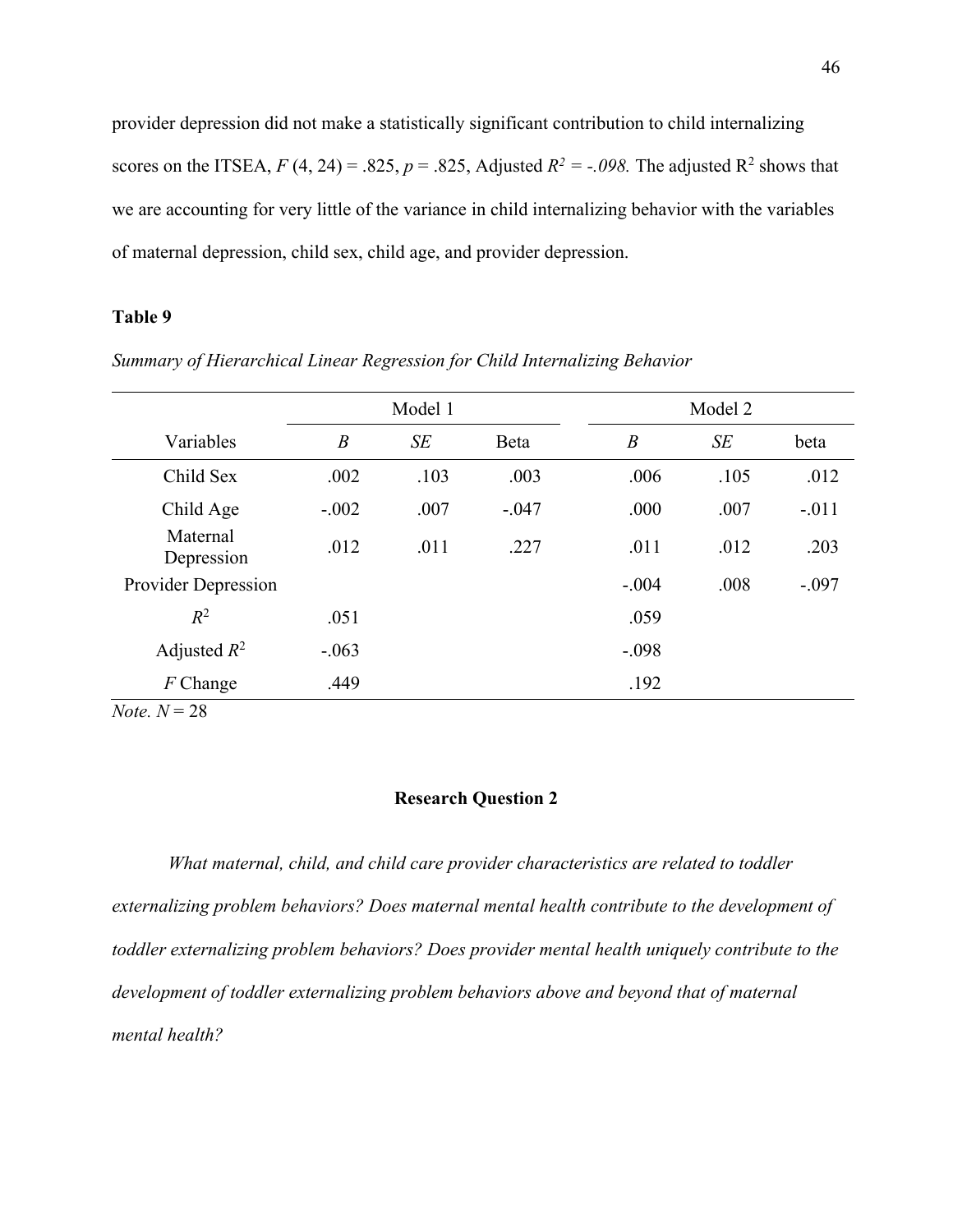provider depression did not make a statistically significant contribution to child internalizing scores on the ITSEA, $F$ (4, 24) = .825, $p$ = .825, Adjusted $R^2$ = *-.098.* The adjusted $R^2$ shows that we are accounting for very little of the variance in child internalizing behavior with the variables of maternal depression, child sex, child age, and provider depression.

**Table 9**

*Summary of Hierarchical Linear Regression for Child Internalizing Behavior*

| | Model 1 | | | Model 2 | | |
|---|---|---|---|---|---|---|
| Variables | *B* | *SE* | Beta | *B* | *SE* | beta |
| Child Sex | .002 | .103 | .003 | .006 | .105 | .012 |
| Child Age | -.002 | .007 | -.047 | .000 | .007 | -.011 |
| Maternal Depression | .012 | .011 | .227 | .011 | .012 | .203 |
| Provider Depression | | | | -.004 | .008 | -.097 |
| $R^2$ | .051 | | | .059 | | |
| Adjusted $R^2$ | -.063 | | | -.098 | | |
| $F$ Change | .449 | | | .192 | | |

*Note.* $N$ = 28

**Research Question 2**

*What maternal, child, and child care provider characteristics are related to toddler externalizing problem behaviors? Does maternal mental health contribute to the development of toddler externalizing problem behaviors? Does provider mental health uniquely contribute to the development of toddler externalizing problem behaviors above and beyond that of maternal mental health?*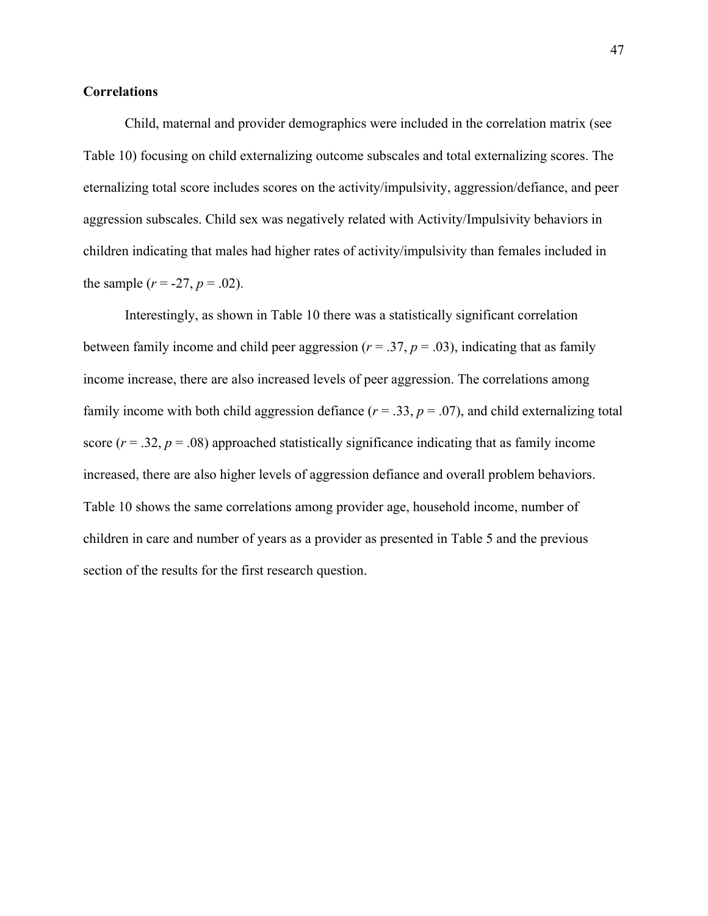**Correlations**

Child, maternal and provider demographics were included in the correlation matrix (see Table 10) focusing on child externalizing outcome subscales and total externalizing scores. The eternalizing total score includes scores on the activity/impulsivity, aggression/defiance, and peer aggression subscales. Child sex was negatively related with Activity/Impulsivity behaviors in children indicating that males had higher rates of activity/impulsivity than females included in the sample ($r$ = -27, $p$ = .02).

Interestingly, as shown in Table 10 there was a statistically significant correlation between family income and child peer aggression ($r$ = .37, $p$ = .03), indicating that as family income increase, there are also increased levels of peer aggression. The correlations among family income with both child aggression defiance ($r$ = .33, $p$ = .07), and child externalizing total score ($r$ = .32, $p$ = .08) approached statistically significance indicating that as family income increased, there are also higher levels of aggression defiance and overall problem behaviors. Table 10 shows the same correlations among provider age, household income, number of children in care and number of years as a provider as presented in Table 5 and the previous section of the results for the first research question.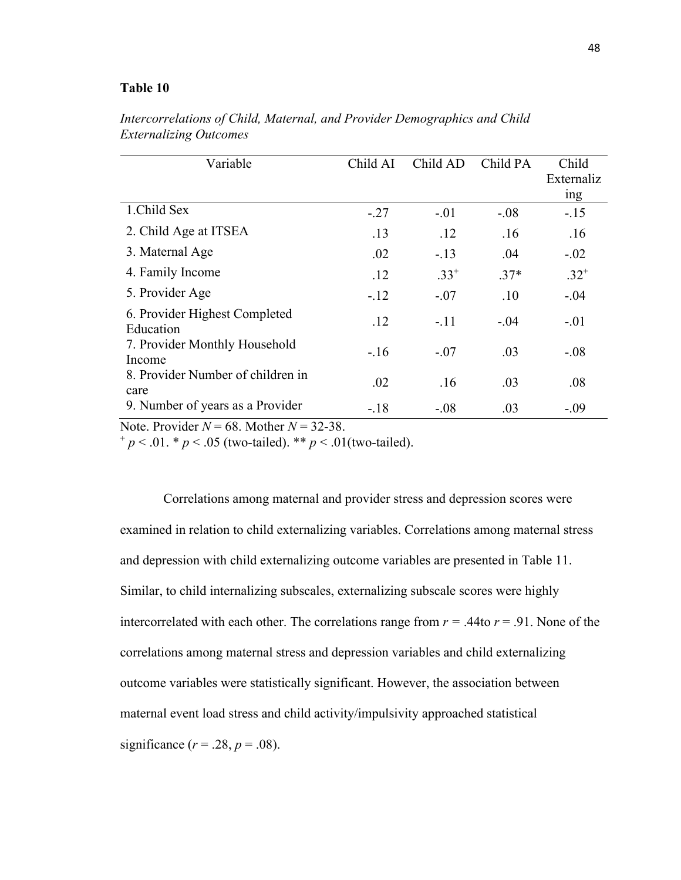**Table 10**

*Intercorrelations of Child, Maternal, and Provider Demographics and Child Externalizing Outcomes*

| Variable | Child AI | Child AD | Child PA | Child Externalizing |
|---|---|---|---|---|
| 1.Child Sex | -.27 | -.01 | -.08 | -.15 |
| 2. Child Age at ITSEA | .13 | .12 | .16 | .16 |
| 3. Maternal Age | .02 | -.13 | .04 | -.02 |
| 4. Family Income | .12 | .33[+] | .37* | .32[+] |
| 5. Provider Age | -.12 | -.07 | .10 | -.04 |
| 6. Provider Highest Completed Education | .12 | -.11 | -.04 | -.01 |
| 7. Provider Monthly Household Income | -.16 | -.07 | .03 | -.08 |
| 8. Provider Number of children in care | .02 | .16 | .03 | .08 |
| 9. Number of years as a Provider | -.18 | -.08 | .03 | -.09 |

Note. Provider $N = 68$. Mother $N = 32$-38.
[+] $p < .01$. * $p < .05$ (two-tailed). ** $p < .01$(two-tailed).

Correlations among maternal and provider stress and depression scores were examined in relation to child externalizing variables. Correlations among maternal stress and depression with child externalizing outcome variables are presented in Table 11. Similar, to child internalizing subscales, externalizing subscale scores were highly intercorrelated with each other. The correlations range from $r = .44$to $r = .91$. None of the correlations among maternal stress and depression variables and child externalizing outcome variables were statistically significant. However, the association between maternal event load stress and child activity/impulsivity approached statistical significance ($r = .28$, $p = .08$).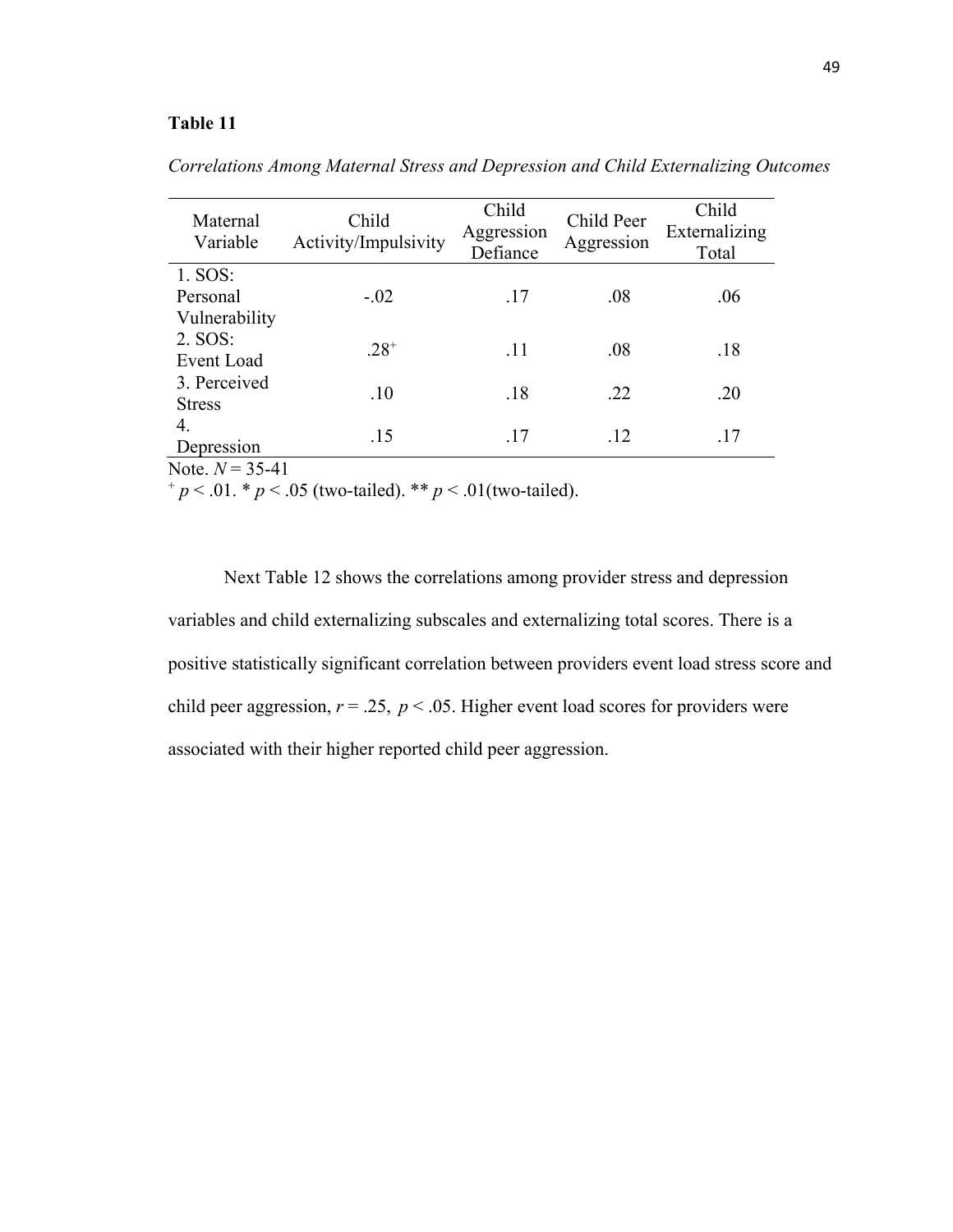**Table 11**

*Correlations Among Maternal Stress and Depression and Child Externalizing Outcomes*

| Maternal Variable | Child Activity/Impulsivity | Child Aggression Defiance | Child Peer Aggression | Child Externalizing Total |
|---|---|---|---|---|
| 1. SOS: Personal Vulnerability | -.02 | .17 | .08 | .06 |
| 2. SOS: Event Load | .28⁺ | .11 | .08 | .18 |
| 3. Perceived Stress | .10 | .18 | .22 | .20 |
| 4. Depression | .15 | .17 | .12 | .17 |

Note. *N* = 35-41
⁺ $p < .01$. * $p < .05$ (two-tailed). ** $p < .01$(two-tailed).

Next Table 12 shows the correlations among provider stress and depression variables and child externalizing subscales and externalizing total scores. There is a positive statistically significant correlation between providers event load stress score and child peer aggression, $r = .25$, $p < .05$. Higher event load scores for providers were associated with their higher reported child peer aggression.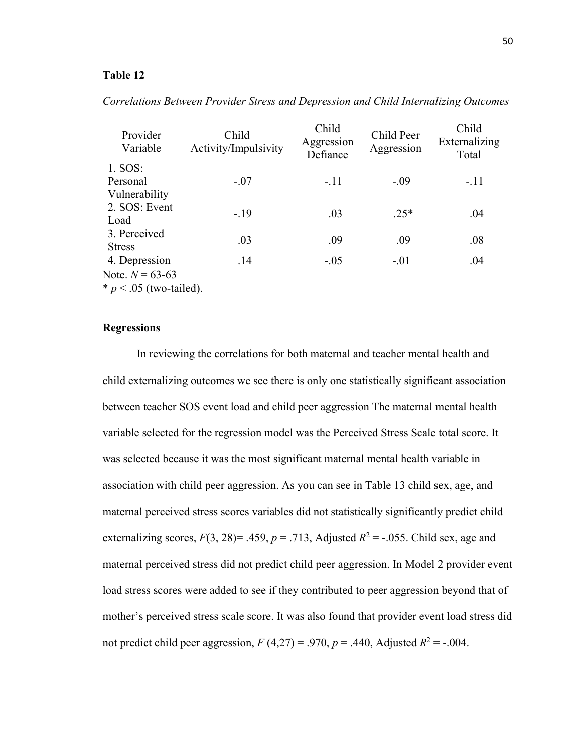**Table 12**

*Correlations Between Provider Stress and Depression and Child Internalizing Outcomes*

| Provider Variable | Child Activity/Impulsivity | Child Aggression Defiance | Child Peer Aggression | Child Externalizing Total |
|---|---|---|---|---|
| 1. SOS: Personal Vulnerability | -.07 | -.11 | -.09 | -.11 |
| 2. SOS: Event Load | -.19 | .03 | .25* | .04 |
| 3. Perceived Stress | .03 | .09 | .09 | .08 |
| 4. Depression | .14 | -.05 | -.01 | .04 |

Note. $N$ = 63-63

* $p$ < .05 (two-tailed).

**Regressions**

In reviewing the correlations for both maternal and teacher mental health and child externalizing outcomes we see there is only one statistically significant association between teacher SOS event load and child peer aggression The maternal mental health variable selected for the regression model was the Perceived Stress Scale total score. It was selected because it was the most significant maternal mental health variable in association with child peer aggression. As you can see in Table 13 child sex, age, and maternal perceived stress scores variables did not statistically significantly predict child externalizing scores, $F(3, 28)$= .459, $p$ = .713, Adjusted $R^2$ = -.055. Child sex, age and maternal perceived stress did not predict child peer aggression. In Model 2 provider event load stress scores were added to see if they contributed to peer aggression beyond that of mother's perceived stress scale score. It was also found that provider event load stress did not predict child peer aggression, $F$ (4,27) = .970, $p$ = .440, Adjusted $R^2$ = -.004.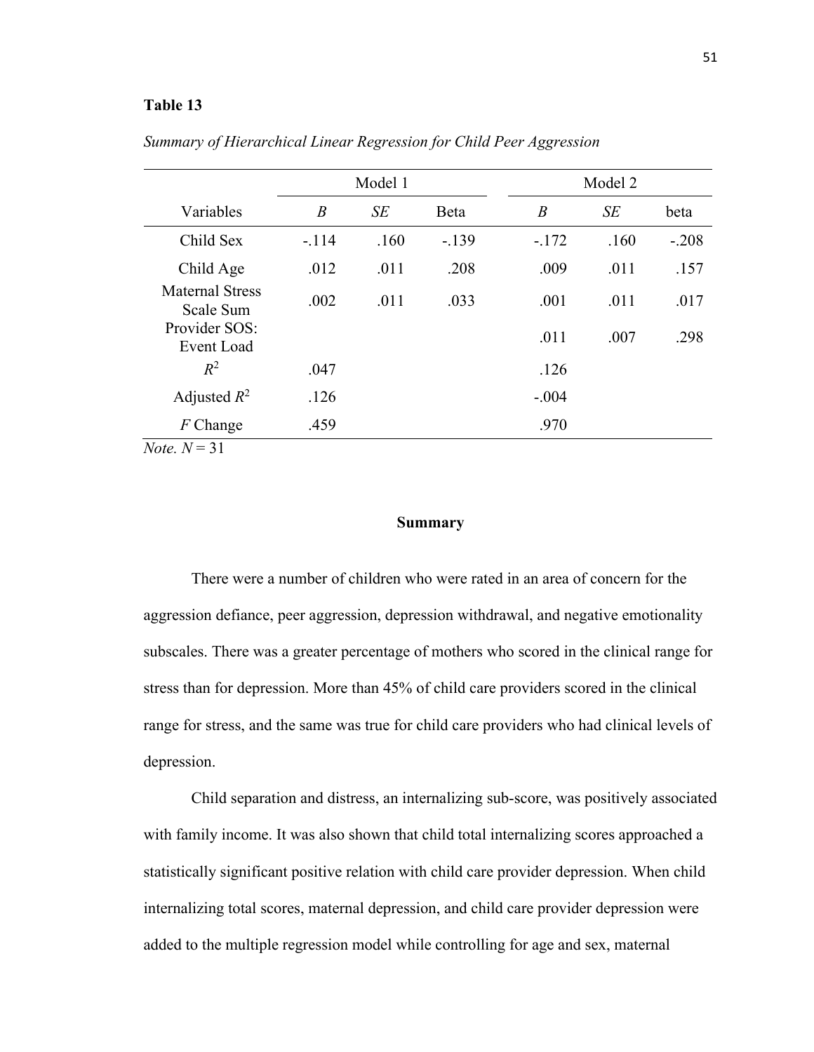**Table 13**

*Summary of Hierarchical Linear Regression for Child Peer Aggression*

| | Model 1 | | | Model 2 | | |
|---|---|---|---|---|---|---|
| Variables | *B* | *SE* | Beta | *B* | *SE* | beta |
| Child Sex | -.114 | .160 | -.139 | -.172 | .160 | -.208 |
| Child Age | .012 | .011 | .208 | .009 | .011 | .157 |
| Maternal Stress Scale Sum | .002 | .011 | .033 | .001 | .011 | .017 |
| Provider SOS: Event Load | | | | .011 | .007 | .298 |
| $R^2$ | .047 | | | .126 | | |
| Adjusted $R^2$ | .126 | | | -.004 | | |
| *F* Change | .459 | | | .970 | | |

*Note.* $N = 31$

## Summary

There were a number of children who were rated in an area of concern for the aggression defiance, peer aggression, depression withdrawal, and negative emotionality subscales. There was a greater percentage of mothers who scored in the clinical range for stress than for depression. More than 45% of child care providers scored in the clinical range for stress, and the same was true for child care providers who had clinical levels of depression.

Child separation and distress, an internalizing sub-score, was positively associated with family income. It was also shown that child total internalizing scores approached a statistically significant positive relation with child care provider depression. When child internalizing total scores, maternal depression, and child care provider depression were added to the multiple regression model while controlling for age and sex, maternal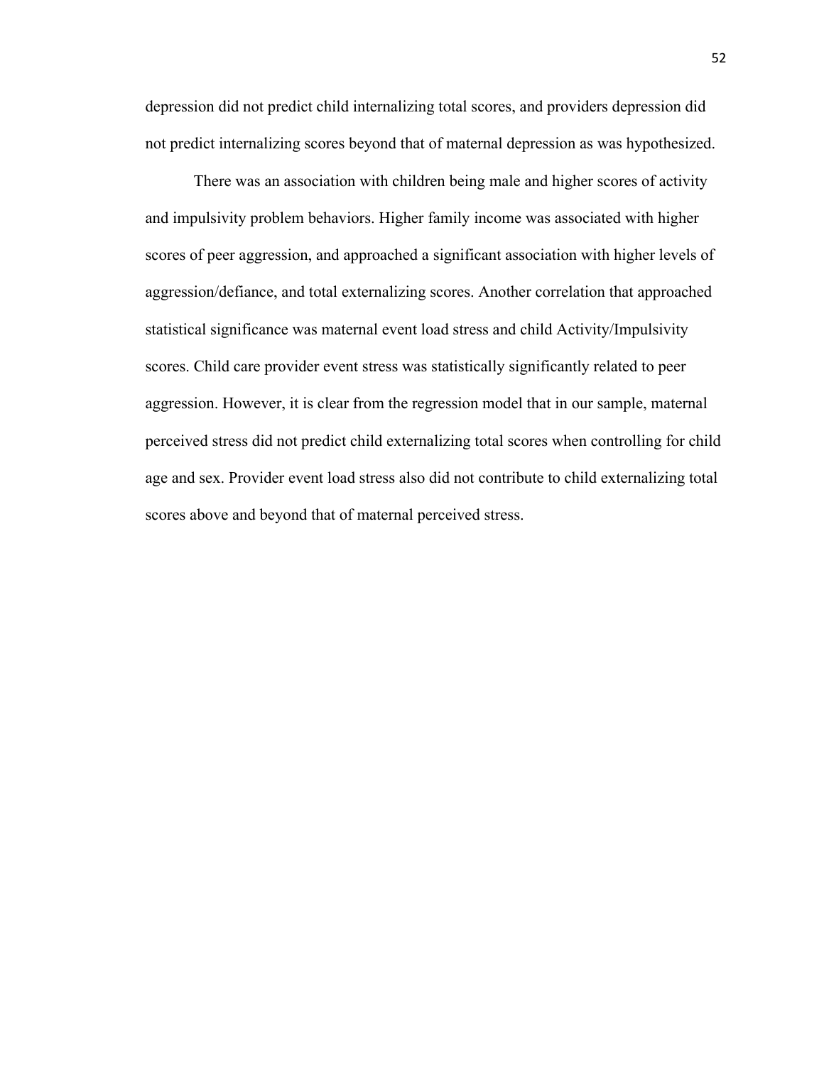depression did not predict child internalizing total scores, and providers depression did not predict internalizing scores beyond that of maternal depression as was hypothesized.

There was an association with children being male and higher scores of activity and impulsivity problem behaviors. Higher family income was associated with higher scores of peer aggression, and approached a significant association with higher levels of aggression/defiance, and total externalizing scores. Another correlation that approached statistical significance was maternal event load stress and child Activity/Impulsivity scores. Child care provider event stress was statistically significantly related to peer aggression. However, it is clear from the regression model that in our sample, maternal perceived stress did not predict child externalizing total scores when controlling for child age and sex. Provider event load stress also did not contribute to child externalizing total scores above and beyond that of maternal perceived stress.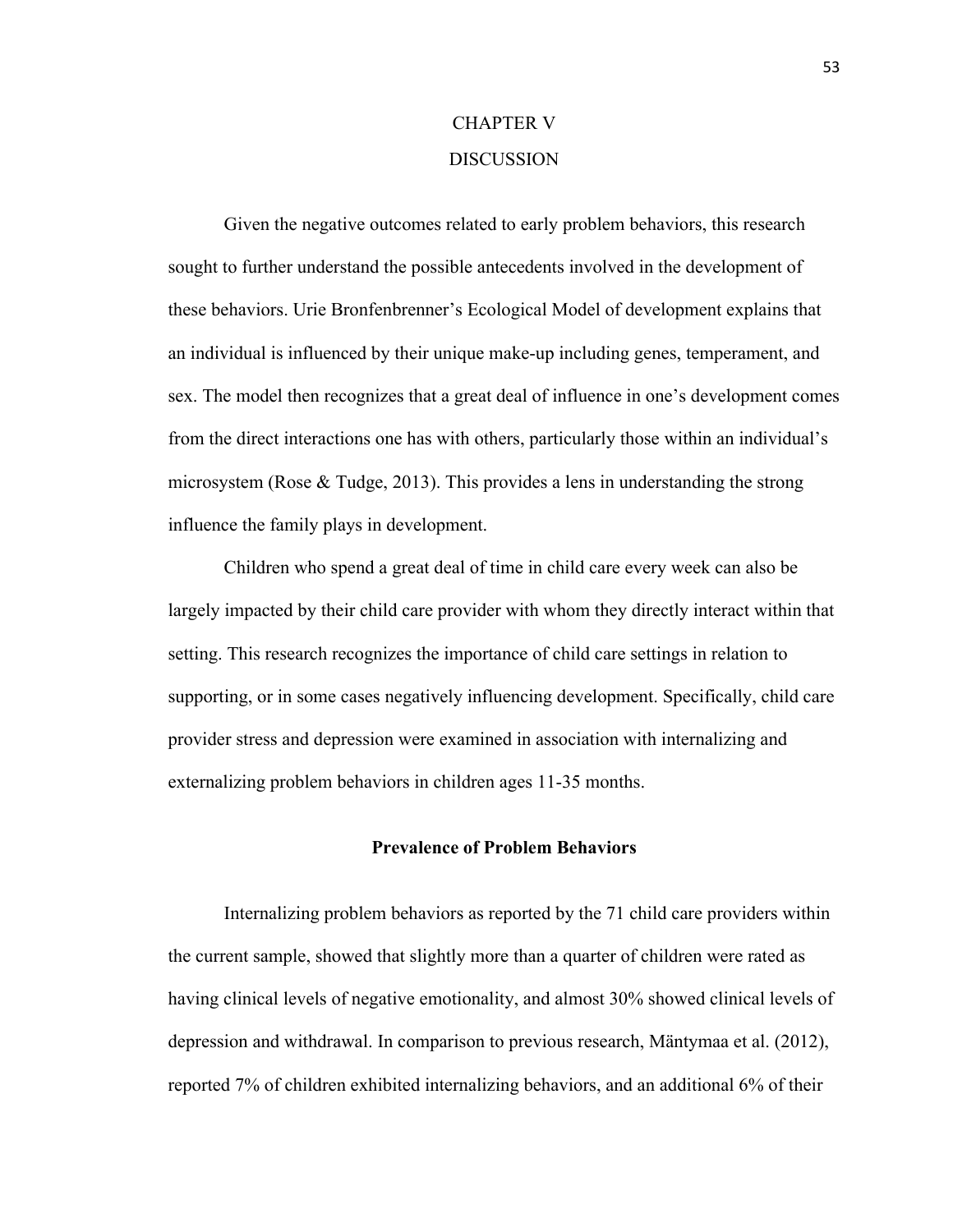# CHAPTER V

# DISCUSSION

Given the negative outcomes related to early problem behaviors, this research sought to further understand the possible antecedents involved in the development of these behaviors. Urie Bronfenbrenner's Ecological Model of development explains that an individual is influenced by their unique make-up including genes, temperament, and sex. The model then recognizes that a great deal of influence in one's development comes from the direct interactions one has with others, particularly those within an individual's microsystem (Rose & Tudge, 2013). This provides a lens in understanding the strong influence the family plays in development.

Children who spend a great deal of time in child care every week can also be largely impacted by their child care provider with whom they directly interact within that setting. This research recognizes the importance of child care settings in relation to supporting, or in some cases negatively influencing development. Specifically, child care provider stress and depression were examined in association with internalizing and externalizing problem behaviors in children ages 11-35 months.

## Prevalence of Problem Behaviors

Internalizing problem behaviors as reported by the 71 child care providers within the current sample, showed that slightly more than a quarter of children were rated as having clinical levels of negative emotionality, and almost 30% showed clinical levels of depression and withdrawal. In comparison to previous research, Mäntymaa et al. (2012), reported 7% of children exhibited internalizing behaviors, and an additional 6% of their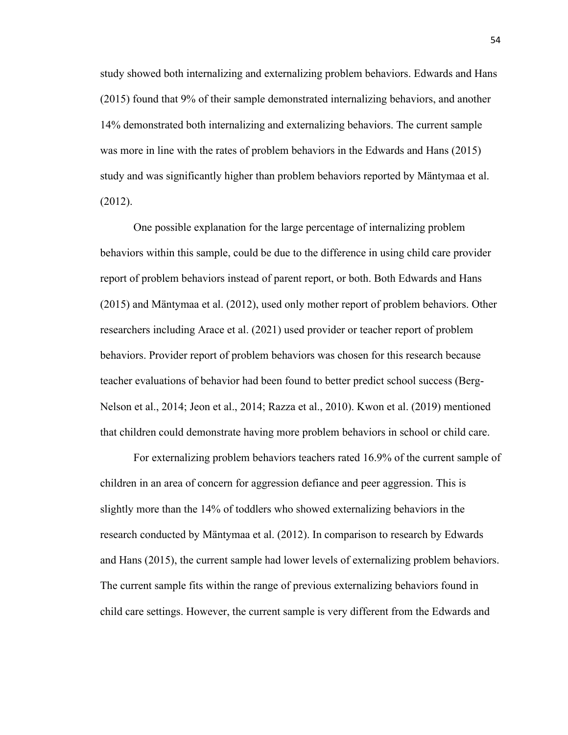study showed both internalizing and externalizing problem behaviors. Edwards and Hans (2015) found that 9% of their sample demonstrated internalizing behaviors, and another 14% demonstrated both internalizing and externalizing behaviors. The current sample was more in line with the rates of problem behaviors in the Edwards and Hans (2015) study and was significantly higher than problem behaviors reported by Mäntymaa et al. (2012).

One possible explanation for the large percentage of internalizing problem behaviors within this sample, could be due to the difference in using child care provider report of problem behaviors instead of parent report, or both. Both Edwards and Hans (2015) and Mäntymaa et al. (2012), used only mother report of problem behaviors. Other researchers including Arace et al. (2021) used provider or teacher report of problem behaviors. Provider report of problem behaviors was chosen for this research because teacher evaluations of behavior had been found to better predict school success (Berg-Nelson et al., 2014; Jeon et al., 2014; Razza et al., 2010). Kwon et al. (2019) mentioned that children could demonstrate having more problem behaviors in school or child care.

For externalizing problem behaviors teachers rated 16.9% of the current sample of children in an area of concern for aggression defiance and peer aggression. This is slightly more than the 14% of toddlers who showed externalizing behaviors in the research conducted by Mäntymaa et al. (2012). In comparison to research by Edwards and Hans (2015), the current sample had lower levels of externalizing problem behaviors. The current sample fits within the range of previous externalizing behaviors found in child care settings. However, the current sample is very different from the Edwards and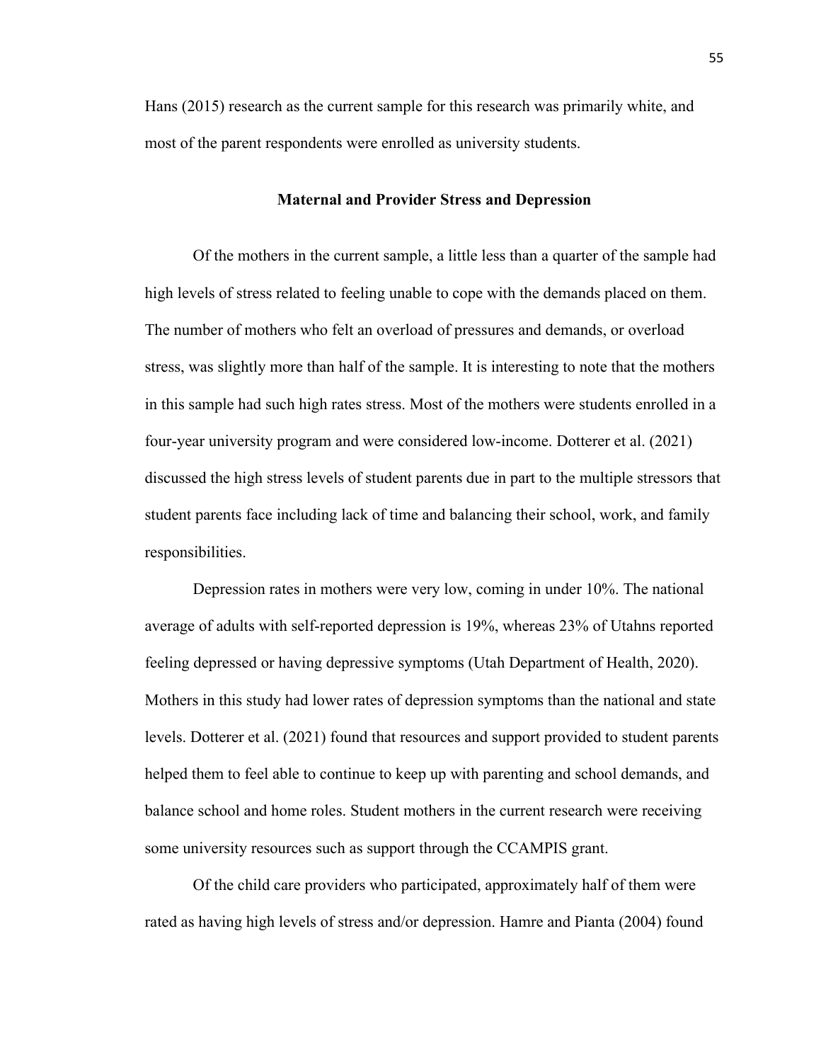Hans (2015) research as the current sample for this research was primarily white, and most of the parent respondents were enrolled as university students.

## Maternal and Provider Stress and Depression

Of the mothers in the current sample, a little less than a quarter of the sample had high levels of stress related to feeling unable to cope with the demands placed on them. The number of mothers who felt an overload of pressures and demands, or overload stress, was slightly more than half of the sample. It is interesting to note that the mothers in this sample had such high rates stress. Most of the mothers were students enrolled in a four-year university program and were considered low-income. Dotterer et al. (2021) discussed the high stress levels of student parents due in part to the multiple stressors that student parents face including lack of time and balancing their school, work, and family responsibilities.

Depression rates in mothers were very low, coming in under 10%. The national average of adults with self-reported depression is 19%, whereas 23% of Utahns reported feeling depressed or having depressive symptoms (Utah Department of Health, 2020). Mothers in this study had lower rates of depression symptoms than the national and state levels. Dotterer et al. (2021) found that resources and support provided to student parents helped them to feel able to continue to keep up with parenting and school demands, and balance school and home roles. Student mothers in the current research were receiving some university resources such as support through the CCAMPIS grant.

Of the child care providers who participated, approximately half of them were rated as having high levels of stress and/or depression. Hamre and Pianta (2004) found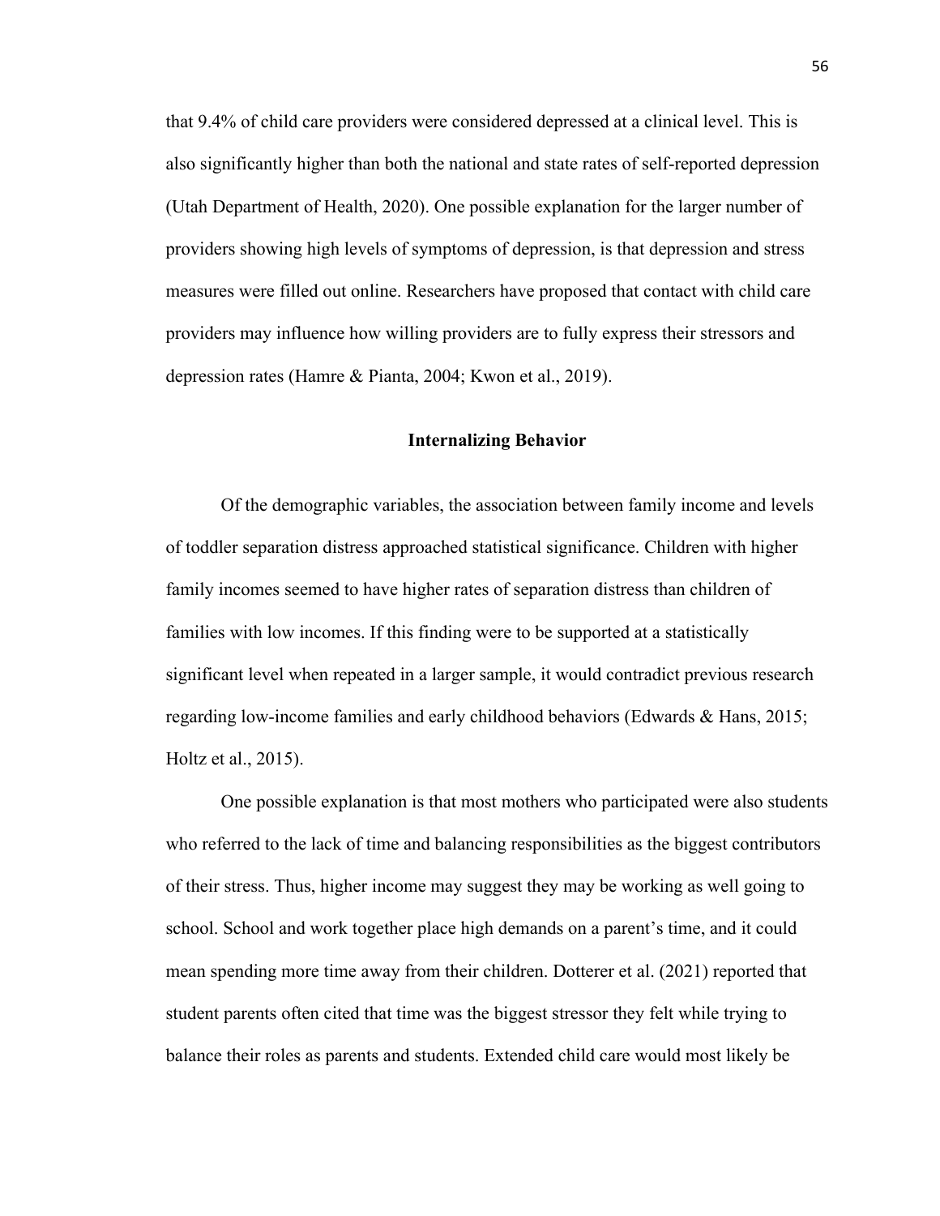that 9.4% of child care providers were considered depressed at a clinical level. This is also significantly higher than both the national and state rates of self-reported depression (Utah Department of Health, 2020). One possible explanation for the larger number of providers showing high levels of symptoms of depression, is that depression and stress measures were filled out online. Researchers have proposed that contact with child care providers may influence how willing providers are to fully express their stressors and depression rates (Hamre & Pianta, 2004; Kwon et al., 2019).

## Internalizing Behavior

Of the demographic variables, the association between family income and levels of toddler separation distress approached statistical significance. Children with higher family incomes seemed to have higher rates of separation distress than children of families with low incomes. If this finding were to be supported at a statistically significant level when repeated in a larger sample, it would contradict previous research regarding low-income families and early childhood behaviors (Edwards & Hans, 2015; Holtz et al., 2015).

One possible explanation is that most mothers who participated were also students who referred to the lack of time and balancing responsibilities as the biggest contributors of their stress. Thus, higher income may suggest they may be working as well going to school. School and work together place high demands on a parent's time, and it could mean spending more time away from their children. Dotterer et al. (2021) reported that student parents often cited that time was the biggest stressor they felt while trying to balance their roles as parents and students. Extended child care would most likely be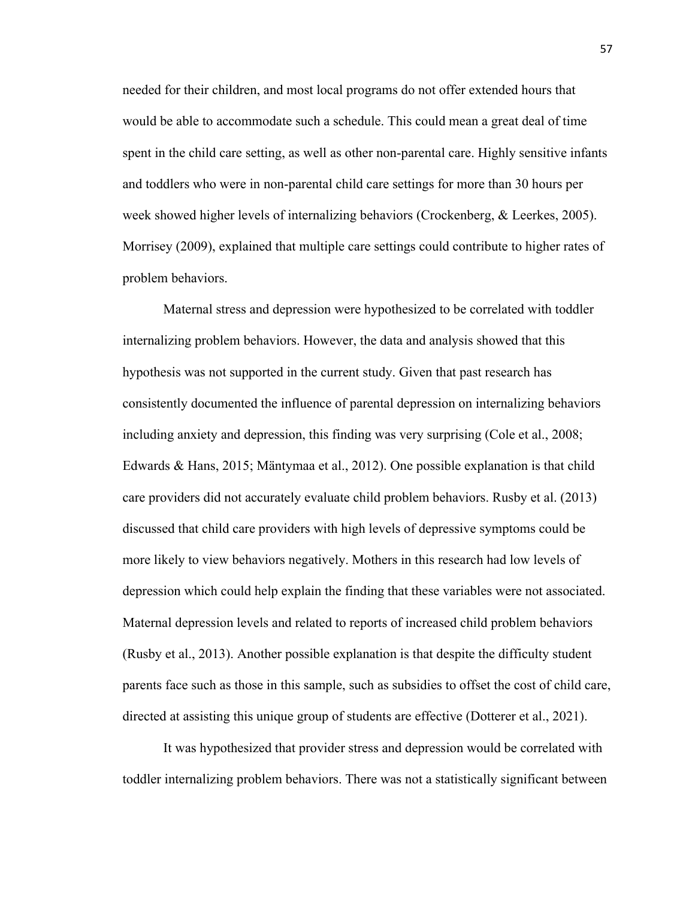needed for their children, and most local programs do not offer extended hours that would be able to accommodate such a schedule. This could mean a great deal of time spent in the child care setting, as well as other non-parental care. Highly sensitive infants and toddlers who were in non-parental child care settings for more than 30 hours per week showed higher levels of internalizing behaviors (Crockenberg, & Leerkes, 2005). Morrisey (2009), explained that multiple care settings could contribute to higher rates of problem behaviors.

Maternal stress and depression were hypothesized to be correlated with toddler internalizing problem behaviors. However, the data and analysis showed that this hypothesis was not supported in the current study. Given that past research has consistently documented the influence of parental depression on internalizing behaviors including anxiety and depression, this finding was very surprising (Cole et al., 2008; Edwards & Hans, 2015; Mäntymaa et al., 2012). One possible explanation is that child care providers did not accurately evaluate child problem behaviors. Rusby et al. (2013) discussed that child care providers with high levels of depressive symptoms could be more likely to view behaviors negatively. Mothers in this research had low levels of depression which could help explain the finding that these variables were not associated. Maternal depression levels and related to reports of increased child problem behaviors (Rusby et al., 2013). Another possible explanation is that despite the difficulty student parents face such as those in this sample, such as subsidies to offset the cost of child care, directed at assisting this unique group of students are effective (Dotterer et al., 2021).

It was hypothesized that provider stress and depression would be correlated with toddler internalizing problem behaviors. There was not a statistically significant between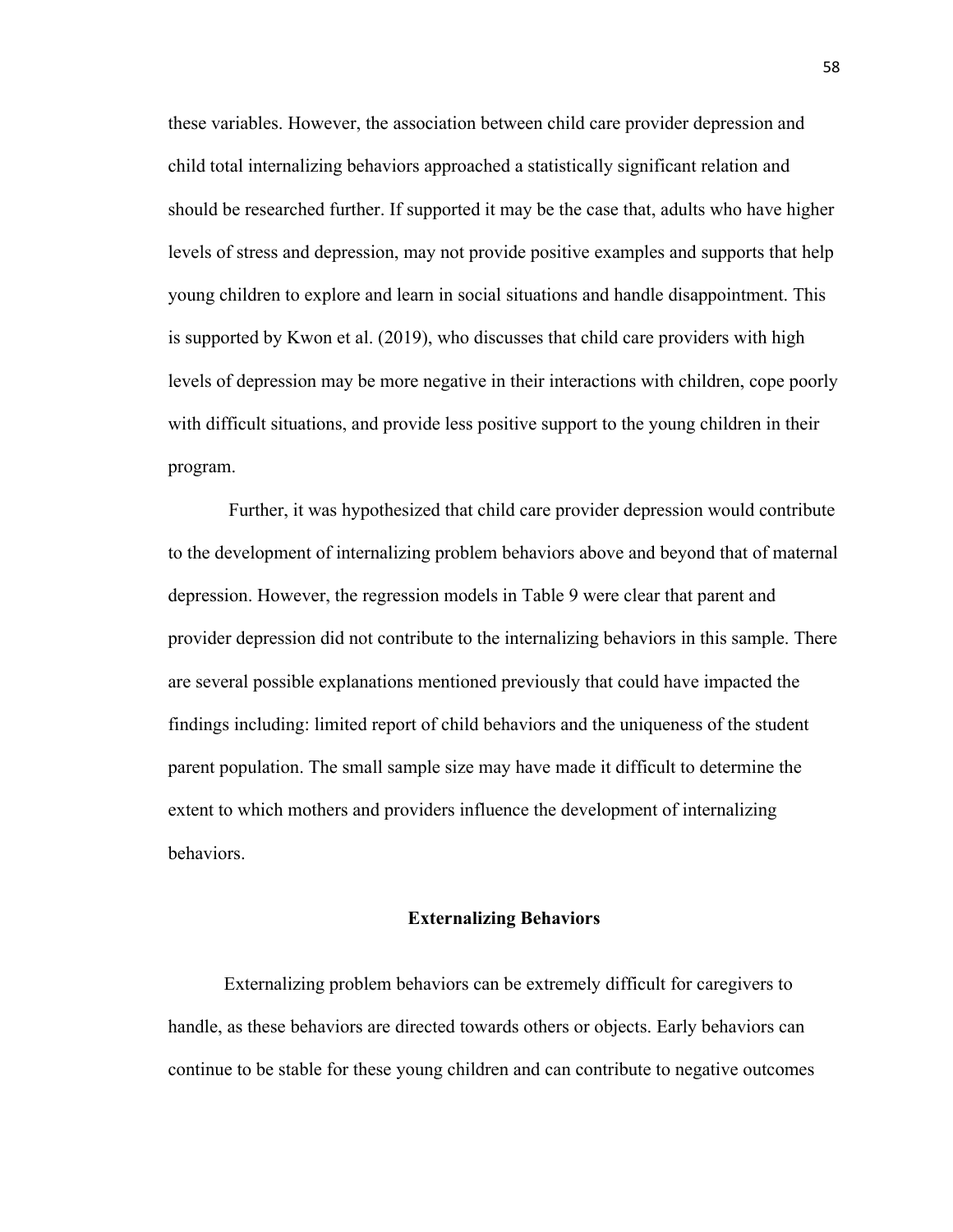these variables. However, the association between child care provider depression and child total internalizing behaviors approached a statistically significant relation and should be researched further. If supported it may be the case that, adults who have higher levels of stress and depression, may not provide positive examples and supports that help young children to explore and learn in social situations and handle disappointment. This is supported by Kwon et al. (2019), who discusses that child care providers with high levels of depression may be more negative in their interactions with children, cope poorly with difficult situations, and provide less positive support to the young children in their program.

Further, it was hypothesized that child care provider depression would contribute to the development of internalizing problem behaviors above and beyond that of maternal depression. However, the regression models in Table 9 were clear that parent and provider depression did not contribute to the internalizing behaviors in this sample. There are several possible explanations mentioned previously that could have impacted the findings including: limited report of child behaviors and the uniqueness of the student parent population. The small sample size may have made it difficult to determine the extent to which mothers and providers influence the development of internalizing behaviors.

## Externalizing Behaviors

Externalizing problem behaviors can be extremely difficult for caregivers to handle, as these behaviors are directed towards others or objects. Early behaviors can continue to be stable for these young children and can contribute to negative outcomes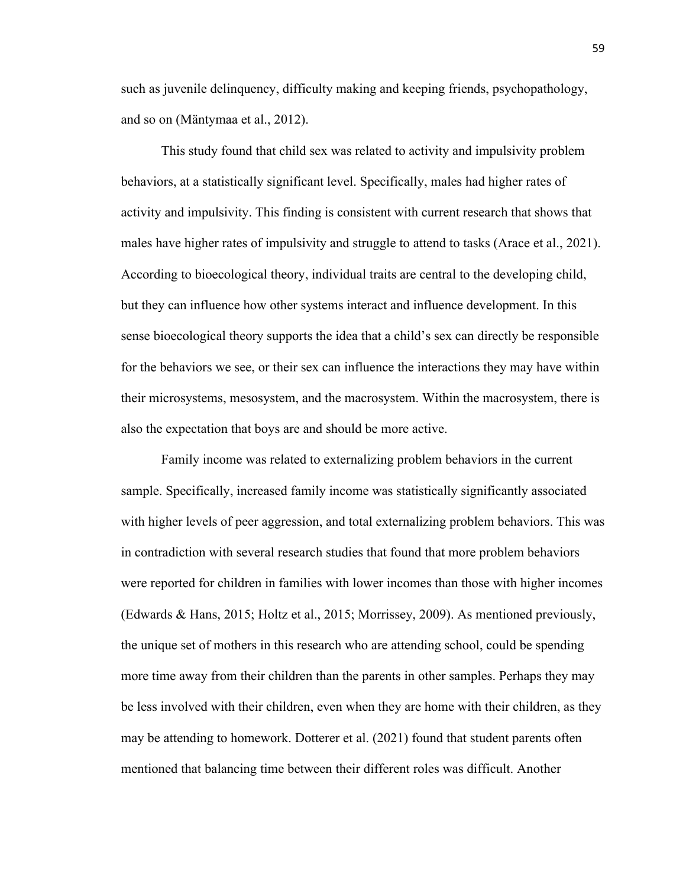such as juvenile delinquency, difficulty making and keeping friends, psychopathology, and so on (Mäntymaa et al., 2012).

This study found that child sex was related to activity and impulsivity problem behaviors, at a statistically significant level. Specifically, males had higher rates of activity and impulsivity. This finding is consistent with current research that shows that males have higher rates of impulsivity and struggle to attend to tasks (Arace et al., 2021). According to bioecological theory, individual traits are central to the developing child, but they can influence how other systems interact and influence development. In this sense bioecological theory supports the idea that a child's sex can directly be responsible for the behaviors we see, or their sex can influence the interactions they may have within their microsystems, mesosystem, and the macrosystem. Within the macrosystem, there is also the expectation that boys are and should be more active.

Family income was related to externalizing problem behaviors in the current sample. Specifically, increased family income was statistically significantly associated with higher levels of peer aggression, and total externalizing problem behaviors. This was in contradiction with several research studies that found that more problem behaviors were reported for children in families with lower incomes than those with higher incomes (Edwards & Hans, 2015; Holtz et al., 2015; Morrissey, 2009). As mentioned previously, the unique set of mothers in this research who are attending school, could be spending more time away from their children than the parents in other samples. Perhaps they may be less involved with their children, even when they are home with their children, as they may be attending to homework. Dotterer et al. (2021) found that student parents often mentioned that balancing time between their different roles was difficult. Another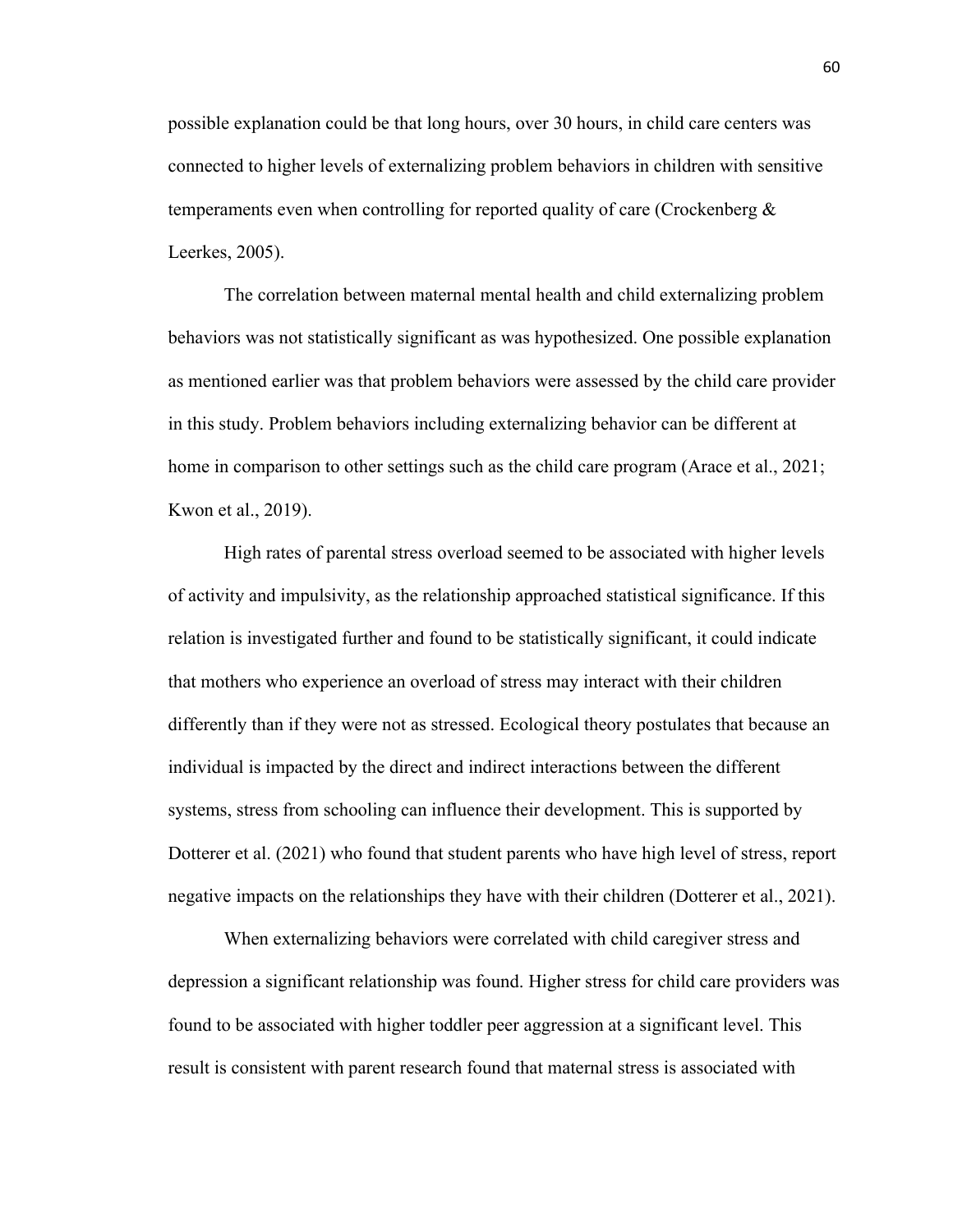possible explanation could be that long hours, over 30 hours, in child care centers was connected to higher levels of externalizing problem behaviors in children with sensitive temperaments even when controlling for reported quality of care (Crockenberg & Leerkes, 2005).

The correlation between maternal mental health and child externalizing problem behaviors was not statistically significant as was hypothesized. One possible explanation as mentioned earlier was that problem behaviors were assessed by the child care provider in this study. Problem behaviors including externalizing behavior can be different at home in comparison to other settings such as the child care program (Arace et al., 2021; Kwon et al., 2019).

High rates of parental stress overload seemed to be associated with higher levels of activity and impulsivity, as the relationship approached statistical significance. If this relation is investigated further and found to be statistically significant, it could indicate that mothers who experience an overload of stress may interact with their children differently than if they were not as stressed. Ecological theory postulates that because an individual is impacted by the direct and indirect interactions between the different systems, stress from schooling can influence their development. This is supported by Dotterer et al. (2021) who found that student parents who have high level of stress, report negative impacts on the relationships they have with their children (Dotterer et al., 2021).

When externalizing behaviors were correlated with child caregiver stress and depression a significant relationship was found. Higher stress for child care providers was found to be associated with higher toddler peer aggression at a significant level. This result is consistent with parent research found that maternal stress is associated with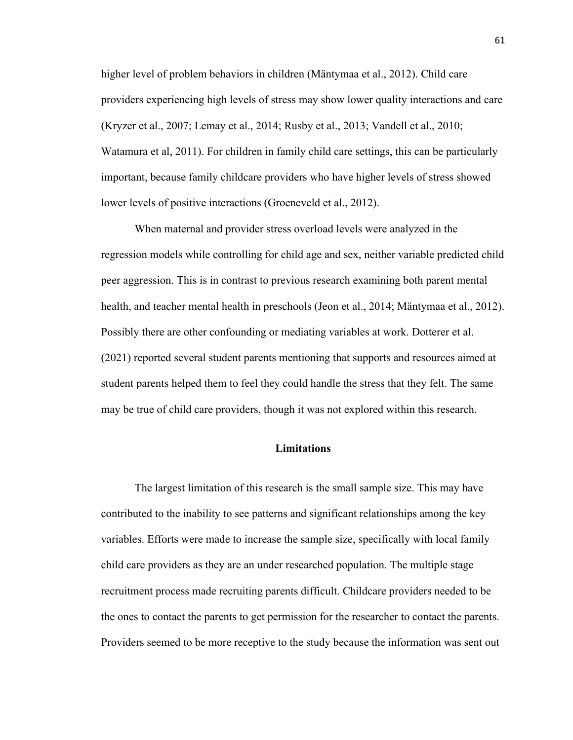higher level of problem behaviors in children (Mäntymaa et al., 2012). Child care providers experiencing high levels of stress may show lower quality interactions and care (Kryzer et al., 2007; Lemay et al., 2014; Rusby et al., 2013; Vandell et al., 2010; Watamura et al, 2011). For children in family child care settings, this can be particularly important, because family childcare providers who have higher levels of stress showed lower levels of positive interactions (Groeneveld et al., 2012).

When maternal and provider stress overload levels were analyzed in the regression models while controlling for child age and sex, neither variable predicted child peer aggression. This is in contrast to previous research examining both parent mental health, and teacher mental health in preschools (Jeon et al., 2014; Mäntymaa et al., 2012). Possibly there are other confounding or mediating variables at work. Dotterer et al. (2021) reported several student parents mentioning that supports and resources aimed at student parents helped them to feel they could handle the stress that they felt. The same may be true of child care providers, though it was not explored within this research.

## Limitations

The largest limitation of this research is the small sample size. This may have contributed to the inability to see patterns and significant relationships among the key variables. Efforts were made to increase the sample size, specifically with local family child care providers as they are an under researched population. The multiple stage recruitment process made recruiting parents difficult. Childcare providers needed to be the ones to contact the parents to get permission for the researcher to contact the parents. Providers seemed to be more receptive to the study because the information was sent out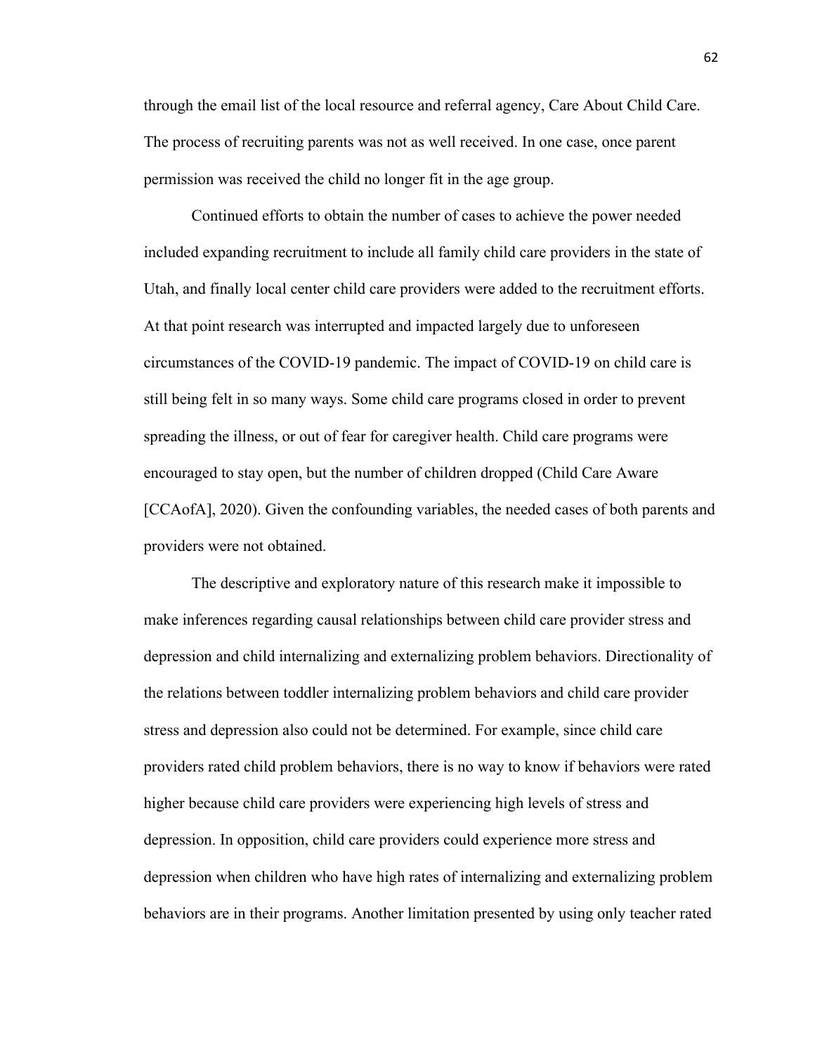through the email list of the local resource and referral agency, Care About Child Care. The process of recruiting parents was not as well received. In one case, once parent permission was received the child no longer fit in the age group.

Continued efforts to obtain the number of cases to achieve the power needed included expanding recruitment to include all family child care providers in the state of Utah, and finally local center child care providers were added to the recruitment efforts. At that point research was interrupted and impacted largely due to unforeseen circumstances of the COVID-19 pandemic. The impact of COVID-19 on child care is still being felt in so many ways. Some child care programs closed in order to prevent spreading the illness, or out of fear for caregiver health. Child care programs were encouraged to stay open, but the number of children dropped (Child Care Aware [CCAofA], 2020). Given the confounding variables, the needed cases of both parents and providers were not obtained.

The descriptive and exploratory nature of this research make it impossible to make inferences regarding causal relationships between child care provider stress and depression and child internalizing and externalizing problem behaviors. Directionality of the relations between toddler internalizing problem behaviors and child care provider stress and depression also could not be determined. For example, since child care providers rated child problem behaviors, there is no way to know if behaviors were rated higher because child care providers were experiencing high levels of stress and depression. In opposition, child care providers could experience more stress and depression when children who have high rates of internalizing and externalizing problem behaviors are in their programs. Another limitation presented by using only teacher rated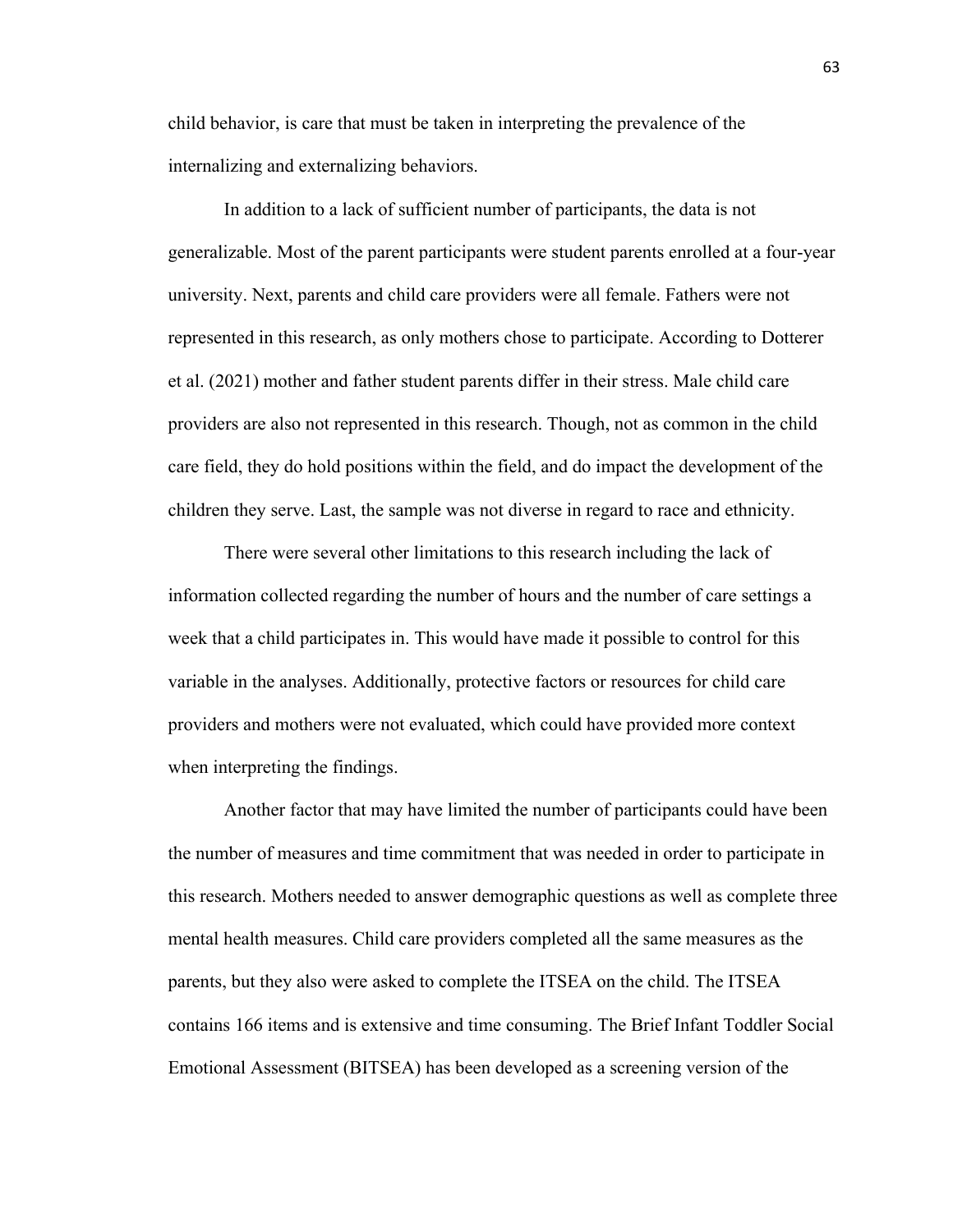child behavior, is care that must be taken in interpreting the prevalence of the internalizing and externalizing behaviors.

In addition to a lack of sufficient number of participants, the data is not generalizable. Most of the parent participants were student parents enrolled at a four-year university. Next, parents and child care providers were all female. Fathers were not represented in this research, as only mothers chose to participate. According to Dotterer et al. (2021) mother and father student parents differ in their stress. Male child care providers are also not represented in this research. Though, not as common in the child care field, they do hold positions within the field, and do impact the development of the children they serve. Last, the sample was not diverse in regard to race and ethnicity.

There were several other limitations to this research including the lack of information collected regarding the number of hours and the number of care settings a week that a child participates in. This would have made it possible to control for this variable in the analyses. Additionally, protective factors or resources for child care providers and mothers were not evaluated, which could have provided more context when interpreting the findings.

Another factor that may have limited the number of participants could have been the number of measures and time commitment that was needed in order to participate in this research. Mothers needed to answer demographic questions as well as complete three mental health measures. Child care providers completed all the same measures as the parents, but they also were asked to complete the ITSEA on the child. The ITSEA contains 166 items and is extensive and time consuming. The Brief Infant Toddler Social Emotional Assessment (BITSEA) has been developed as a screening version of the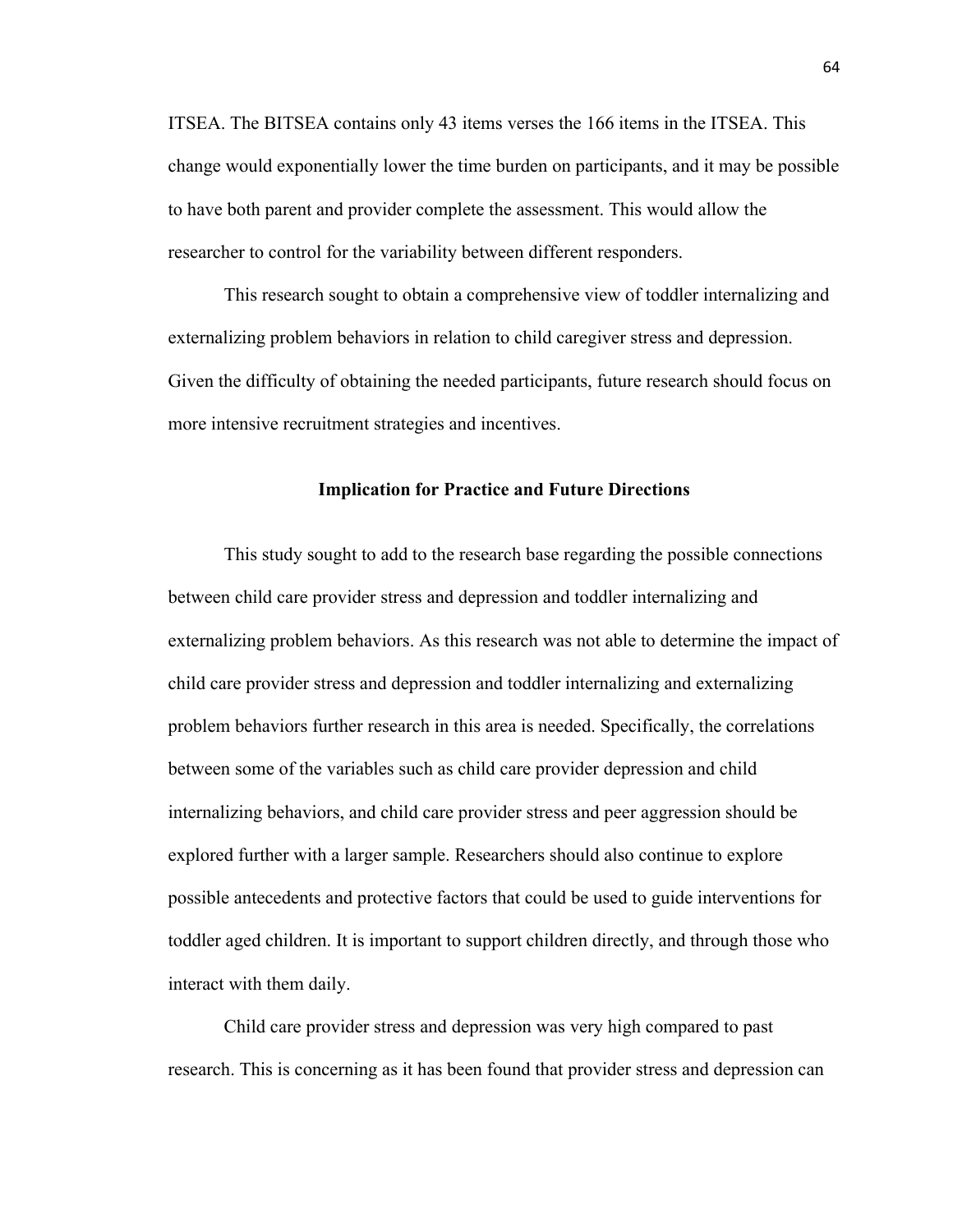ITSEA. The BITSEA contains only 43 items verses the 166 items in the ITSEA. This change would exponentially lower the time burden on participants, and it may be possible to have both parent and provider complete the assessment. This would allow the researcher to control for the variability between different responders.

This research sought to obtain a comprehensive view of toddler internalizing and externalizing problem behaviors in relation to child caregiver stress and depression. Given the difficulty of obtaining the needed participants, future research should focus on more intensive recruitment strategies and incentives.

## Implication for Practice and Future Directions

This study sought to add to the research base regarding the possible connections between child care provider stress and depression and toddler internalizing and externalizing problem behaviors. As this research was not able to determine the impact of child care provider stress and depression and toddler internalizing and externalizing problem behaviors further research in this area is needed. Specifically, the correlations between some of the variables such as child care provider depression and child internalizing behaviors, and child care provider stress and peer aggression should be explored further with a larger sample. Researchers should also continue to explore possible antecedents and protective factors that could be used to guide interventions for toddler aged children. It is important to support children directly, and through those who interact with them daily.

Child care provider stress and depression was very high compared to past research. This is concerning as it has been found that provider stress and depression can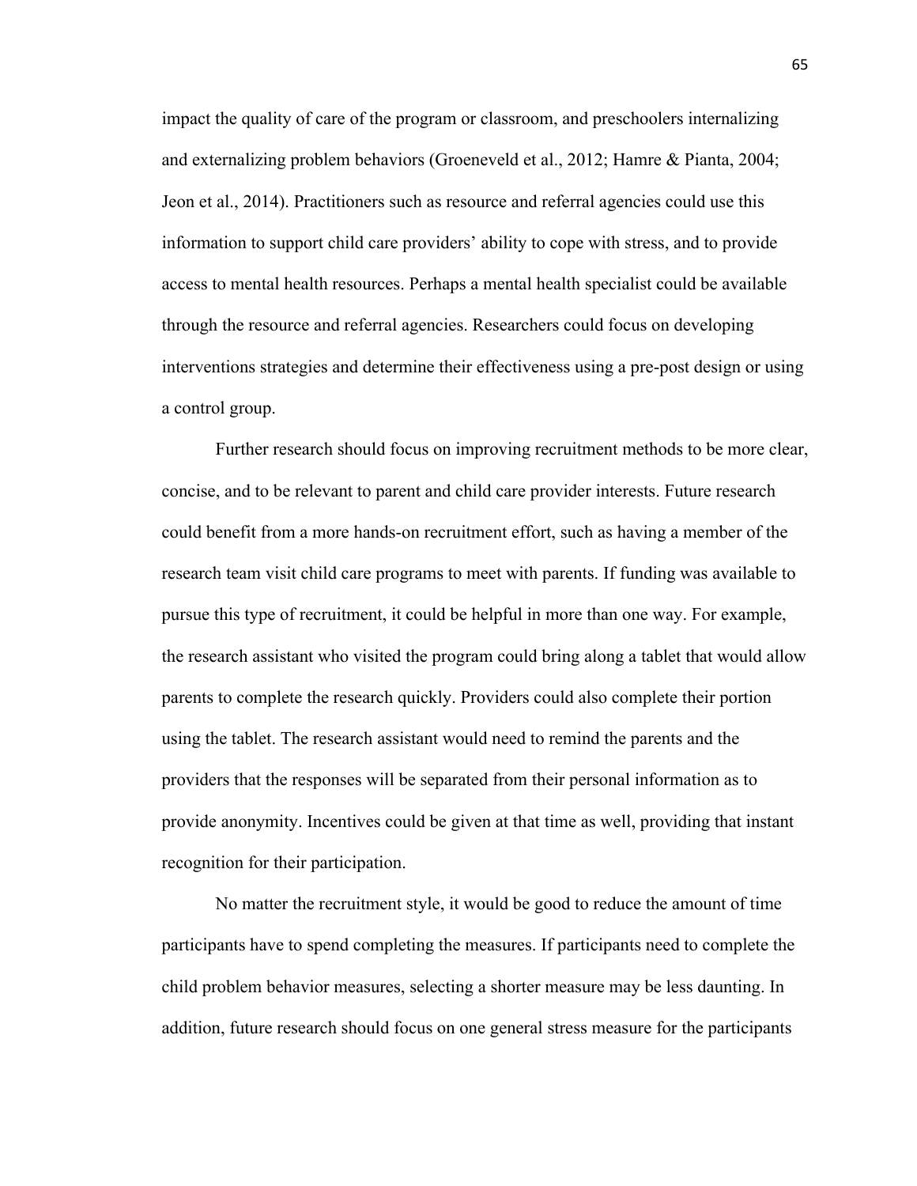impact the quality of care of the program or classroom, and preschoolers internalizing and externalizing problem behaviors (Groeneveld et al., 2012; Hamre & Pianta, 2004; Jeon et al., 2014). Practitioners such as resource and referral agencies could use this information to support child care providers' ability to cope with stress, and to provide access to mental health resources. Perhaps a mental health specialist could be available through the resource and referral agencies. Researchers could focus on developing interventions strategies and determine their effectiveness using a pre-post design or using a control group.

Further research should focus on improving recruitment methods to be more clear, concise, and to be relevant to parent and child care provider interests. Future research could benefit from a more hands-on recruitment effort, such as having a member of the research team visit child care programs to meet with parents. If funding was available to pursue this type of recruitment, it could be helpful in more than one way. For example, the research assistant who visited the program could bring along a tablet that would allow parents to complete the research quickly. Providers could also complete their portion using the tablet. The research assistant would need to remind the parents and the providers that the responses will be separated from their personal information as to provide anonymity. Incentives could be given at that time as well, providing that instant recognition for their participation.

No matter the recruitment style, it would be good to reduce the amount of time participants have to spend completing the measures. If participants need to complete the child problem behavior measures, selecting a shorter measure may be less daunting. In addition, future research should focus on one general stress measure for the participants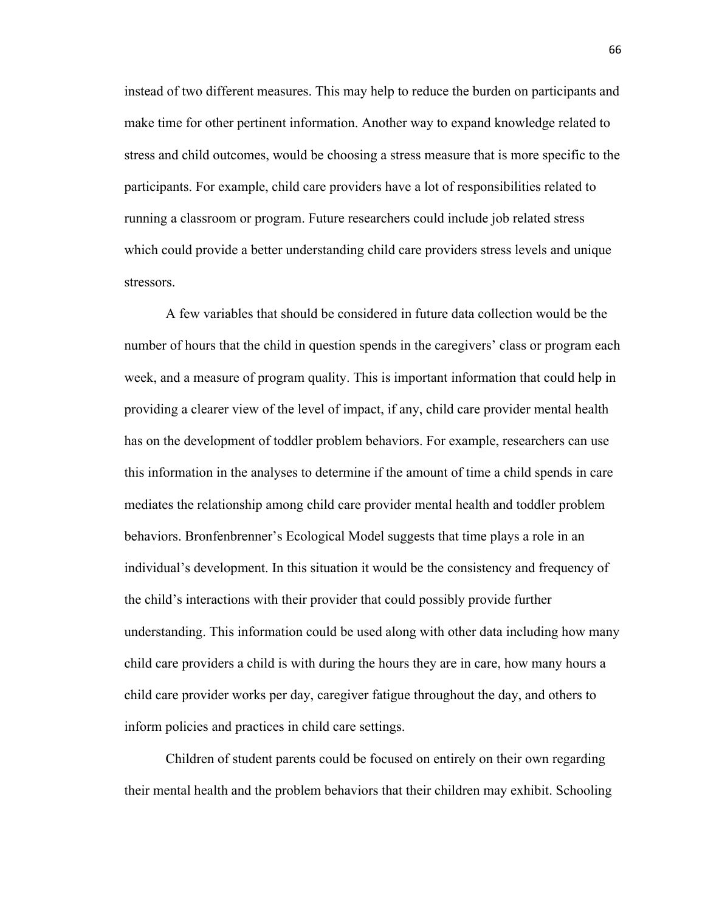instead of two different measures. This may help to reduce the burden on participants and make time for other pertinent information. Another way to expand knowledge related to stress and child outcomes, would be choosing a stress measure that is more specific to the participants. For example, child care providers have a lot of responsibilities related to running a classroom or program. Future researchers could include job related stress which could provide a better understanding child care providers stress levels and unique stressors.

A few variables that should be considered in future data collection would be the number of hours that the child in question spends in the caregivers' class or program each week, and a measure of program quality. This is important information that could help in providing a clearer view of the level of impact, if any, child care provider mental health has on the development of toddler problem behaviors. For example, researchers can use this information in the analyses to determine if the amount of time a child spends in care mediates the relationship among child care provider mental health and toddler problem behaviors. Bronfenbrenner's Ecological Model suggests that time plays a role in an individual's development. In this situation it would be the consistency and frequency of the child's interactions with their provider that could possibly provide further understanding. This information could be used along with other data including how many child care providers a child is with during the hours they are in care, how many hours a child care provider works per day, caregiver fatigue throughout the day, and others to inform policies and practices in child care settings.

Children of student parents could be focused on entirely on their own regarding their mental health and the problem behaviors that their children may exhibit. Schooling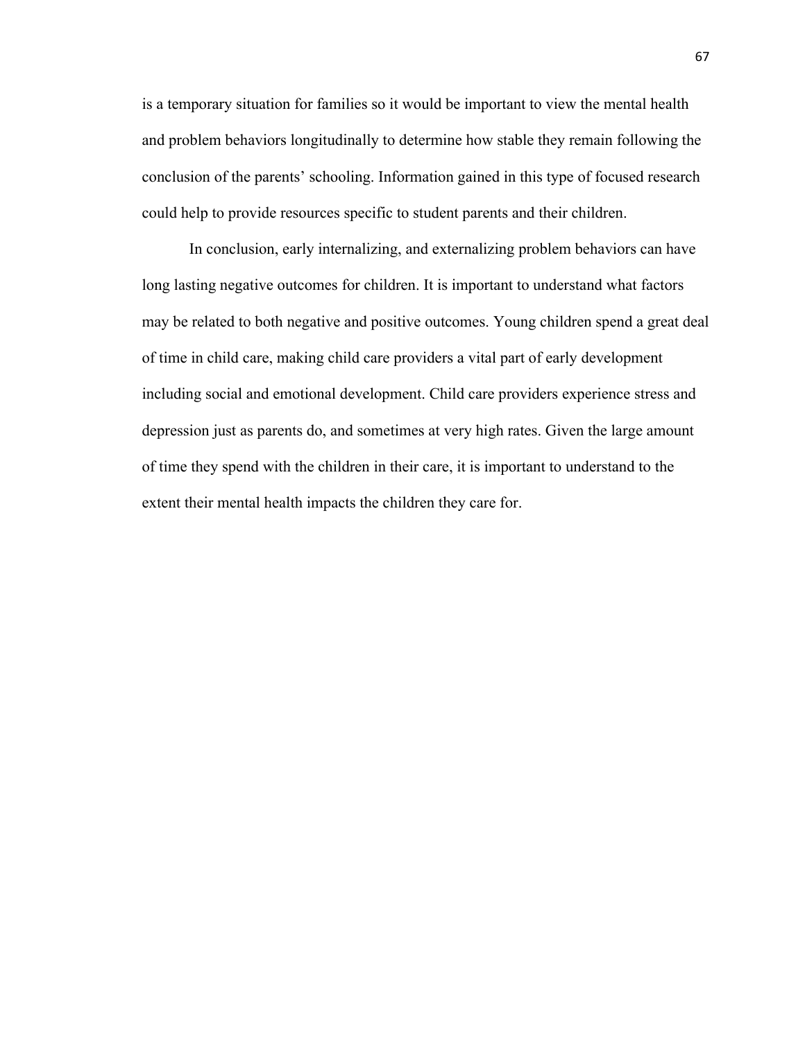is a temporary situation for families so it would be important to view the mental health and problem behaviors longitudinally to determine how stable they remain following the conclusion of the parents' schooling. Information gained in this type of focused research could help to provide resources specific to student parents and their children.

In conclusion, early internalizing, and externalizing problem behaviors can have long lasting negative outcomes for children. It is important to understand what factors may be related to both negative and positive outcomes. Young children spend a great deal of time in child care, making child care providers a vital part of early development including social and emotional development. Child care providers experience stress and depression just as parents do, and sometimes at very high rates. Given the large amount of time they spend with the children in their care, it is important to understand to the extent their mental health impacts the children they care for.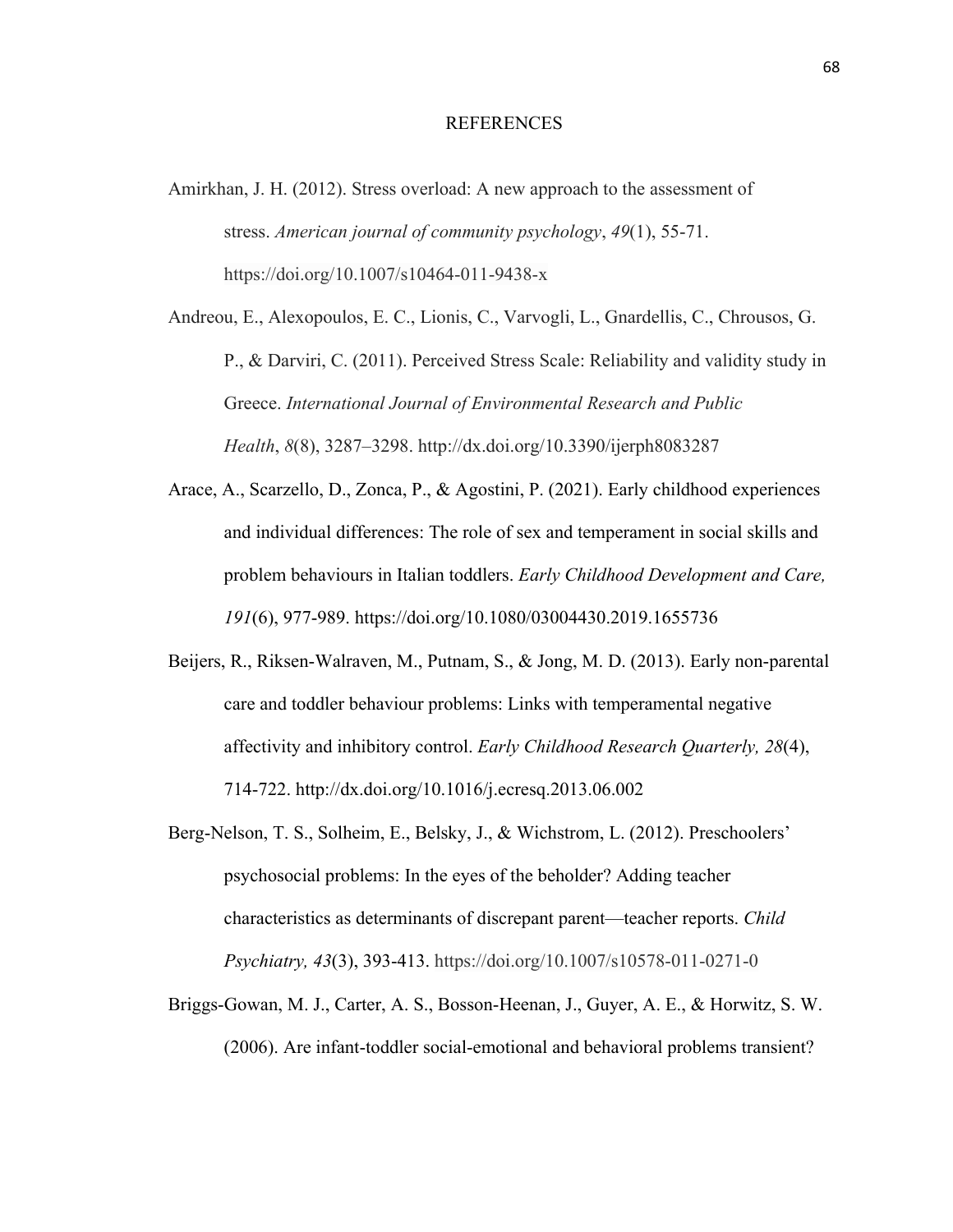# REFERENCES

Amirkhan, J. H. (2012). Stress overload: A new approach to the assessment of stress. *American journal of community psychology*, *49*(1), 55-71. https://doi.org/10.1007/s10464-011-9438-x

Andreou, E., Alexopoulos, E. C., Lionis, C., Varvogli, L., Gnardellis, C., Chrousos, G. P., & Darviri, C. (2011). Perceived Stress Scale: Reliability and validity study in Greece. *International Journal of Environmental Research and Public Health*, *8*(8), 3287–3298. http://dx.doi.org/10.3390/ijerph8083287

Arace, A., Scarzello, D., Zonca, P., & Agostini, P. (2021). Early childhood experiences and individual differences: The role of sex and temperament in social skills and problem behaviours in Italian toddlers. *Early Childhood Development and Care, 191*(6), 977-989. https://doi.org/10.1080/03004430.2019.1655736

Beijers, R., Riksen-Walraven, M., Putnam, S., & Jong, M. D. (2013). Early non-parental care and toddler behaviour problems: Links with temperamental negative affectivity and inhibitory control. *Early Childhood Research Quarterly, 28*(4), 714-722. http://dx.doi.org/10.1016/j.ecresq.2013.06.002

Berg-Nelson, T. S., Solheim, E., Belsky, J., & Wichstrom, L. (2012). Preschoolers' psychosocial problems: In the eyes of the beholder? Adding teacher characteristics as determinants of discrepant parent—teacher reports. *Child Psychiatry, 43*(3), 393-413. https://doi.org/10.1007/s10578-011-0271-0

Briggs-Gowan, M. J., Carter, A. S., Bosson-Heenan, J., Guyer, A. E., & Horwitz, S. W. (2006). Are infant-toddler social-emotional and behavioral problems transient?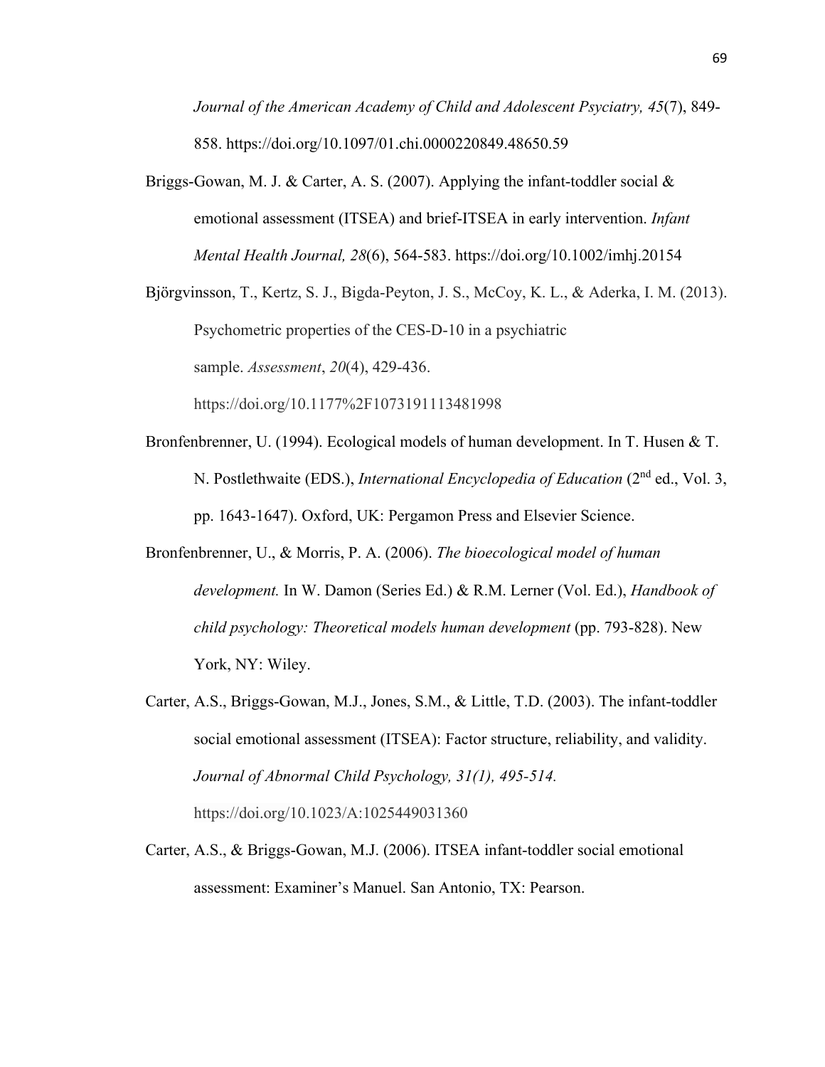*Journal of the American Academy of Child and Adolescent Psyciatry, 45*(7), 849-858. https://doi.org/10.1097/01.chi.0000220849.48650.59

Briggs-Gowan, M. J. & Carter, A. S. (2007). Applying the infant-toddler social & emotional assessment (ITSEA) and brief-ITSEA in early intervention. *Infant Mental Health Journal, 28*(6), 564-583. https://doi.org/10.1002/imhj.20154

Björgvinsson, T., Kertz, S. J., Bigda-Peyton, J. S., McCoy, K. L., & Aderka, I. M. (2013). Psychometric properties of the CES-D-10 in a psychiatric sample. *Assessment*, *20*(4), 429-436. https://doi.org/10.1177%2F1073191113481998

Bronfenbrenner, U. (1994). Ecological models of human development. In T. Husen & T. N. Postlethwaite (EDS.), *International Encyclopedia of Education* (2nd ed., Vol. 3, pp. 1643-1647). Oxford, UK: Pergamon Press and Elsevier Science.

Bronfenbrenner, U., & Morris, P. A. (2006). *The bioecological model of human development.* In W. Damon (Series Ed.) & R.M. Lerner (Vol. Ed.), *Handbook of child psychology: Theoretical models human development* (pp. 793-828). New York, NY: Wiley.

Carter, A.S., Briggs-Gowan, M.J., Jones, S.M., & Little, T.D. (2003). The infant-toddler social emotional assessment (ITSEA): Factor structure, reliability, and validity. *Journal of Abnormal Child Psychology, 31(1), 495-514.* https://doi.org/10.1023/A:1025449031360

Carter, A.S., & Briggs-Gowan, M.J. (2006). ITSEA infant-toddler social emotional assessment: Examiner's Manuel. San Antonio, TX: Pearson.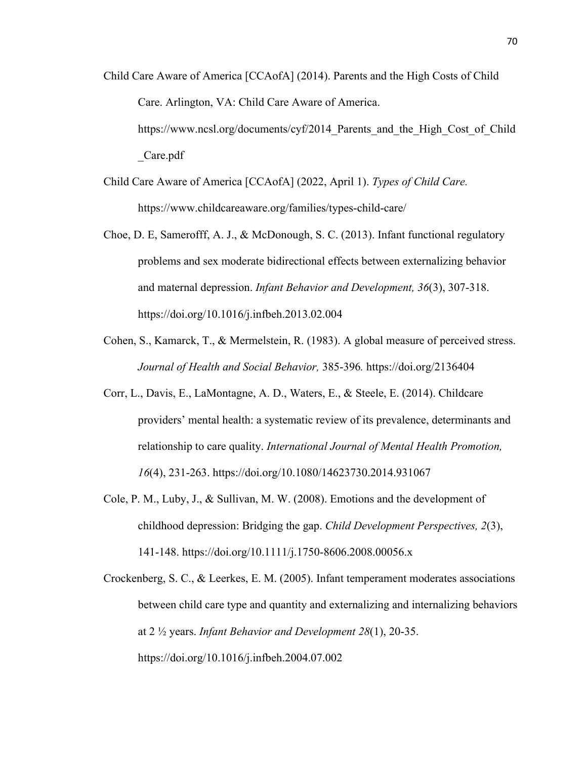Child Care Aware of America [CCAofA] (2014). Parents and the High Costs of Child Care. Arlington, VA: Child Care Aware of America. https://www.ncsl.org/documents/cyf/2014_Parents_and_the_High_Cost_of_Child_Care.pdf

Child Care Aware of America [CCAofA] (2022, April 1). *Types of Child Care.* https://www.childcareaware.org/families/types-child-care/

Choe, D. E, Samerofff, A. J., & McDonough, S. C. (2013). Infant functional regulatory problems and sex moderate bidirectional effects between externalizing behavior and maternal depression. *Infant Behavior and Development, 36*(3), 307-318. https://doi.org/10.1016/j.infbeh.2013.02.004

Cohen, S., Kamarck, T., & Mermelstein, R. (1983). A global measure of perceived stress. *Journal of Health and Social Behavior,* 385-396*.* https://doi.org/2136404

Corr, L., Davis, E., LaMontagne, A. D., Waters, E., & Steele, E. (2014). Childcare providers' mental health: a systematic review of its prevalence, determinants and relationship to care quality. *International Journal of Mental Health Promotion, 16*(4), 231-263. https://doi.org/10.1080/14623730.2014.931067

Cole, P. M., Luby, J., & Sullivan, M. W. (2008). Emotions and the development of childhood depression: Bridging the gap. *Child Development Perspectives, 2*(3), 141-148. https://doi.org/10.1111/j.1750-8606.2008.00056.x

Crockenberg, S. C., & Leerkes, E. M. (2005). Infant temperament moderates associations between child care type and quantity and externalizing and internalizing behaviors at 2 ½ years. *Infant Behavior and Development 28*(1), 20-35. https://doi.org/10.1016/j.infbeh.2004.07.002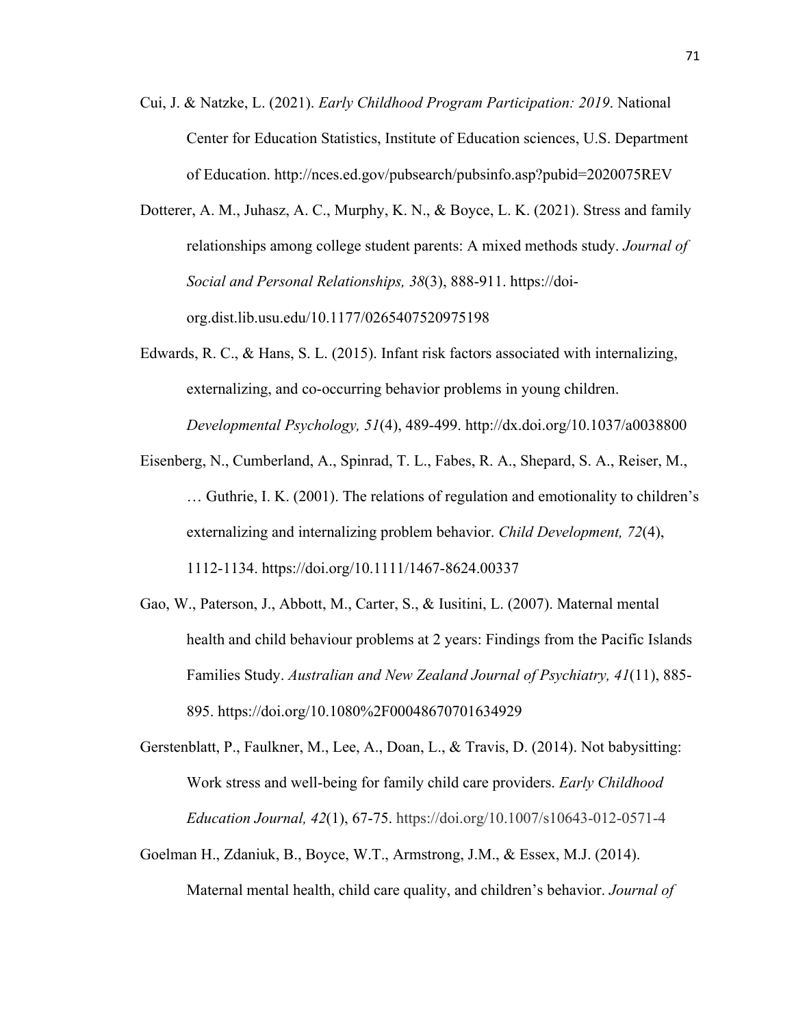Cui, J. & Natzke, L. (2021). *Early Childhood Program Participation: 2019*. National Center for Education Statistics, Institute of Education sciences, U.S. Department of Education. http://nces.ed.gov/pubsearch/pubsinfo.asp?pubid=2020075REV

Dotterer, A. M., Juhasz, A. C., Murphy, K. N., & Boyce, L. K. (2021). Stress and family relationships among college student parents: A mixed methods study. *Journal of Social and Personal Relationships, 38*(3), 888-911. https://doi-org.dist.lib.usu.edu/10.1177/0265407520975198

Edwards, R. C., & Hans, S. L. (2015). Infant risk factors associated with internalizing, externalizing, and co-occurring behavior problems in young children. *Developmental Psychology, 51*(4), 489-499. http://dx.doi.org/10.1037/a0038800

Eisenberg, N., Cumberland, A., Spinrad, T. L., Fabes, R. A., Shepard, S. A., Reiser, M., … Guthrie, I. K. (2001). The relations of regulation and emotionality to children's externalizing and internalizing problem behavior. *Child Development, 72*(4), 1112-1134. https://doi.org/10.1111/1467-8624.00337

Gao, W., Paterson, J., Abbott, M., Carter, S., & Iusitini, L. (2007). Maternal mental health and child behaviour problems at 2 years: Findings from the Pacific Islands Families Study. *Australian and New Zealand Journal of Psychiatry, 41*(11), 885-895. https://doi.org/10.1080%2F00048670701634929

Gerstenblatt, P., Faulkner, M., Lee, A., Doan, L., & Travis, D. (2014). Not babysitting: Work stress and well-being for family child care providers. *Early Childhood Education Journal, 42*(1), 67-75. https://doi.org/10.1007/s10643-012-0571-4

Goelman H., Zdaniuk, B., Boyce, W.T., Armstrong, J.M., & Essex, M.J. (2014). Maternal mental health, child care quality, and children's behavior. *Journal of*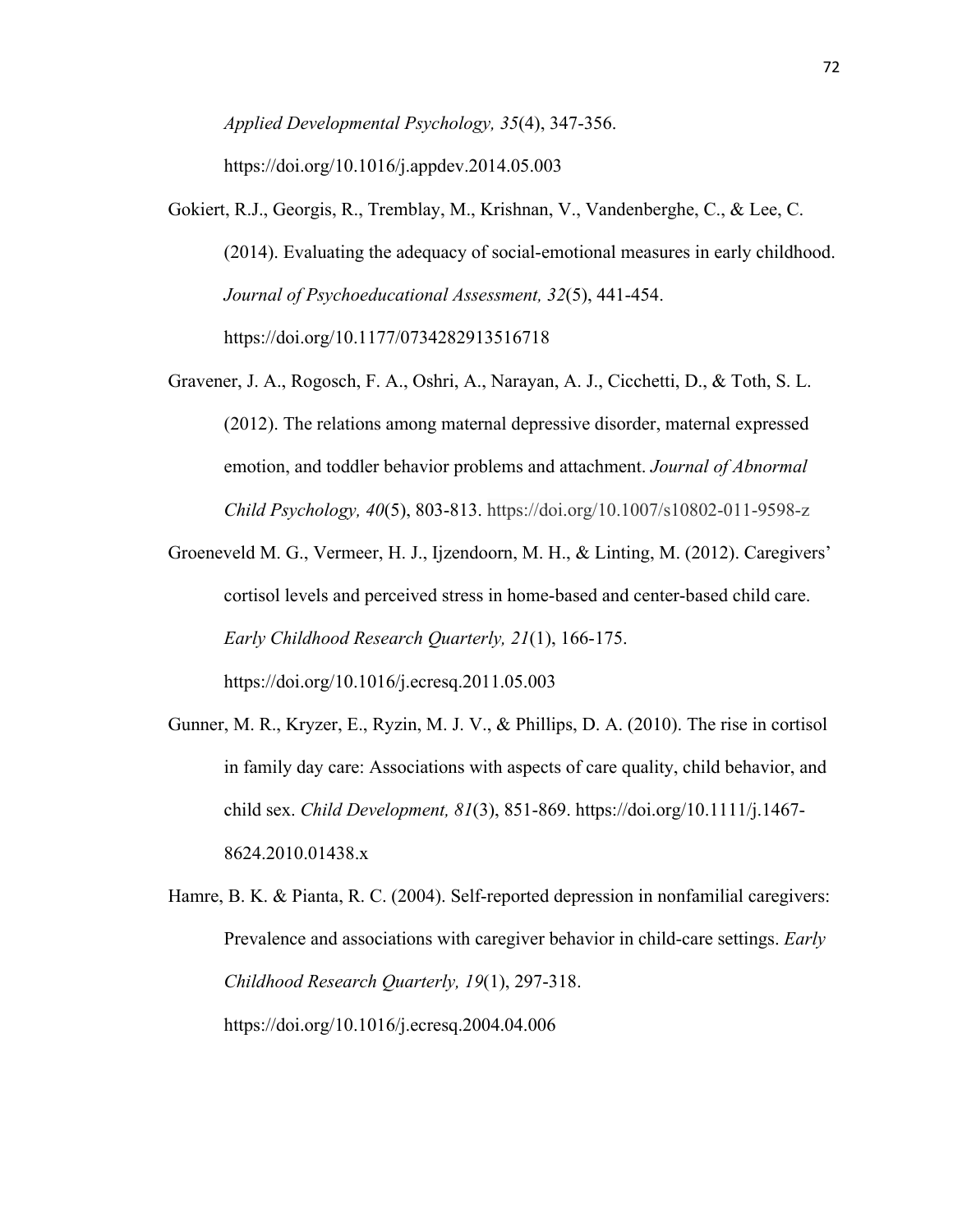*Applied Developmental Psychology, 35*(4), 347-356. https://doi.org/10.1016/j.appdev.2014.05.003

Gokiert, R.J., Georgis, R., Tremblay, M., Krishnan, V., Vandenberghe, C., & Lee, C. (2014). Evaluating the adequacy of social-emotional measures in early childhood. *Journal of Psychoeducational Assessment, 32*(5), 441-454. https://doi.org/10.1177/0734282913516718

Gravener, J. A., Rogosch, F. A., Oshri, A., Narayan, A. J., Cicchetti, D., & Toth, S. L. (2012). The relations among maternal depressive disorder, maternal expressed emotion, and toddler behavior problems and attachment. *Journal of Abnormal Child Psychology, 40*(5), 803-813. https://doi.org/10.1007/s10802-011-9598-z

Groeneveld M. G., Vermeer, H. J., Ijzendoorn, M. H., & Linting, M. (2012). Caregivers' cortisol levels and perceived stress in home-based and center-based child care. *Early Childhood Research Quarterly, 21*(1), 166-175. https://doi.org/10.1016/j.ecresq.2011.05.003

Gunner, M. R., Kryzer, E., Ryzin, M. J. V., & Phillips, D. A. (2010). The rise in cortisol in family day care: Associations with aspects of care quality, child behavior, and child sex. *Child Development, 81*(3), 851-869. https://doi.org/10.1111/j.1467-8624.2010.01438.x

Hamre, B. K. & Pianta, R. C. (2004). Self-reported depression in nonfamilial caregivers: Prevalence and associations with caregiver behavior in child-care settings. *Early Childhood Research Quarterly, 19*(1), 297-318. https://doi.org/10.1016/j.ecresq.2004.04.006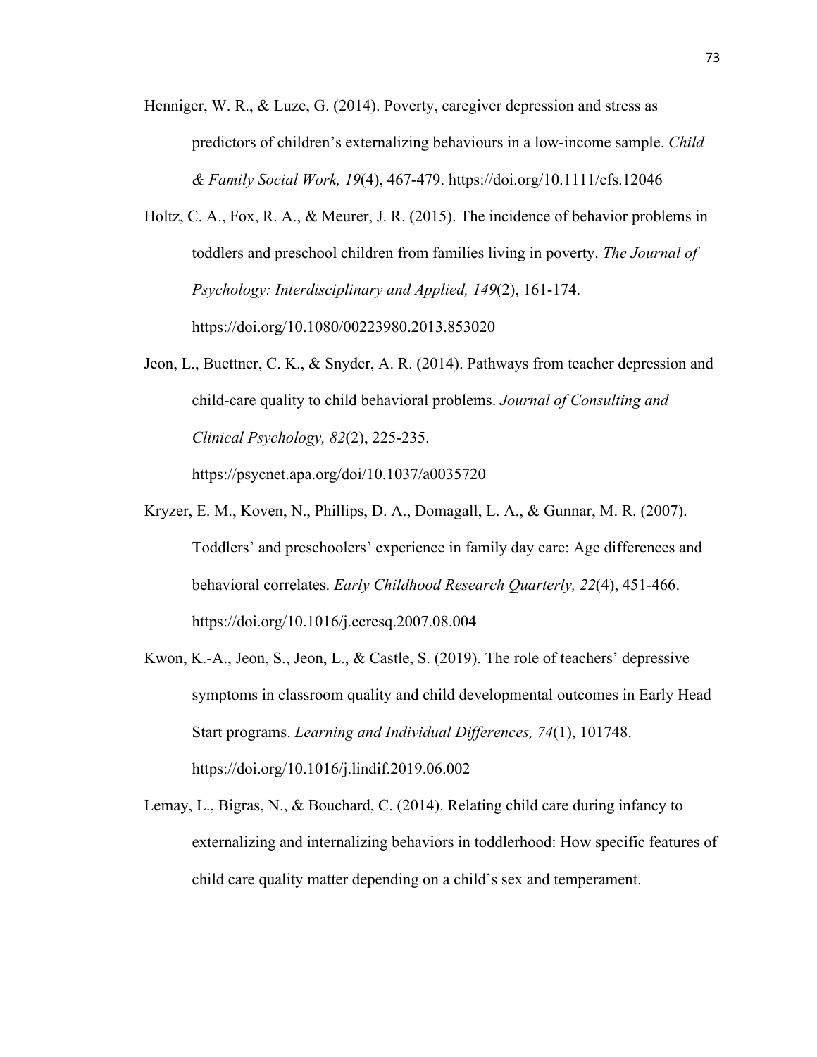Henniger, W. R., & Luze, G. (2014). Poverty, caregiver depression and stress as predictors of children's externalizing behaviours in a low-income sample. *Child & Family Social Work, 19*(4), 467-479. https://doi.org/10.1111/cfs.12046

Holtz, C. A., Fox, R. A., & Meurer, J. R. (2015). The incidence of behavior problems in toddlers and preschool children from families living in poverty. *The Journal of Psychology: Interdisciplinary and Applied, 149*(2), 161-174. https://doi.org/10.1080/00223980.2013.853020

Jeon, L., Buettner, C. K., & Snyder, A. R. (2014). Pathways from teacher depression and child-care quality to child behavioral problems. *Journal of Consulting and Clinical Psychology, 82*(2), 225-235. https://psycnet.apa.org/doi/10.1037/a0035720

Kryzer, E. M., Koven, N., Phillips, D. A., Domagall, L. A., & Gunnar, M. R. (2007). Toddlers' and preschoolers' experience in family day care: Age differences and behavioral correlates. *Early Childhood Research Quarterly, 22*(4), 451-466. https://doi.org/10.1016/j.ecresq.2007.08.004

Kwon, K.-A., Jeon, S., Jeon, L., & Castle, S. (2019). The role of teachers' depressive symptoms in classroom quality and child developmental outcomes in Early Head Start programs. *Learning and Individual Differences, 74*(1), 101748. https://doi.org/10.1016/j.lindif.2019.06.002

Lemay, L., Bigras, N., & Bouchard, C. (2014). Relating child care during infancy to externalizing and internalizing behaviors in toddlerhood: How specific features of child care quality matter depending on a child's sex and temperament.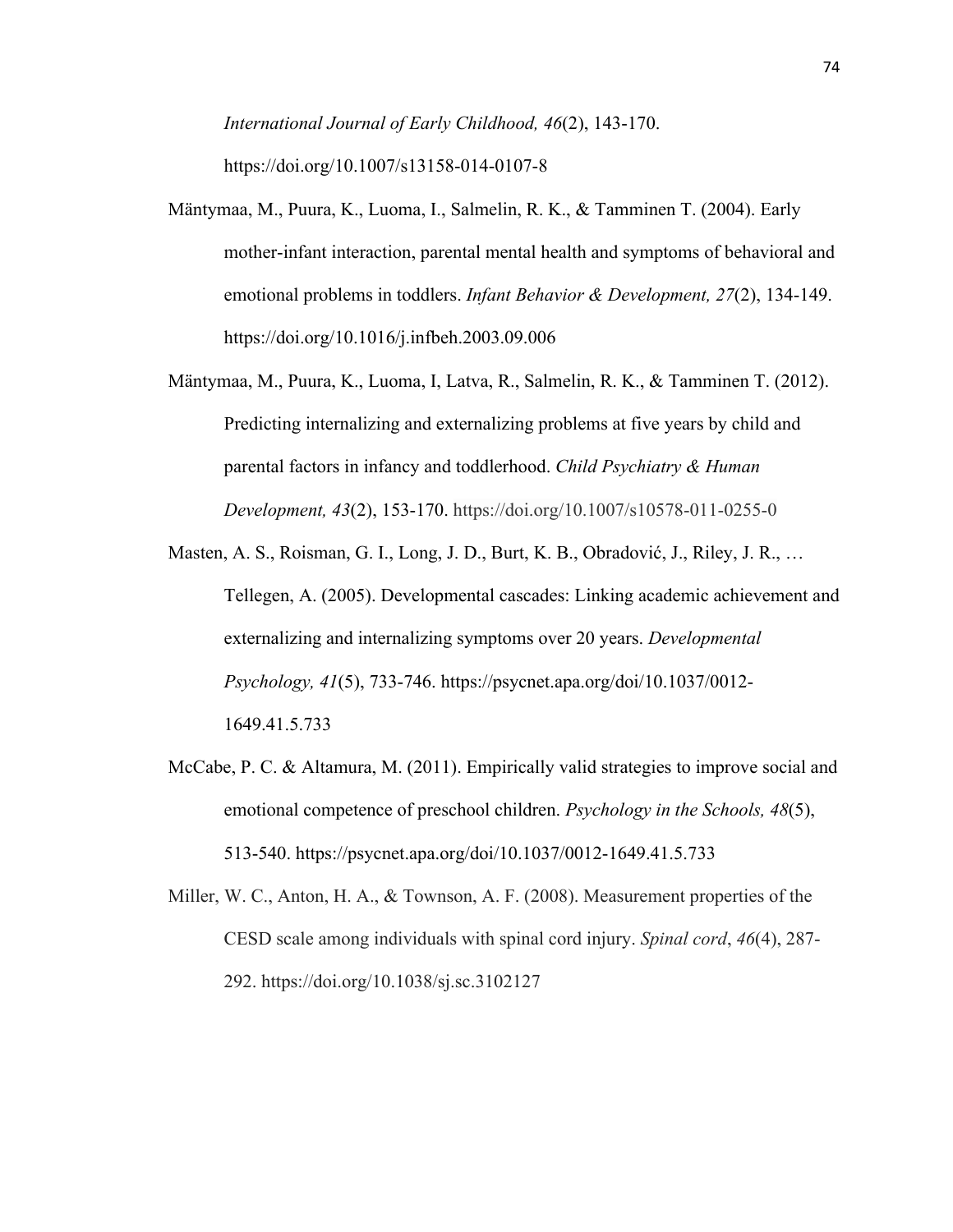*International Journal of Early Childhood, 46*(2), 143-170. https://doi.org/10.1007/s13158-014-0107-8

Mäntymaa, M., Puura, K., Luoma, I., Salmelin, R. K., & Tamminen T. (2004). Early mother-infant interaction, parental mental health and symptoms of behavioral and emotional problems in toddlers. *Infant Behavior & Development, 27*(2), 134-149. https://doi.org/10.1016/j.infbeh.2003.09.006

Mäntymaa, M., Puura, K., Luoma, I, Latva, R., Salmelin, R. K., & Tamminen T. (2012). Predicting internalizing and externalizing problems at five years by child and parental factors in infancy and toddlerhood. *Child Psychiatry & Human Development, 43*(2), 153-170. https://doi.org/10.1007/s10578-011-0255-0

Masten, A. S., Roisman, G. I., Long, J. D., Burt, K. B., Obradović, J., Riley, J. R., … Tellegen, A. (2005). Developmental cascades: Linking academic achievement and externalizing and internalizing symptoms over 20 years. *Developmental Psychology, 41*(5), 733-746. https://psycnet.apa.org/doi/10.1037/0012-1649.41.5.733

McCabe, P. C. & Altamura, M. (2011). Empirically valid strategies to improve social and emotional competence of preschool children. *Psychology in the Schools, 48*(5), 513-540. https://psycnet.apa.org/doi/10.1037/0012-1649.41.5.733

Miller, W. C., Anton, H. A., & Townson, A. F. (2008). Measurement properties of the CESD scale among individuals with spinal cord injury. *Spinal cord*, *46*(4), 287-292. https://doi.org/10.1038/sj.sc.3102127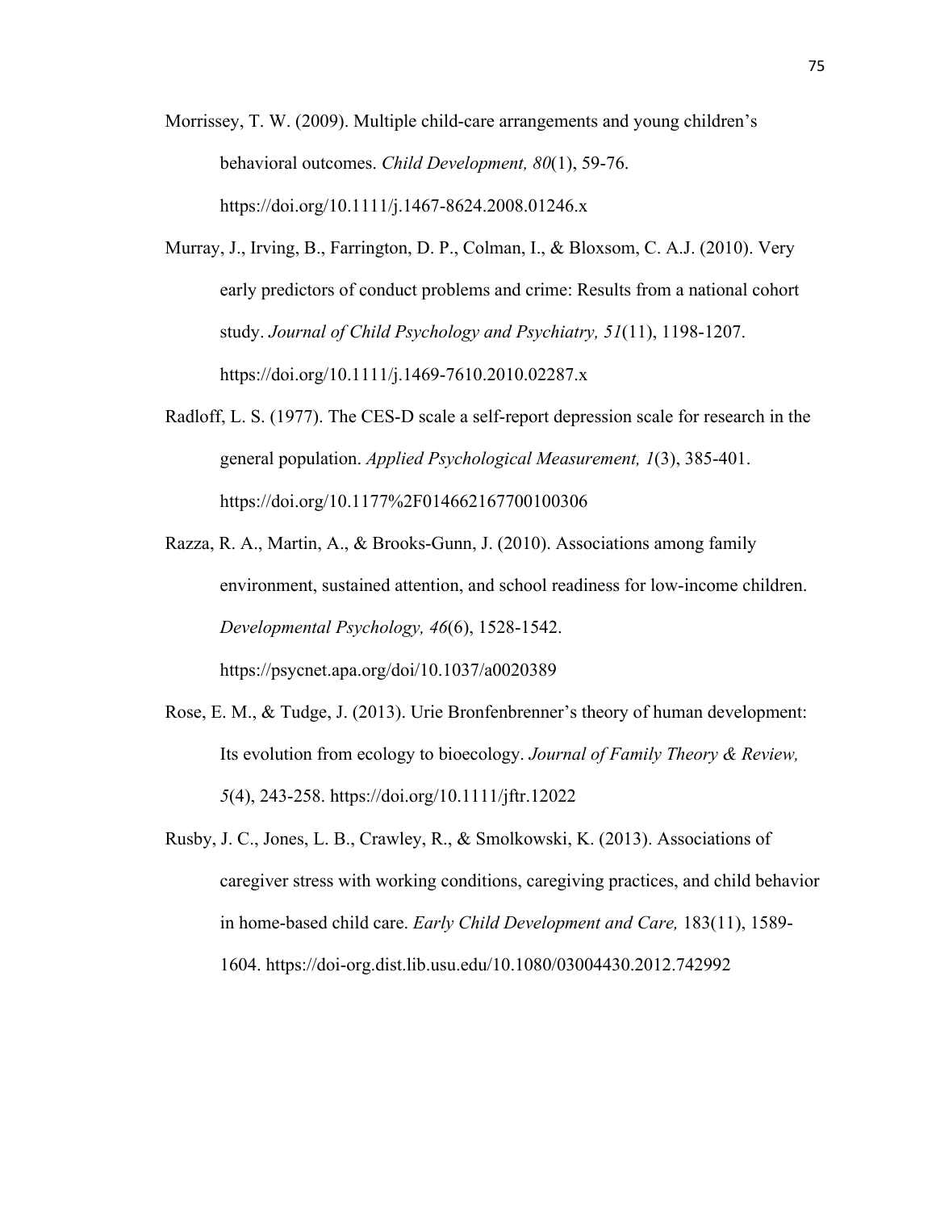Morrissey, T. W. (2009). Multiple child-care arrangements and young children's behavioral outcomes. *Child Development, 80*(1), 59-76. https://doi.org/10.1111/j.1467-8624.2008.01246.x

Murray, J., Irving, B., Farrington, D. P., Colman, I., & Bloxsom, C. A.J. (2010). Very early predictors of conduct problems and crime: Results from a national cohort study. *Journal of Child Psychology and Psychiatry, 51*(11), 1198-1207. https://doi.org/10.1111/j.1469-7610.2010.02287.x

Radloff, L. S. (1977). The CES-D scale a self-report depression scale for research in the general population. *Applied Psychological Measurement, 1*(3), 385-401. https://doi.org/10.1177%2F014662167700100306

Razza, R. A., Martin, A., & Brooks-Gunn, J. (2010). Associations among family environment, sustained attention, and school readiness for low-income children. *Developmental Psychology, 46*(6), 1528-1542. https://psycnet.apa.org/doi/10.1037/a0020389

Rose, E. M., & Tudge, J. (2013). Urie Bronfenbrenner's theory of human development: Its evolution from ecology to bioecology. *Journal of Family Theory & Review, 5*(4), 243-258. https://doi.org/10.1111/jftr.12022

Rusby, J. C., Jones, L. B., Crawley, R., & Smolkowski, K. (2013). Associations of caregiver stress with working conditions, caregiving practices, and child behavior in home-based child care. *Early Child Development and Care,* 183(11), 1589-1604. https://doi-org.dist.lib.usu.edu/10.1080/03004430.2012.742992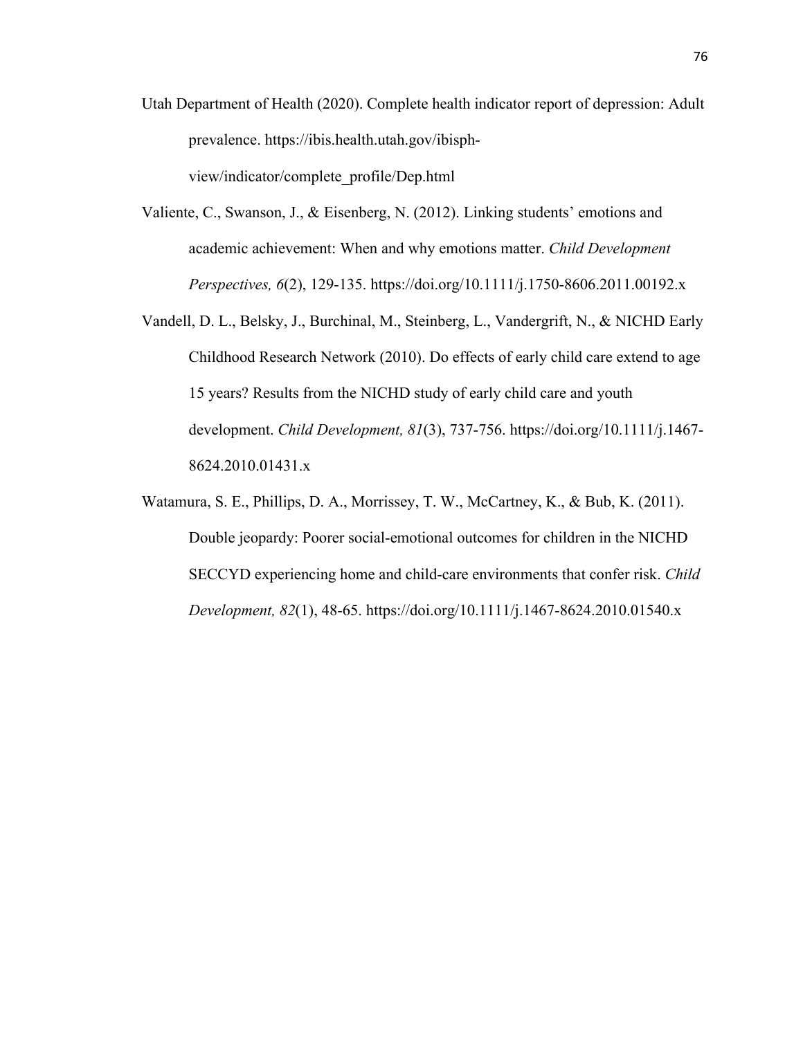Utah Department of Health (2020). Complete health indicator report of depression: Adult prevalence. https://ibis.health.utah.gov/ibisph-view/indicator/complete_profile/Dep.html

Valiente, C., Swanson, J., & Eisenberg, N. (2012). Linking students' emotions and academic achievement: When and why emotions matter. *Child Development Perspectives, 6*(2), 129-135. https://doi.org/10.1111/j.1750-8606.2011.00192.x

Vandell, D. L., Belsky, J., Burchinal, M., Steinberg, L., Vandergrift, N., & NICHD Early Childhood Research Network (2010). Do effects of early child care extend to age 15 years? Results from the NICHD study of early child care and youth development. *Child Development, 81*(3), 737-756. https://doi.org/10.1111/j.1467-8624.2010.01431.x

Watamura, S. E., Phillips, D. A., Morrissey, T. W., McCartney, K., & Bub, K. (2011). Double jeopardy: Poorer social-emotional outcomes for children in the NICHD SECCYD experiencing home and child-care environments that confer risk. *Child Development, 82*(1), 48-65. https://doi.org/10.1111/j.1467-8624.2010.01540.x